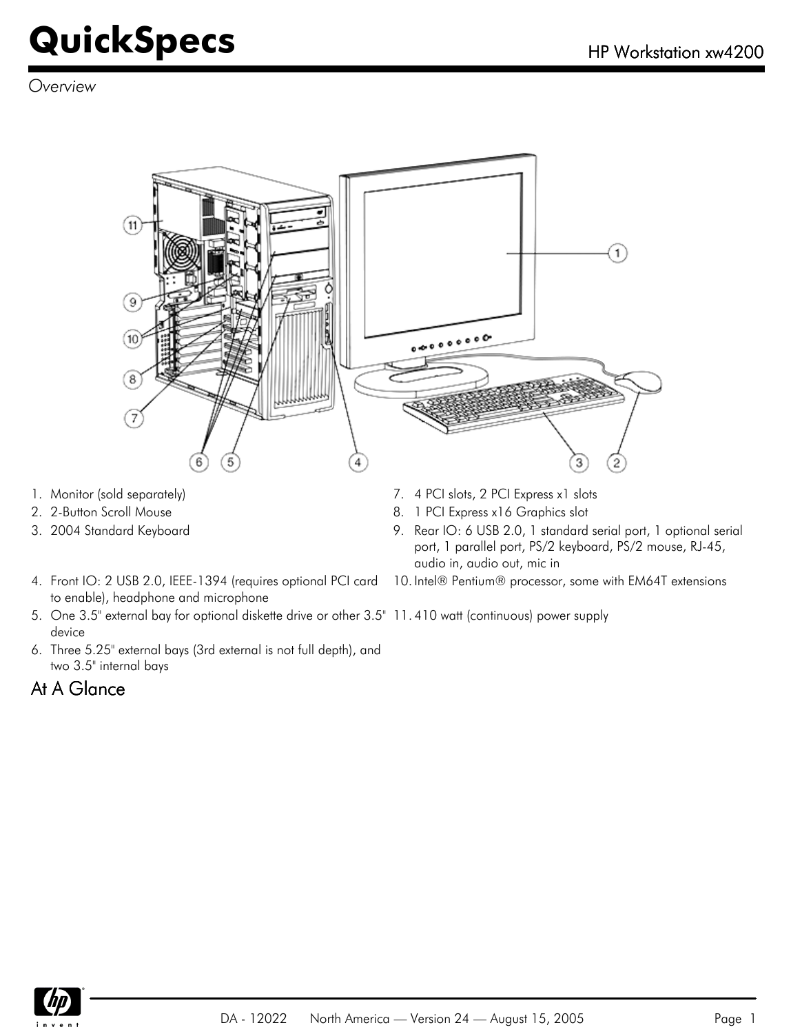# QuickSpecs

HP Workstation xw4200

*Overview*

1. Monitor (sold separately)
2. 2-Button Scroll Mouse
3. 2004 Standard Keyboard
4. Front IO: 2 USB 2.0, IEEE-1394 (requires optional PCI card to enable), headphone and microphone
5. One 3.5" external bay for optional diskette drive or other 3.5" device
6. Three 5.25" external bays (3rd external is not full depth), and two 3.5" internal bays
7. 4 PCI slots, 2 PCI Express x1 slots
8. 1 PCI Express x16 Graphics slot
9. Rear IO: 6 USB 2.0, 1 standard serial port, 1 optional serial port, 1 parallel port, PS/2 keyboard, PS/2 mouse, RJ-45, audio in, audio out, mic in
10. Intel® Pentium® processor, some with EM64T extensions
11. 410 watt (continuous) power supply

## At A Glance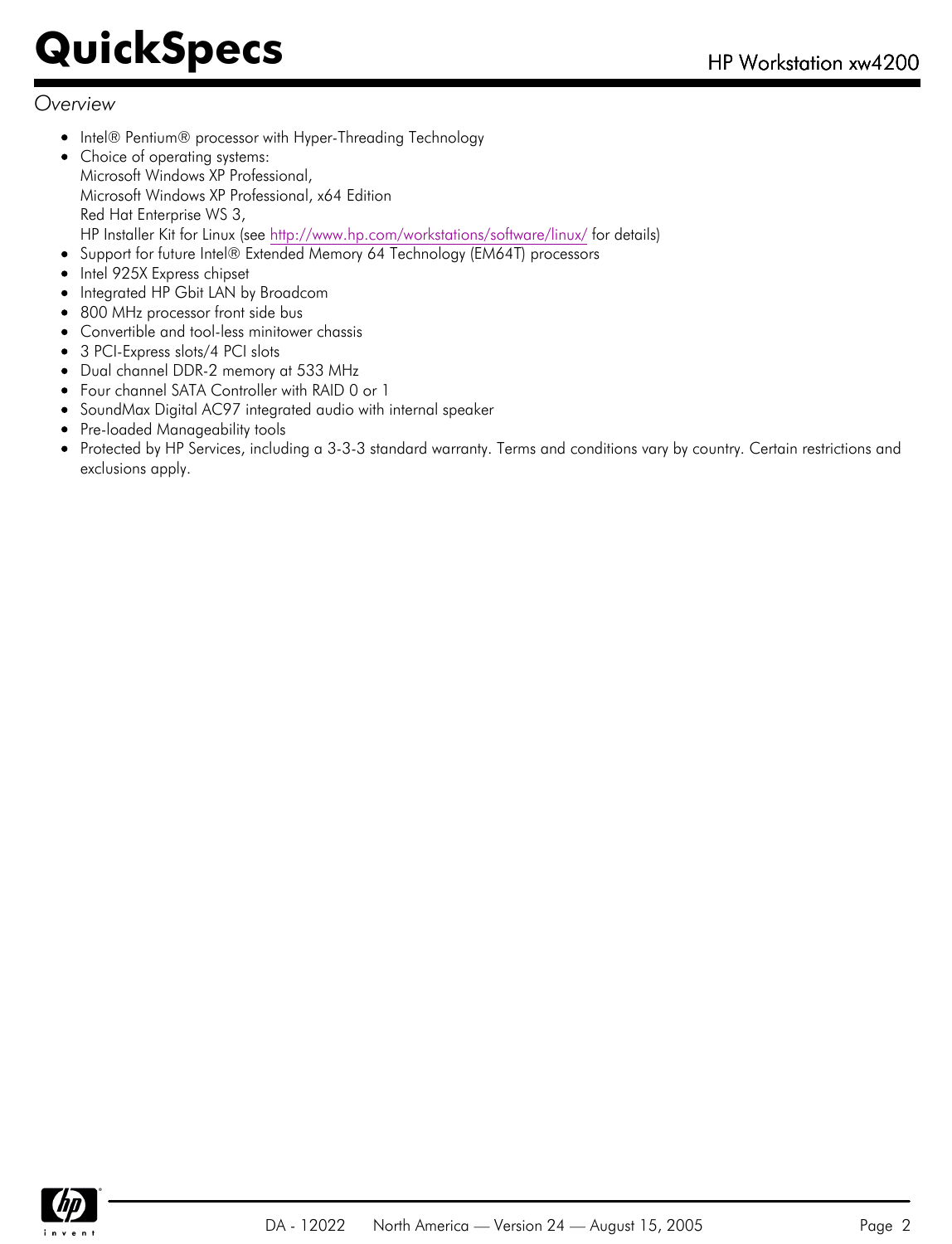*Overview*

- Intel® Pentium® processor with Hyper-Threading Technology
- Choice of operating systems:
  Microsoft Windows XP Professional,
  Microsoft Windows XP Professional, x64 Edition
  Red Hat Enterprise WS 3,
  HP Installer Kit for Linux (see http://www.hp.com/workstations/software/linux/ for details)
- Support for future Intel® Extended Memory 64 Technology (EM64T) processors
- Intel 925X Express chipset
- Integrated HP Gbit LAN by Broadcom
- 800 MHz processor front side bus
- Convertible and tool-less minitower chassis
- 3 PCI-Express slots/4 PCI slots
- Dual channel DDR-2 memory at 533 MHz
- Four channel SATA Controller with RAID 0 or 1
- SoundMax Digital AC97 integrated audio with internal speaker
- Pre-loaded Manageability tools
- Protected by HP Services, including a 3-3-3 standard warranty. Terms and conditions vary by country. Certain restrictions and exclusions apply.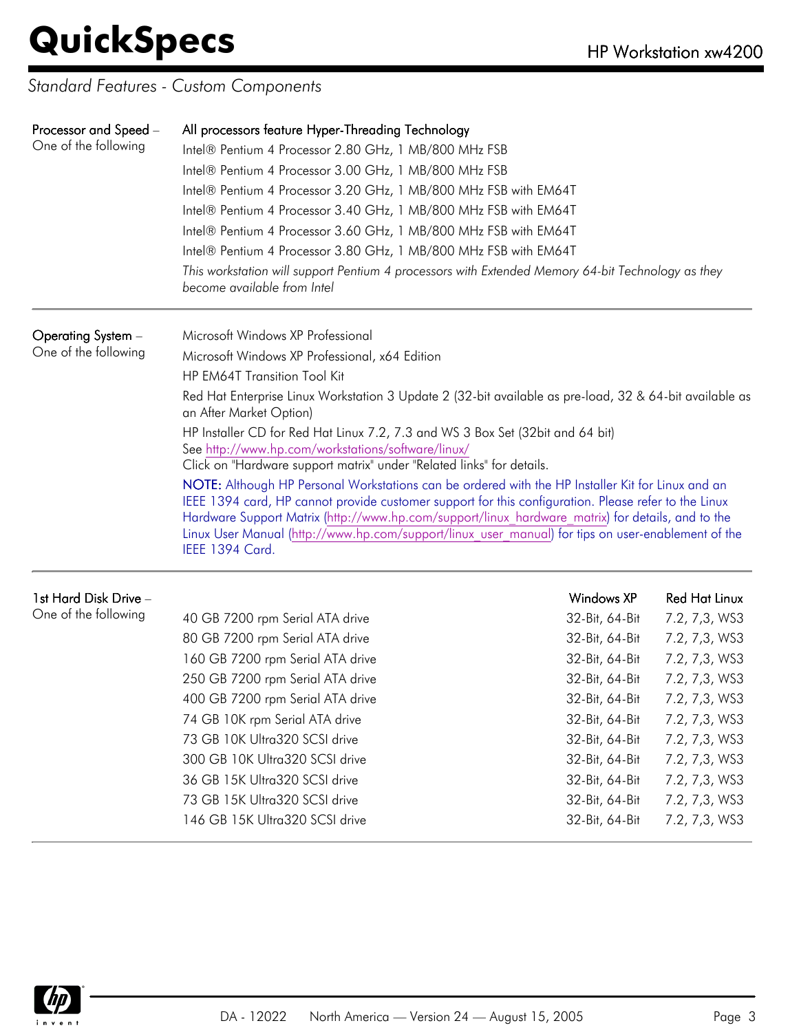## Standard Features - Custom Components

**Processor and Speed** – One of the following

All processors feature Hyper-Threading Technology

- Intel® Pentium 4 Processor 2.80 GHz, 1 MB/800 MHz FSB
- Intel® Pentium 4 Processor 3.00 GHz, 1 MB/800 MHz FSB
- Intel® Pentium 4 Processor 3.20 GHz, 1 MB/800 MHz FSB with EM64T
- Intel® Pentium 4 Processor 3.40 GHz, 1 MB/800 MHz FSB with EM64T
- Intel® Pentium 4 Processor 3.60 GHz, 1 MB/800 MHz FSB with EM64T
- Intel® Pentium 4 Processor 3.80 GHz, 1 MB/800 MHz FSB with EM64T

*This workstation will support Pentium 4 processors with Extended Memory 64-bit Technology as they become available from Intel*

---

**Operating System** – One of the following

- Microsoft Windows XP Professional
- Microsoft Windows XP Professional, x64 Edition
- HP EM64T Transition Tool Kit
- Red Hat Enterprise Linux Workstation 3 Update 2 (32-bit available as pre-load, 32 & 64-bit available as an After Market Option)
- HP Installer CD for Red Hat Linux 7.2, 7.3 and WS 3 Box Set (32bit and 64 bit)

See http://www.hp.com/workstations/software/linux/
Click on "Hardware support matrix" under "Related links" for details.

NOTE: Although HP Personal Workstations can be ordered with the HP Installer Kit for Linux and an IEEE 1394 card, HP cannot provide customer support for this configuration. Please refer to the Linux Hardware Support Matrix (http://www.hp.com/support/linux_hardware_matrix) for details, and to the Linux User Manual (http://www.hp.com/support/linux_user_manual) for tips on user-enablement of the IEEE 1394 Card.

---

**1st Hard Disk Drive** – One of the following

| Drive | Windows XP | Red Hat Linux |
|---|---|---|
| 40 GB 7200 rpm Serial ATA drive | 32-Bit, 64-Bit | 7.2, 7,3, WS3 |
| 80 GB 7200 rpm Serial ATA drive | 32-Bit, 64-Bit | 7.2, 7,3, WS3 |
| 160 GB 7200 rpm Serial ATA drive | 32-Bit, 64-Bit | 7.2, 7,3, WS3 |
| 250 GB 7200 rpm Serial ATA drive | 32-Bit, 64-Bit | 7.2, 7,3, WS3 |
| 400 GB 7200 rpm Serial ATA drive | 32-Bit, 64-Bit | 7.2, 7,3, WS3 |
| 74 GB 10K rpm Serial ATA drive | 32-Bit, 64-Bit | 7.2, 7,3, WS3 |
| 73 GB 10K Ultra320 SCSI drive | 32-Bit, 64-Bit | 7.2, 7,3, WS3 |
| 300 GB 10K Ultra320 SCSI drive | 32-Bit, 64-Bit | 7.2, 7,3, WS3 |
| 36 GB 15K Ultra320 SCSI drive | 32-Bit, 64-Bit | 7.2, 7,3, WS3 |
| 73 GB 15K Ultra320 SCSI drive | 32-Bit, 64-Bit | 7.2, 7,3, WS3 |
| 146 GB 15K Ultra320 SCSI drive | 32-Bit, 64-Bit | 7.2, 7,3, WS3 |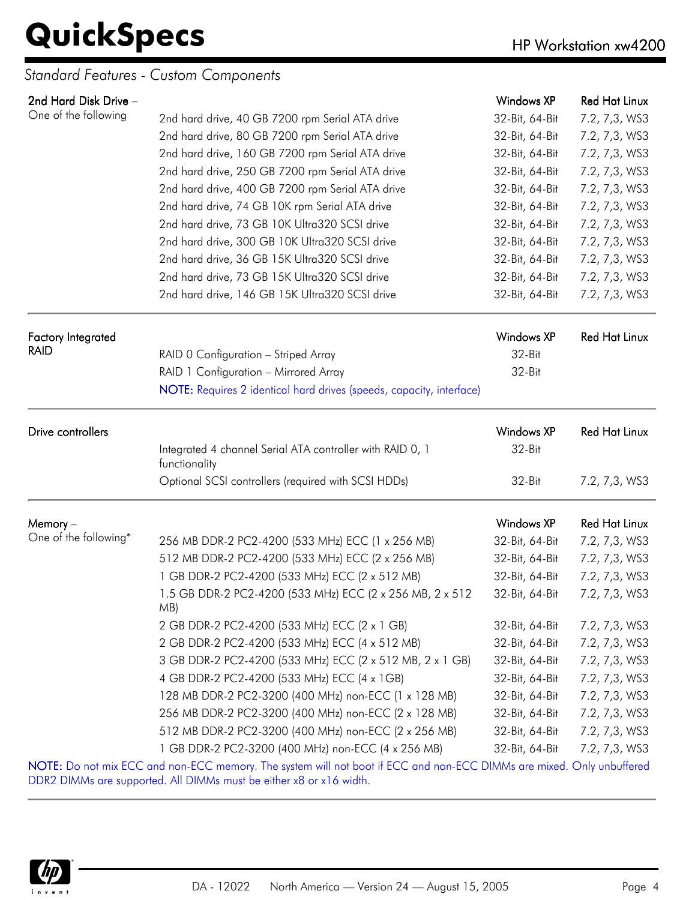## Standard Features - Custom Components

| 2nd Hard Disk Drive – One of the following | | Windows XP | Red Hat Linux |
|---|---|---|---|
| | 2nd hard drive, 40 GB 7200 rpm Serial ATA drive | 32-Bit, 64-Bit | 7.2, 7,3, WS3 |
| | 2nd hard drive, 80 GB 7200 rpm Serial ATA drive | 32-Bit, 64-Bit | 7.2, 7,3, WS3 |
| | 2nd hard drive, 160 GB 7200 rpm Serial ATA drive | 32-Bit, 64-Bit | 7.2, 7,3, WS3 |
| | 2nd hard drive, 250 GB 7200 rpm Serial ATA drive | 32-Bit, 64-Bit | 7.2, 7,3, WS3 |
| | 2nd hard drive, 400 GB 7200 rpm Serial ATA drive | 32-Bit, 64-Bit | 7.2, 7,3, WS3 |
| | 2nd hard drive, 74 GB 10K rpm Serial ATA drive | 32-Bit, 64-Bit | 7.2, 7,3, WS3 |
| | 2nd hard drive, 73 GB 10K Ultra320 SCSI drive | 32-Bit, 64-Bit | 7.2, 7,3, WS3 |
| | 2nd hard drive, 300 GB 10K Ultra320 SCSI drive | 32-Bit, 64-Bit | 7.2, 7,3, WS3 |
| | 2nd hard drive, 36 GB 15K Ultra320 SCSI drive | 32-Bit, 64-Bit | 7.2, 7,3, WS3 |
| | 2nd hard drive, 73 GB 15K Ultra320 SCSI drive | 32-Bit, 64-Bit | 7.2, 7,3, WS3 |
| | 2nd hard drive, 146 GB 15K Ultra320 SCSI drive | 32-Bit, 64-Bit | 7.2, 7,3, WS3 |

| Factory Integrated RAID | | Windows XP | Red Hat Linux |
|---|---|---|---|
| | RAID 0 Configuration – Striped Array | 32-Bit | |
| | RAID 1 Configuration – Mirrored Array | 32-Bit | |

**NOTE:** Requires 2 identical hard drives (speeds, capacity, interface)

| Drive controllers | | Windows XP | Red Hat Linux |
|---|---|---|---|
| | Integrated 4 channel Serial ATA controller with RAID 0, 1 functionality | 32-Bit | |
| | Optional SCSI controllers (required with SCSI HDDs) | 32-Bit | 7.2, 7,3, WS3 |

| Memory – One of the following* | | Windows XP | Red Hat Linux |
|---|---|---|---|
| | 256 MB DDR-2 PC2-4200 (533 MHz) ECC (1 x 256 MB) | 32-Bit, 64-Bit | 7.2, 7,3, WS3 |
| | 512 MB DDR-2 PC2-4200 (533 MHz) ECC (2 x 256 MB) | 32-Bit, 64-Bit | 7.2, 7,3, WS3 |
| | 1 GB DDR-2 PC2-4200 (533 MHz) ECC (2 x 512 MB) | 32-Bit, 64-Bit | 7.2, 7,3, WS3 |
| | 1.5 GB DDR-2 PC2-4200 (533 MHz) ECC (2 x 256 MB, 2 x 512 MB) | 32-Bit, 64-Bit | 7.2, 7,3, WS3 |
| | 2 GB DDR-2 PC2-4200 (533 MHz) ECC (2 x 1 GB) | 32-Bit, 64-Bit | 7.2, 7,3, WS3 |
| | 2 GB DDR-2 PC2-4200 (533 MHz) ECC (4 x 512 MB) | 32-Bit, 64-Bit | 7.2, 7,3, WS3 |
| | 3 GB DDR-2 PC2-4200 (533 MHz) ECC (2 x 512 MB, 2 x 1 GB) | 32-Bit, 64-Bit | 7.2, 7,3, WS3 |
| | 4 GB DDR-2 PC2-4200 (533 MHz) ECC (4 x 1GB) | 32-Bit, 64-Bit | 7.2, 7,3, WS3 |
| | 128 MB DDR-2 PC2-3200 (400 MHz) non-ECC (1 x 128 MB) | 32-Bit, 64-Bit | 7.2, 7,3, WS3 |
| | 256 MB DDR-2 PC2-3200 (400 MHz) non-ECC (2 x 128 MB) | 32-Bit, 64-Bit | 7.2, 7,3, WS3 |
| | 512 MB DDR-2 PC2-3200 (400 MHz) non-ECC (2 x 256 MB) | 32-Bit, 64-Bit | 7.2, 7,3, WS3 |
| | 1 GB DDR-2 PC2-3200 (400 MHz) non-ECC (4 x 256 MB) | 32-Bit, 64-Bit | 7.2, 7,3, WS3 |

**NOTE:** Do not mix ECC and non-ECC memory. The system will not boot if ECC and non-ECC DIMMs are mixed. Only unbuffered DDR2 DIMMs are supported. All DIMMs must be either x8 or x16 width.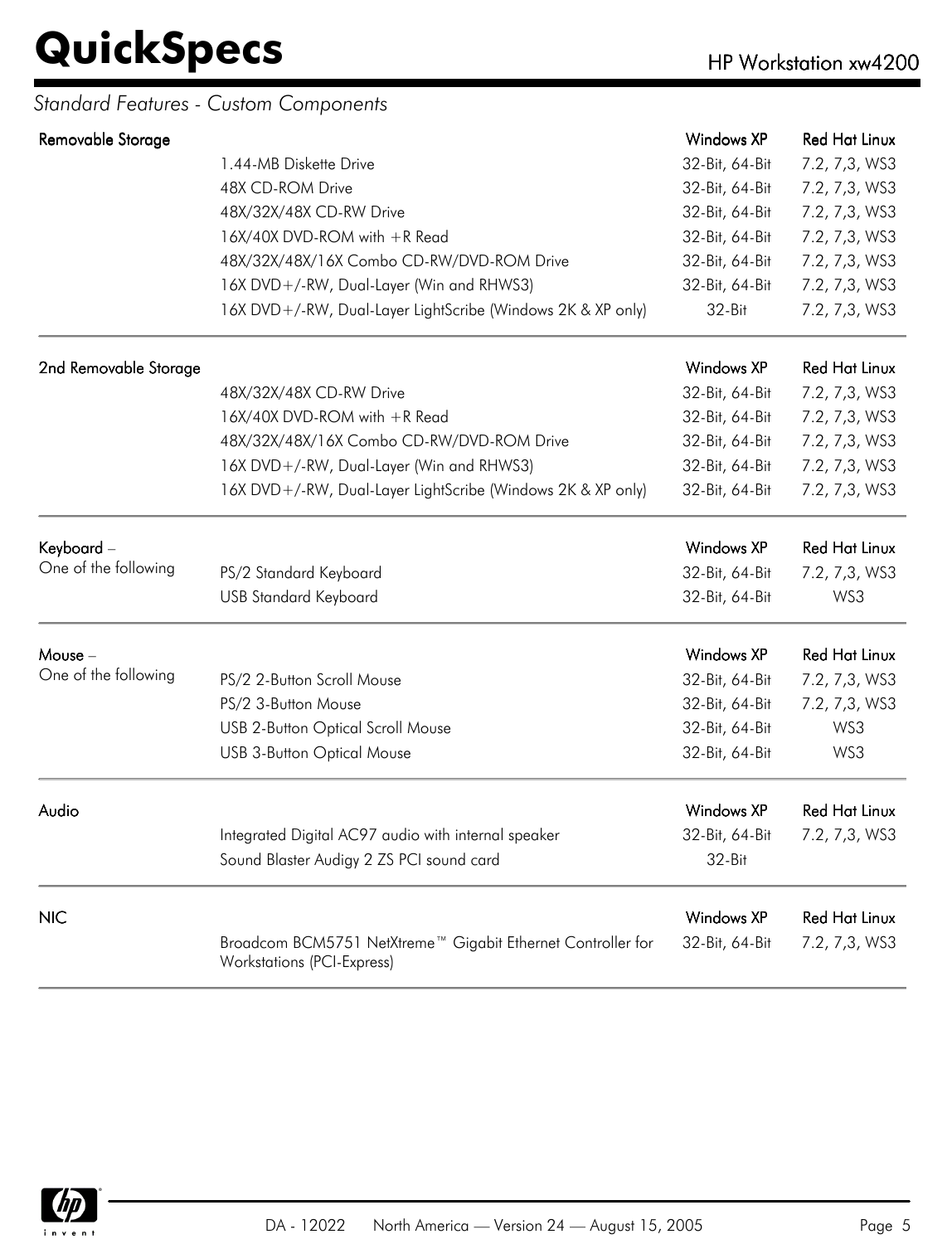*Standard Features - Custom Components*

| Removable Storage | | Windows XP | Red Hat Linux |
|---|---|---|---|
| | 1.44-MB Diskette Drive | 32-Bit, 64-Bit | 7.2, 7,3, WS3 |
| | 48X CD-ROM Drive | 32-Bit, 64-Bit | 7.2, 7,3, WS3 |
| | 48X/32X/48X CD-RW Drive | 32-Bit, 64-Bit | 7.2, 7,3, WS3 |
| | 16X/40X DVD-ROM with +R Read | 32-Bit, 64-Bit | 7.2, 7,3, WS3 |
| | 48X/32X/48X/16X Combo CD-RW/DVD-ROM Drive | 32-Bit, 64-Bit | 7.2, 7,3, WS3 |
| | 16X DVD+/-RW, Dual-Layer (Win and RHWS3) | 32-Bit, 64-Bit | 7.2, 7,3, WS3 |
| | 16X DVD+/-RW, Dual-Layer LightScribe (Windows 2K & XP only) | 32-Bit | 7.2, 7,3, WS3 |

| 2nd Removable Storage | | Windows XP | Red Hat Linux |
|---|---|---|---|
| | 48X/32X/48X CD-RW Drive | 32-Bit, 64-Bit | 7.2, 7,3, WS3 |
| | 16X/40X DVD-ROM with +R Read | 32-Bit, 64-Bit | 7.2, 7,3, WS3 |
| | 48X/32X/48X/16X Combo CD-RW/DVD-ROM Drive | 32-Bit, 64-Bit | 7.2, 7,3, WS3 |
| | 16X DVD+/-RW, Dual-Layer (Win and RHWS3) | 32-Bit, 64-Bit | 7.2, 7,3, WS3 |
| | 16X DVD+/-RW, Dual-Layer LightScribe (Windows 2K & XP only) | 32-Bit, 64-Bit | 7.2, 7,3, WS3 |

| Keyboard – One of the following | | Windows XP | Red Hat Linux |
|---|---|---|---|
| | PS/2 Standard Keyboard | 32-Bit, 64-Bit | 7.2, 7,3, WS3 |
| | USB Standard Keyboard | 32-Bit, 64-Bit | WS3 |

| Mouse – One of the following | | Windows XP | Red Hat Linux |
|---|---|---|---|
| | PS/2 2-Button Scroll Mouse | 32-Bit, 64-Bit | 7.2, 7,3, WS3 |
| | PS/2 3-Button Mouse | 32-Bit, 64-Bit | 7.2, 7,3, WS3 |
| | USB 2-Button Optical Scroll Mouse | 32-Bit, 64-Bit | WS3 |
| | USB 3-Button Optical Mouse | 32-Bit, 64-Bit | WS3 |

| Audio | | Windows XP | Red Hat Linux |
|---|---|---|---|
| | Integrated Digital AC97 audio with internal speaker | 32-Bit, 64-Bit | 7.2, 7,3, WS3 |
| | Sound Blaster Audigy 2 ZS PCI sound card | 32-Bit | |

| NIC | | Windows XP | Red Hat Linux |
|---|---|---|---|
| | Broadcom BCM5751 NetXtreme™ Gigabit Ethernet Controller for Workstations (PCI-Express) | 32-Bit, 64-Bit | 7.2, 7,3, WS3 |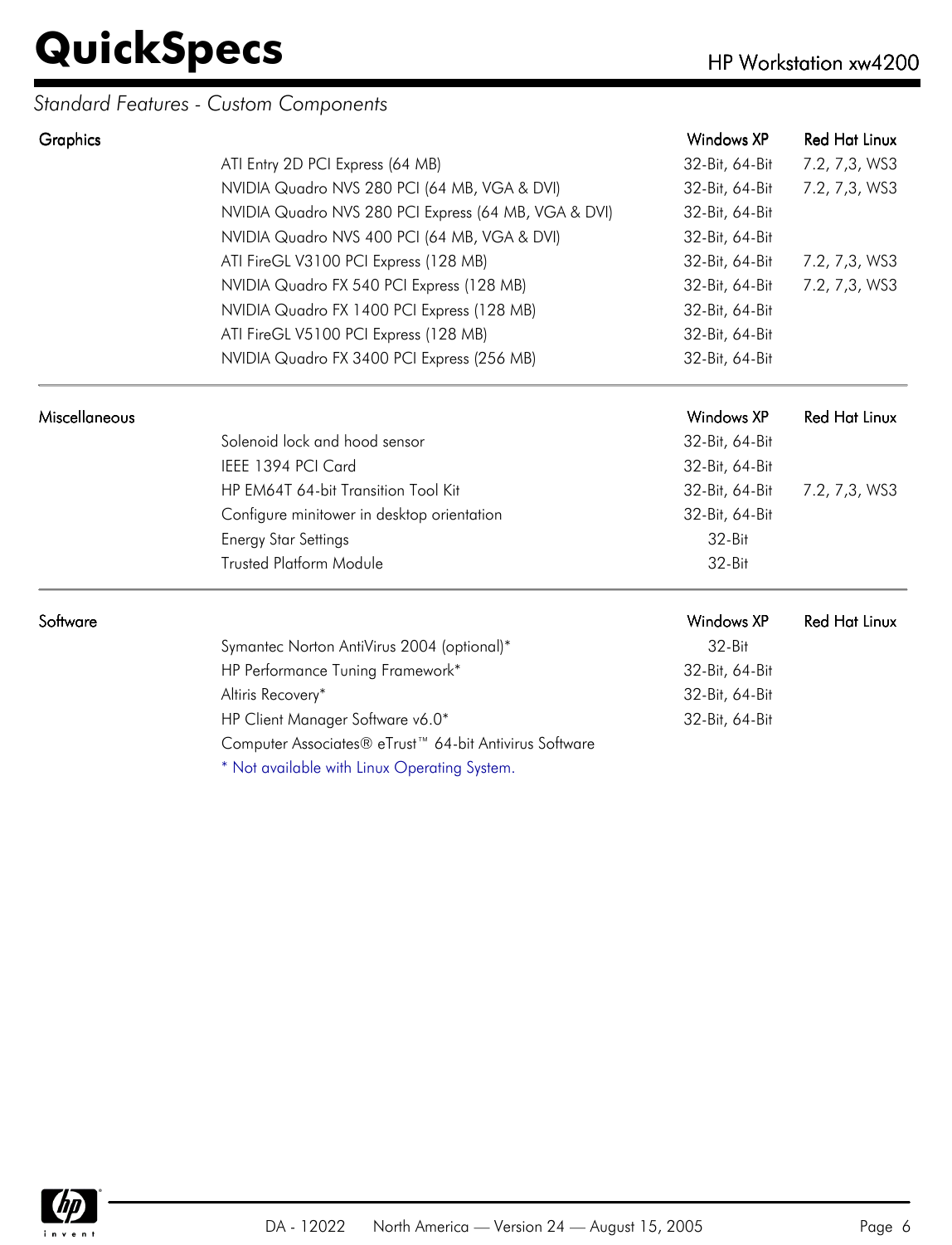## Standard Features - Custom Components

### Graphics

| Graphics | Windows XP | Red Hat Linux |
|---|---|---|
| ATI Entry 2D PCI Express (64 MB) | 32-Bit, 64-Bit | 7.2, 7,3, WS3 |
| NVIDIA Quadro NVS 280 PCI (64 MB, VGA & DVI) | 32-Bit, 64-Bit | 7.2, 7,3, WS3 |
| NVIDIA Quadro NVS 280 PCI Express (64 MB, VGA & DVI) | 32-Bit, 64-Bit | |
| NVIDIA Quadro NVS 400 PCI (64 MB, VGA & DVI) | 32-Bit, 64-Bit | |
| ATI FireGL V3100 PCI Express (128 MB) | 32-Bit, 64-Bit | 7.2, 7,3, WS3 |
| NVIDIA Quadro FX 540 PCI Express (128 MB) | 32-Bit, 64-Bit | 7.2, 7,3, WS3 |
| NVIDIA Quadro FX 1400 PCI Express (128 MB) | 32-Bit, 64-Bit | |
| ATI FireGL V5100 PCI Express (128 MB) | 32-Bit, 64-Bit | |
| NVIDIA Quadro FX 3400 PCI Express (256 MB) | 32-Bit, 64-Bit | |

### Miscellaneous

| Miscellaneous | Windows XP | Red Hat Linux |
|---|---|---|
| Solenoid lock and hood sensor | 32-Bit, 64-Bit | |
| IEEE 1394 PCI Card | 32-Bit, 64-Bit | |
| HP EM64T 64-bit Transition Tool Kit | 32-Bit, 64-Bit | 7.2, 7,3, WS3 |
| Configure minitower in desktop orientation | 32-Bit, 64-Bit | |
| Energy Star Settings | 32-Bit | |
| Trusted Platform Module | 32-Bit | |

### Software

| Software | Windows XP | Red Hat Linux |
|---|---|---|
| Symantec Norton AntiVirus 2004 (optional)* | 32-Bit | |
| HP Performance Tuning Framework* | 32-Bit, 64-Bit | |
| Altiris Recovery* | 32-Bit, 64-Bit | |
| HP Client Manager Software v6.0* | 32-Bit, 64-Bit | |
| Computer Associates® eTrust™ 64-bit Antivirus Software | | |

* Not available with Linux Operating System.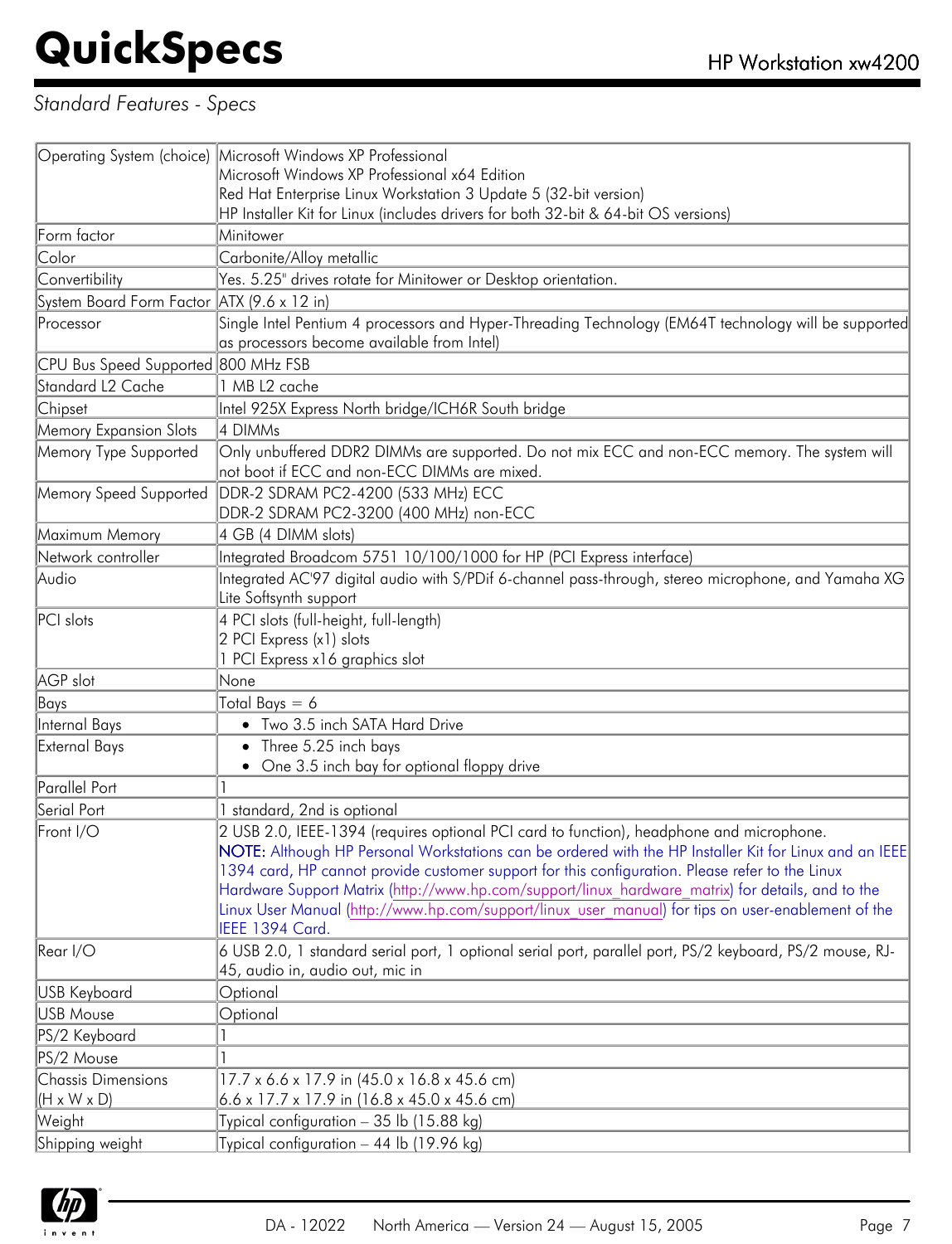*Standard Features - Specs*

| | |
|---|---|
| Operating System (choice) | Microsoft Windows XP Professional<br>Microsoft Windows XP Professional x64 Edition<br>Red Hat Enterprise Linux Workstation 3 Update 5 (32-bit version)<br>HP Installer Kit for Linux (includes drivers for both 32-bit & 64-bit OS versions) |
| Form factor | Minitower |
| Color | Carbonite/Alloy metallic |
| Convertibility | Yes. 5.25" drives rotate for Minitower or Desktop orientation. |
| System Board Form Factor | ATX (9.6 x 12 in) |
| Processor | Single Intel Pentium 4 processors and Hyper-Threading Technology (EM64T technology will be supported as processors become available from Intel) |
| CPU Bus Speed Supported | 800 MHz FSB |
| Standard L2 Cache | 1 MB L2 cache |
| Chipset | Intel 925X Express North bridge/ICH6R South bridge |
| Memory Expansion Slots | 4 DIMMs |
| Memory Type Supported | Only unbuffered DDR2 DIMMs are supported. Do not mix ECC and non-ECC memory. The system will not boot if ECC and non-ECC DIMMs are mixed. |
| Memory Speed Supported | DDR-2 SDRAM PC2-4200 (533 MHz) ECC<br>DDR-2 SDRAM PC2-3200 (400 MHz) non-ECC |
| Maximum Memory | 4 GB (4 DIMM slots) |
| Network controller | Integrated Broadcom 5751 10/100/1000 for HP (PCI Express interface) |
| Audio | Integrated AC'97 digital audio with S/PDif 6-channel pass-through, stereo microphone, and Yamaha XG Lite Softsynth support |
| PCI slots | 4 PCI slots (full-height, full-length)<br>2 PCI Express (x1) slots<br>1 PCI Express x16 graphics slot |
| AGP slot | None |
| Bays | Total Bays = 6 |
| Internal Bays | • Two 3.5 inch SATA Hard Drive |
| External Bays | • Three 5.25 inch bays<br>• One 3.5 inch bay for optional floppy drive |
| Parallel Port | 1 |
| Serial Port | 1 standard, 2nd is optional |
| Front I/O | 2 USB 2.0, IEEE-1394 (requires optional PCI card to function), headphone and microphone.<br>NOTE: Although HP Personal Workstations can be ordered with the HP Installer Kit for Linux and an IEEE 1394 card, HP cannot provide customer support for this configuration. Please refer to the Linux Hardware Support Matrix (http://www.hp.com/support/linux_hardware_matrix) for details, and to the Linux User Manual (http://www.hp.com/support/linux_user_manual) for tips on user-enablement of the IEEE 1394 Card. |
| Rear I/O | 6 USB 2.0, 1 standard serial port, 1 optional serial port, parallel port, PS/2 keyboard, PS/2 mouse, RJ-45, audio in, audio out, mic in |
| USB Keyboard | Optional |
| USB Mouse | Optional |
| PS/2 Keyboard | 1 |
| PS/2 Mouse | 1 |
| Chassis Dimensions (H x W x D) | 17.7 x 6.6 x 17.9 in (45.0 x 16.8 x 45.6 cm)<br>6.6 x 17.7 x 17.9 in (16.8 x 45.0 x 45.6 cm) |
| Weight | Typical configuration – 35 lb (15.88 kg) |
| Shipping weight | Typical configuration – 44 lb (19.96 kg) |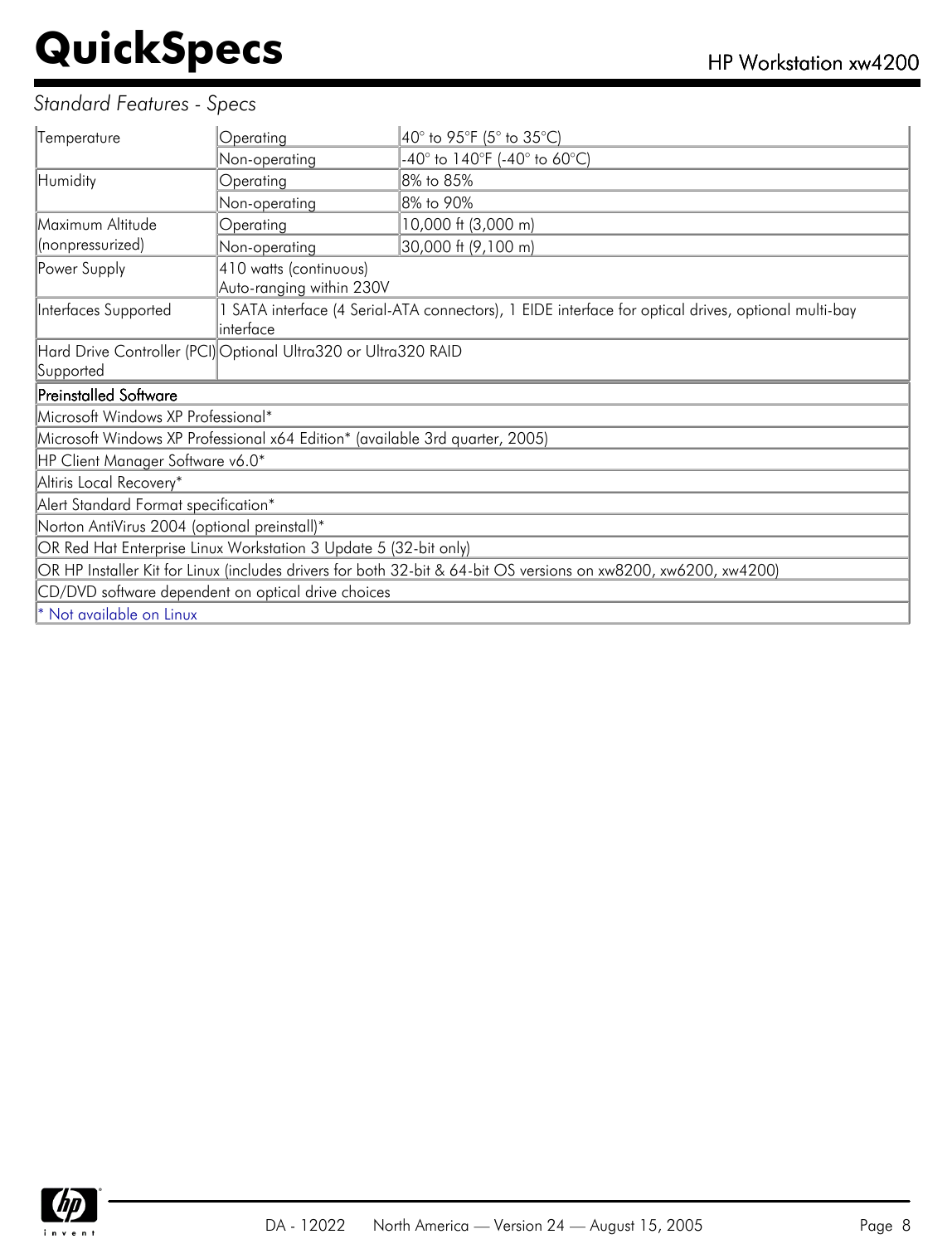*Standard Features - Specs*

| | | |
|---|---|---|
| Temperature | Operating | 40° to 95°F (5° to 35°C) |
| | Non-operating | -40° to 140°F (-40° to 60°C) |
| Humidity | Operating | 8% to 85% |
| | Non-operating | 8% to 90% |
| Maximum Altitude (nonpressurized) | Operating | 10,000 ft (3,000 m) |
| | Non-operating | 30,000 ft (9,100 m) |
| Power Supply | 410 watts (continuous)<br>Auto-ranging within 230V | |
| Interfaces Supported | 1 SATA interface (4 Serial-ATA connectors), 1 EIDE interface for optical drives, optional multi-bay interface | |
| Hard Drive Controller (PCI) Supported | Optional Ultra320 or Ultra320 RAID | |

| Preinstalled Software |
|---|
| Microsoft Windows XP Professional* |
| Microsoft Windows XP Professional x64 Edition* (available 3rd quarter, 2005) |
| HP Client Manager Software v6.0* |
| Altiris Local Recovery* |
| Alert Standard Format specification* |
| Norton AntiVirus 2004 (optional preinstall)* |
| OR Red Hat Enterprise Linux Workstation 3 Update 5 (32-bit only) |
| OR HP Installer Kit for Linux (includes drivers for both 32-bit & 64-bit OS versions on xw8200, xw6200, xw4200) |
| CD/DVD software dependent on optical drive choices |
| * Not available on Linux |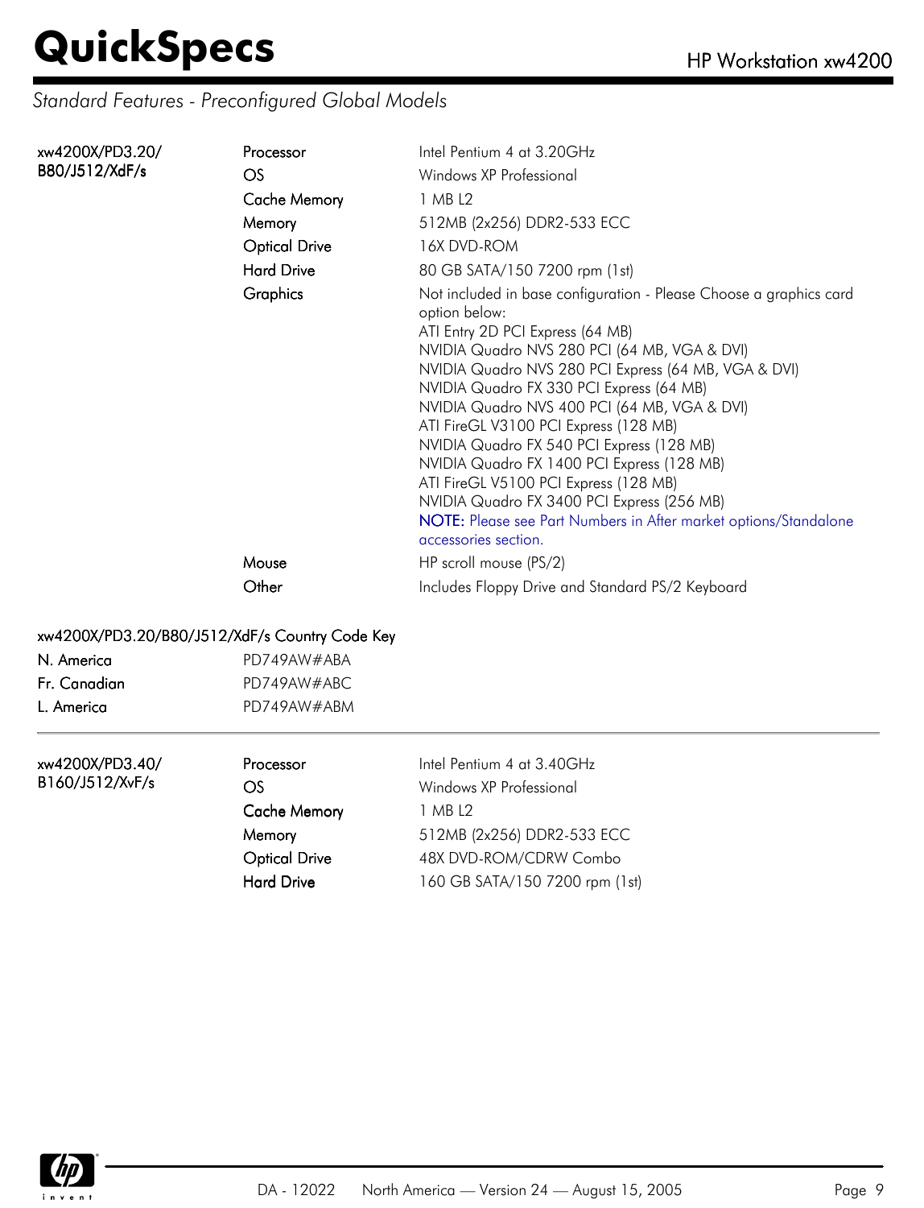## Standard Features - Preconfigured Global Models

| | | |
|---|---|---|
| xw4200X/PD3.20/ B80/J512/XdF/s | Processor | Intel Pentium 4 at 3.20GHz |
| | OS | Windows XP Professional |
| | Cache Memory | 1 MB L2 |
| | Memory | 512MB (2x256) DDR2-533 ECC |
| | Optical Drive | 16X DVD-ROM |
| | Hard Drive | 80 GB SATA/150 7200 rpm (1st) |
| | Graphics | Not included in base configuration - Please Choose a graphics card option below:<br>ATI Entry 2D PCI Express (64 MB)<br>NVIDIA Quadro NVS 280 PCI (64 MB, VGA & DVI)<br>NVIDIA Quadro NVS 280 PCI Express (64 MB, VGA & DVI)<br>NVIDIA Quadro FX 330 PCI Express (64 MB)<br>NVIDIA Quadro NVS 400 PCI (64 MB, VGA & DVI)<br>ATI FireGL V3100 PCI Express (128 MB)<br>NVIDIA Quadro FX 540 PCI Express (128 MB)<br>NVIDIA Quadro FX 1400 PCI Express (128 MB)<br>ATI FireGL V5100 PCI Express (128 MB)<br>NVIDIA Quadro FX 3400 PCI Express (256 MB)<br>**NOTE:** Please see Part Numbers in After market options/Standalone accessories section. |
| | Mouse | HP scroll mouse (PS/2) |
| | Other | Includes Floppy Drive and Standard PS/2 Keyboard |

**xw4200X/PD3.20/B80/J512/XdF/s Country Code Key**

| | |
|---|---|
| N. America | PD749AW#ABA |
| Fr. Canadian | PD749AW#ABC |
| L. America | PD749AW#ABM |

---

| | | |
|---|---|---|
| xw4200X/PD3.40/ B160/J512/XvF/s | Processor | Intel Pentium 4 at 3.40GHz |
| | OS | Windows XP Professional |
| | Cache Memory | 1 MB L2 |
| | Memory | 512MB (2x256) DDR2-533 ECC |
| | Optical Drive | 48X DVD-ROM/CDRW Combo |
| | Hard Drive | 160 GB SATA/150 7200 rpm (1st) |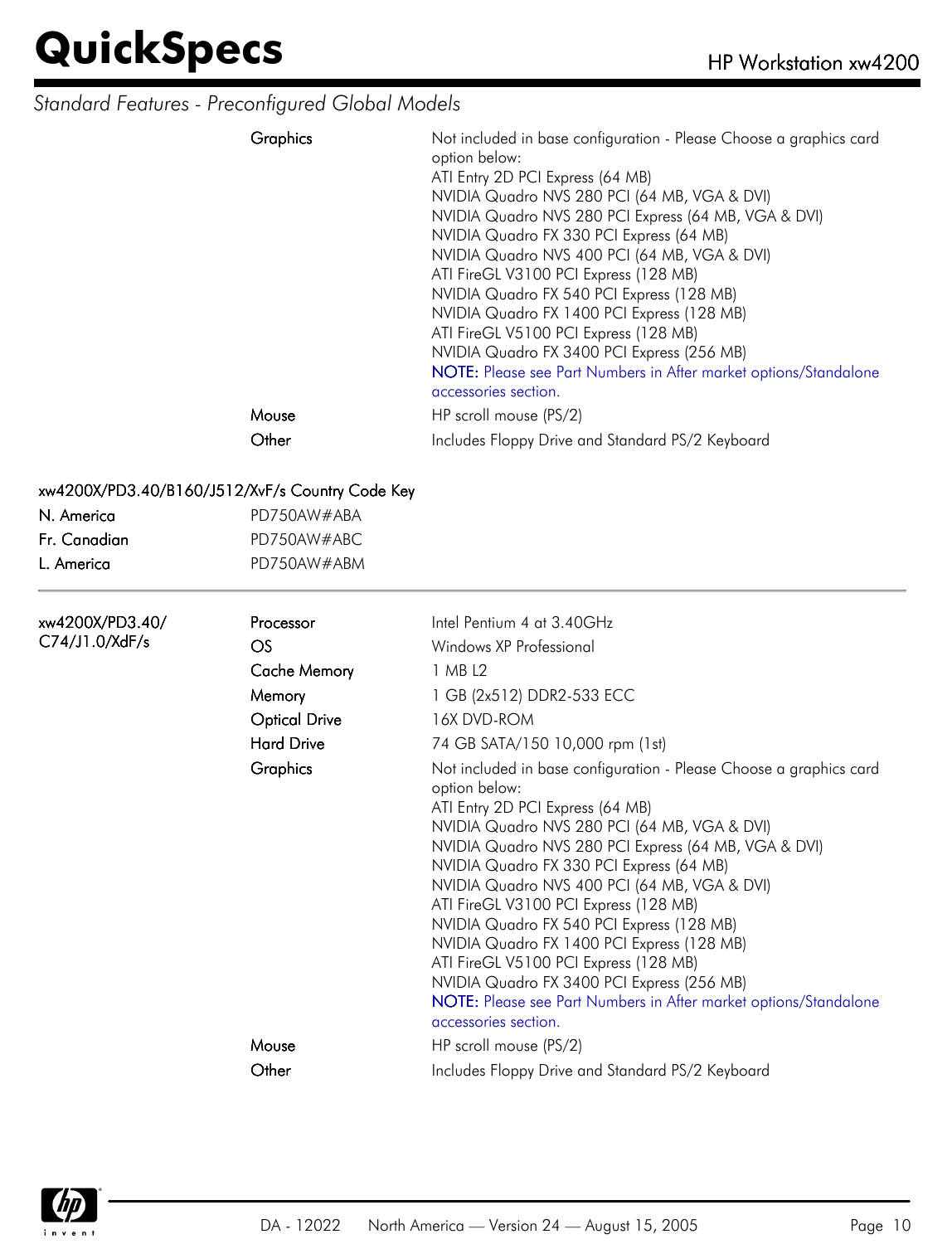*Standard Features - Preconfigured Global Models*

| | | |
|---|---|---|
| | Graphics | Not included in base configuration - Please Choose a graphics card option below:<br>ATI Entry 2D PCI Express (64 MB)<br>NVIDIA Quadro NVS 280 PCI (64 MB, VGA & DVI)<br>NVIDIA Quadro NVS 280 PCI Express (64 MB, VGA & DVI)<br>NVIDIA Quadro FX 330 PCI Express (64 MB)<br>NVIDIA Quadro NVS 400 PCI (64 MB, VGA & DVI)<br>ATI FireGL V3100 PCI Express (128 MB)<br>NVIDIA Quadro FX 540 PCI Express (128 MB)<br>NVIDIA Quadro FX 1400 PCI Express (128 MB)<br>ATI FireGL V5100 PCI Express (128 MB)<br>NVIDIA Quadro FX 3400 PCI Express (256 MB)<br>**NOTE:** Please see Part Numbers in After market options/Standalone accessories section. |
| | Mouse | HP scroll mouse (PS/2) |
| | Other | Includes Floppy Drive and Standard PS/2 Keyboard |

xw4200X/PD3.40/B160/J512/XvF/s Country Code Key

| | |
|---|---|
| N. America | PD750AW#ABA |
| Fr. Canadian | PD750AW#ABC |
| L. America | PD750AW#ABM |

---

| | | |
|---|---|---|
| xw4200X/PD3.40/ C74/J1.0/XdF/s | Processor | Intel Pentium 4 at 3.40GHz |
| | OS | Windows XP Professional |
| | Cache Memory | 1 MB L2 |
| | Memory | 1 GB (2x512) DDR2-533 ECC |
| | Optical Drive | 16X DVD-ROM |
| | Hard Drive | 74 GB SATA/150 10,000 rpm (1st) |
| | Graphics | Not included in base configuration - Please Choose a graphics card option below:<br>ATI Entry 2D PCI Express (64 MB)<br>NVIDIA Quadro NVS 280 PCI (64 MB, VGA & DVI)<br>NVIDIA Quadro NVS 280 PCI Express (64 MB, VGA & DVI)<br>NVIDIA Quadro FX 330 PCI Express (64 MB)<br>NVIDIA Quadro NVS 400 PCI (64 MB, VGA & DVI)<br>ATI FireGL V3100 PCI Express (128 MB)<br>NVIDIA Quadro FX 540 PCI Express (128 MB)<br>NVIDIA Quadro FX 1400 PCI Express (128 MB)<br>ATI FireGL V5100 PCI Express (128 MB)<br>NVIDIA Quadro FX 3400 PCI Express (256 MB)<br>**NOTE:** Please see Part Numbers in After market options/Standalone accessories section. |
| | Mouse | HP scroll mouse (PS/2) |
| | Other | Includes Floppy Drive and Standard PS/2 Keyboard |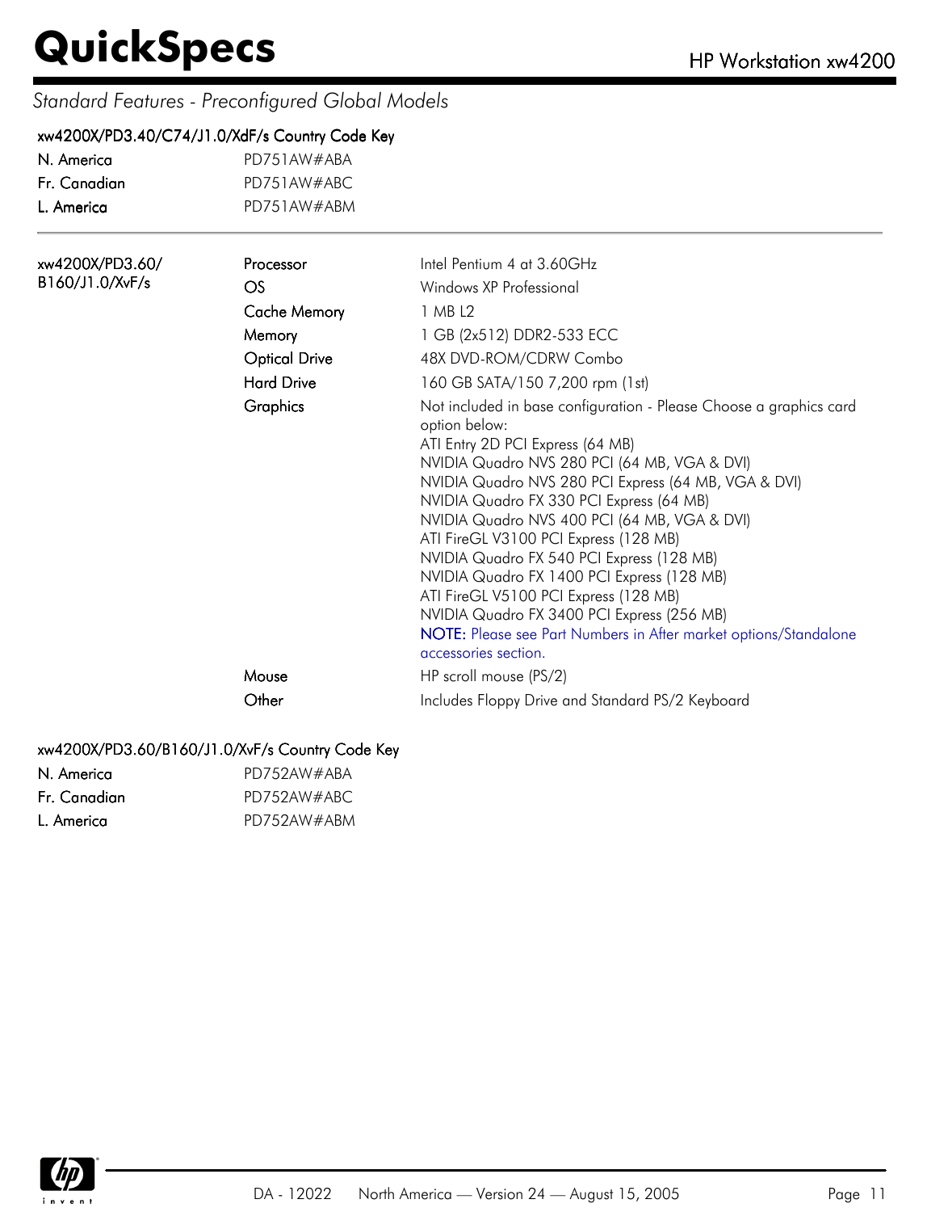*Standard Features - Preconfigured Global Models*

**xw4200X/PD3.40/C74/J1.0/XdF/s Country Code Key**

| | |
|---|---|
| N. America | PD751AW#ABA |
| Fr. Canadian | PD751AW#ABC |
| L. America | PD751AW#ABM |

| Model | Feature | Description |
|---|---|---|
| xw4200X/PD3.60/ B160/J1.0/XvF/s | Processor | Intel Pentium 4 at 3.60GHz |
| | OS | Windows XP Professional |
| | Cache Memory | 1 MB L2 |
| | Memory | 1 GB (2x512) DDR2-533 ECC |
| | Optical Drive | 48X DVD-ROM/CDRW Combo |
| | Hard Drive | 160 GB SATA/150 7,200 rpm (1st) |
| | Graphics | Not included in base configuration - Please Choose a graphics card option below:<br>ATI Entry 2D PCI Express (64 MB)<br>NVIDIA Quadro NVS 280 PCI (64 MB, VGA & DVI)<br>NVIDIA Quadro NVS 280 PCI Express (64 MB, VGA & DVI)<br>NVIDIA Quadro FX 330 PCI Express (64 MB)<br>NVIDIA Quadro NVS 400 PCI (64 MB, VGA & DVI)<br>ATI FireGL V3100 PCI Express (128 MB)<br>NVIDIA Quadro FX 540 PCI Express (128 MB)<br>NVIDIA Quadro FX 1400 PCI Express (128 MB)<br>ATI FireGL V5100 PCI Express (128 MB)<br>NVIDIA Quadro FX 3400 PCI Express (256 MB)<br>**NOTE:** Please see Part Numbers in After market options/Standalone accessories section. |
| | Mouse | HP scroll mouse (PS/2) |
| | Other | Includes Floppy Drive and Standard PS/2 Keyboard |

**xw4200X/PD3.60/B160/J1.0/XvF/s Country Code Key**

| | |
|---|---|
| N. America | PD752AW#ABA |
| Fr. Canadian | PD752AW#ABC |
| L. America | PD752AW#ABM |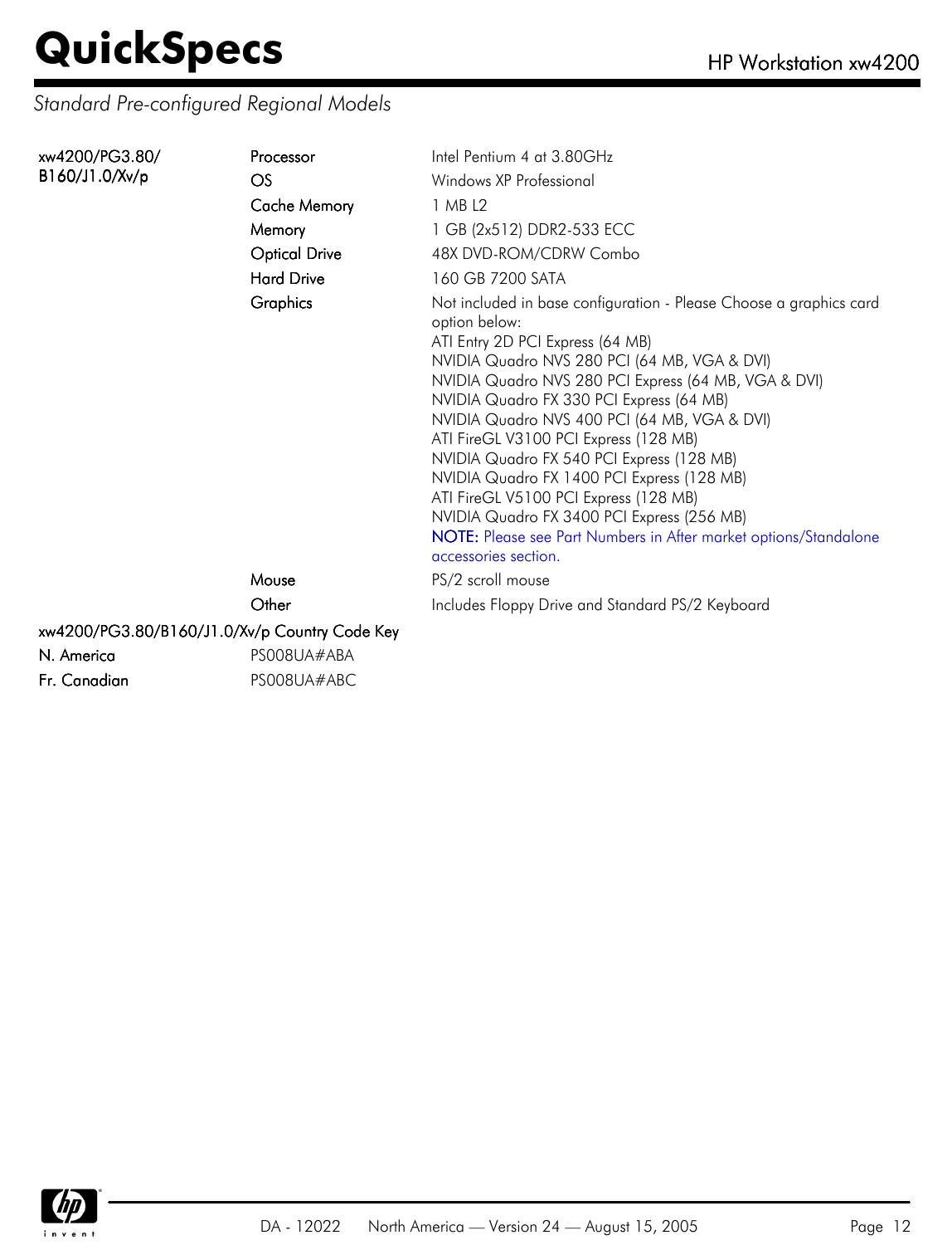## Standard Pre-configured Regional Models

| | | |
|---|---|---|
| xw4200/PG3.80/ B160/J1.0/Xv/p | Processor | Intel Pentium 4 at 3.80GHz |
| | OS | Windows XP Professional |
| | Cache Memory | 1 MB L2 |
| | Memory | 1 GB (2x512) DDR2-533 ECC |
| | Optical Drive | 48X DVD-ROM/CDRW Combo |
| | Hard Drive | 160 GB 7200 SATA |
| | Graphics | Not included in base configuration - Please Choose a graphics card option below:<br>ATI Entry 2D PCI Express (64 MB)<br>NVIDIA Quadro NVS 280 PCI (64 MB, VGA & DVI)<br>NVIDIA Quadro NVS 280 PCI Express (64 MB, VGA & DVI)<br>NVIDIA Quadro FX 330 PCI Express (64 MB)<br>NVIDIA Quadro NVS 400 PCI (64 MB, VGA & DVI)<br>ATI FireGL V3100 PCI Express (128 MB)<br>NVIDIA Quadro FX 540 PCI Express (128 MB)<br>NVIDIA Quadro FX 1400 PCI Express (128 MB)<br>ATI FireGL V5100 PCI Express (128 MB)<br>NVIDIA Quadro FX 3400 PCI Express (256 MB)<br>**NOTE:** Please see Part Numbers in After market options/Standalone accessories section. |
| | Mouse | PS/2 scroll mouse |
| | Other | Includes Floppy Drive and Standard PS/2 Keyboard |

**xw4200/PG3.80/B160/J1.0/Xv/p Country Code Key**

| | |
|---|---|
| N. America | PS008UA#ABA |
| Fr. Canadian | PS008UA#ABC |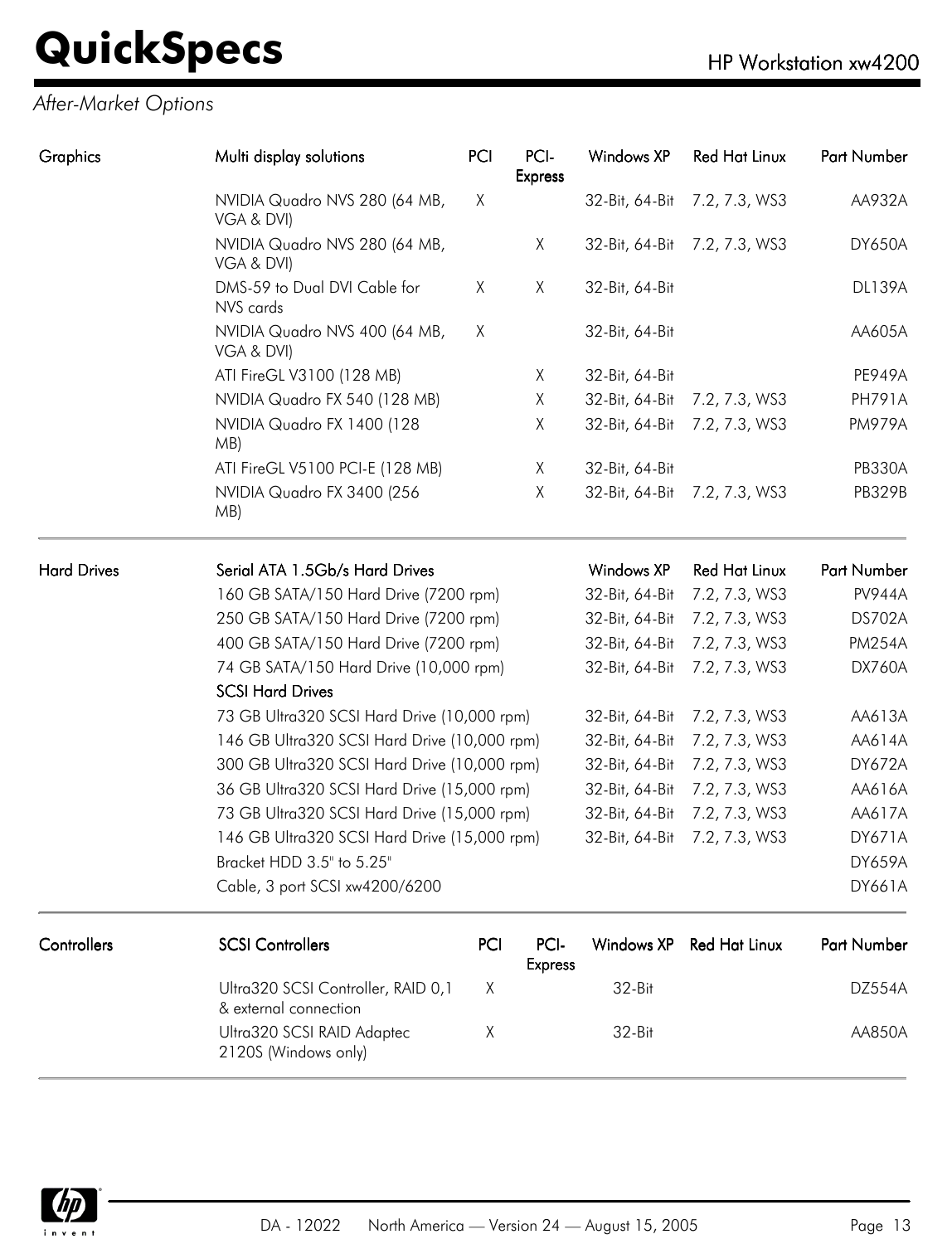*After-Market Options*

| Graphics | Multi display solutions | PCI | PCI-Express | Windows XP | Red Hat Linux | Part Number |
|---|---|---|---|---|---|---|
| | NVIDIA Quadro NVS 280 (64 MB, VGA & DVI) | X | | 32-Bit, 64-Bit | 7.2, 7.3, WS3 | AA932A |
| | NVIDIA Quadro NVS 280 (64 MB, VGA & DVI) | | X | 32-Bit, 64-Bit | 7.2, 7.3, WS3 | DY650A |
| | DMS-59 to Dual DVI Cable for NVS cards | X | X | 32-Bit, 64-Bit | | DL139A |
| | NVIDIA Quadro NVS 400 (64 MB, VGA & DVI) | X | | 32-Bit, 64-Bit | | AA605A |
| | ATI FireGL V3100 (128 MB) | | X | 32-Bit, 64-Bit | | PE949A |
| | NVIDIA Quadro FX 540 (128 MB) | | X | 32-Bit, 64-Bit | 7.2, 7.3, WS3 | PH791A |
| | NVIDIA Quadro FX 1400 (128 MB) | | X | 32-Bit, 64-Bit | 7.2, 7.3, WS3 | PM979A |
| | ATI FireGL V5100 PCI-E (128 MB) | | X | 32-Bit, 64-Bit | | PB330A |
| | NVIDIA Quadro FX 3400 (256 MB) | | X | 32-Bit, 64-Bit | 7.2, 7.3, WS3 | PB329B |

| Hard Drives | Serial ATA 1.5Gb/s Hard Drives | Windows XP | Red Hat Linux | Part Number |
|---|---|---|---|---|
| | 160 GB SATA/150 Hard Drive (7200 rpm) | 32-Bit, 64-Bit | 7.2, 7.3, WS3 | PV944A |
| | 250 GB SATA/150 Hard Drive (7200 rpm) | 32-Bit, 64-Bit | 7.2, 7.3, WS3 | DS702A |
| | 400 GB SATA/150 Hard Drive (7200 rpm) | 32-Bit, 64-Bit | 7.2, 7.3, WS3 | PM254A |
| | 74 GB SATA/150 Hard Drive (10,000 rpm) | 32-Bit, 64-Bit | 7.2, 7.3, WS3 | DX760A |
| | **SCSI Hard Drives** | | | |
| | 73 GB Ultra320 SCSI Hard Drive (10,000 rpm) | 32-Bit, 64-Bit | 7.2, 7.3, WS3 | AA613A |
| | 146 GB Ultra320 SCSI Hard Drive (10,000 rpm) | 32-Bit, 64-Bit | 7.2, 7.3, WS3 | AA614A |
| | 300 GB Ultra320 SCSI Hard Drive (10,000 rpm) | 32-Bit, 64-Bit | 7.2, 7.3, WS3 | DY672A |
| | 36 GB Ultra320 SCSI Hard Drive (15,000 rpm) | 32-Bit, 64-Bit | 7.2, 7.3, WS3 | AA616A |
| | 73 GB Ultra320 SCSI Hard Drive (15,000 rpm) | 32-Bit, 64-Bit | 7.2, 7.3, WS3 | AA617A |
| | 146 GB Ultra320 SCSI Hard Drive (15,000 rpm) | 32-Bit, 64-Bit | 7.2, 7.3, WS3 | DY671A |
| | Bracket HDD 3.5" to 5.25" | | | DY659A |
| | Cable, 3 port SCSI xw4200/6200 | | | DY661A |

| Controllers | SCSI Controllers | PCI | PCI-Express | Windows XP | Red Hat Linux | Part Number |
|---|---|---|---|---|---|---|
| | Ultra320 SCSI Controller, RAID 0,1 & external connection | X | | 32-Bit | | DZ554A |
| | Ultra320 SCSI RAID Adaptec 2120S (Windows only) | X | | 32-Bit | | AA850A |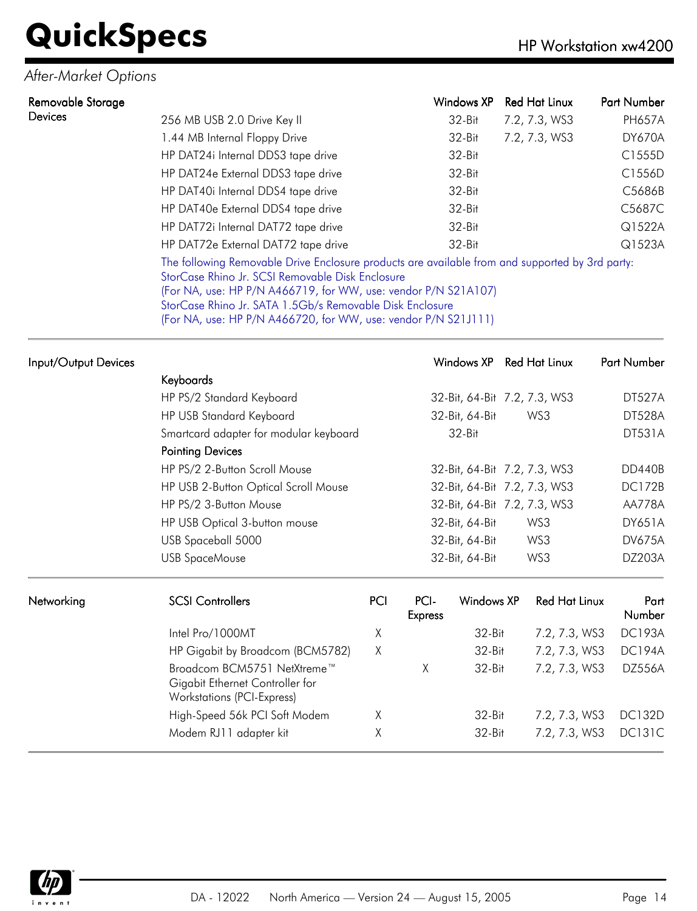## After-Market Options

### Removable Storage Devices

| | Windows XP | Red Hat Linux | Part Number |
|---|---|---|---|
| 256 MB USB 2.0 Drive Key II | 32-Bit | 7.2, 7.3, WS3 | PH657A |
| 1.44 MB Internal Floppy Drive | 32-Bit | 7.2, 7.3, WS3 | DY670A |
| HP DAT24i Internal DDS3 tape drive | 32-Bit | | C1555D |
| HP DAT24e External DDS3 tape drive | 32-Bit | | C1556D |
| HP DAT40i Internal DDS4 tape drive | 32-Bit | | C5686B |
| HP DAT40e External DDS4 tape drive | 32-Bit | | C5687C |
| HP DAT72i Internal DAT72 tape drive | 32-Bit | | Q1522A |
| HP DAT72e External DAT72 tape drive | 32-Bit | | Q1523A |

The following Removable Drive Enclosure products are available from and supported by 3rd party:
StorCase Rhino Jr. SCSI Removable Disk Enclosure
(For NA, use: HP P/N A466719, for WW, use: vendor P/N S21A107)
StorCase Rhino Jr. SATA 1.5Gb/s Removable Disk Enclosure
(For NA, use: HP P/N A466720, for WW, use: vendor P/N S21J111)

### Input/Output Devices

| | Windows XP | Red Hat Linux | Part Number |
|---|---|---|---|
| **Keyboards** | | | |
| HP PS/2 Standard Keyboard | 32-Bit, 64-Bit | 7.2, 7.3, WS3 | DT527A |
| HP USB Standard Keyboard | 32-Bit, 64-Bit | WS3 | DT528A |
| Smartcard adapter for modular keyboard | 32-Bit | | DT531A |
| **Pointing Devices** | | | |
| HP PS/2 2-Button Scroll Mouse | 32-Bit, 64-Bit | 7.2, 7.3, WS3 | DD440B |
| HP USB 2-Button Optical Scroll Mouse | 32-Bit, 64-Bit | 7.2, 7.3, WS3 | DC172B |
| HP PS/2 3-Button Mouse | 32-Bit, 64-Bit | 7.2, 7.3, WS3 | AA778A |
| HP USB Optical 3-button mouse | 32-Bit, 64-Bit | WS3 | DY651A |
| USB Spaceball 5000 | 32-Bit, 64-Bit | WS3 | DV675A |
| USB SpaceMouse | 32-Bit, 64-Bit | WS3 | DZ203A |

### Networking

| SCSI Controllers | PCI | PCI-Express | Windows XP | Red Hat Linux | Part Number |
|---|---|---|---|---|---|
| Intel Pro/1000MT | X | | 32-Bit | 7.2, 7.3, WS3 | DC193A |
| HP Gigabit by Broadcom (BCM5782) | X | | 32-Bit | 7.2, 7.3, WS3 | DC194A |
| Broadcom BCM5751 NetXtreme™ Gigabit Ethernet Controller for Workstations (PCI-Express) | | X | 32-Bit | 7.2, 7.3, WS3 | DZ556A |
| High-Speed 56k PCI Soft Modem | X | | 32-Bit | 7.2, 7.3, WS3 | DC132D |
| Modem RJ11 adapter kit | X | | 32-Bit | 7.2, 7.3, WS3 | DC131C |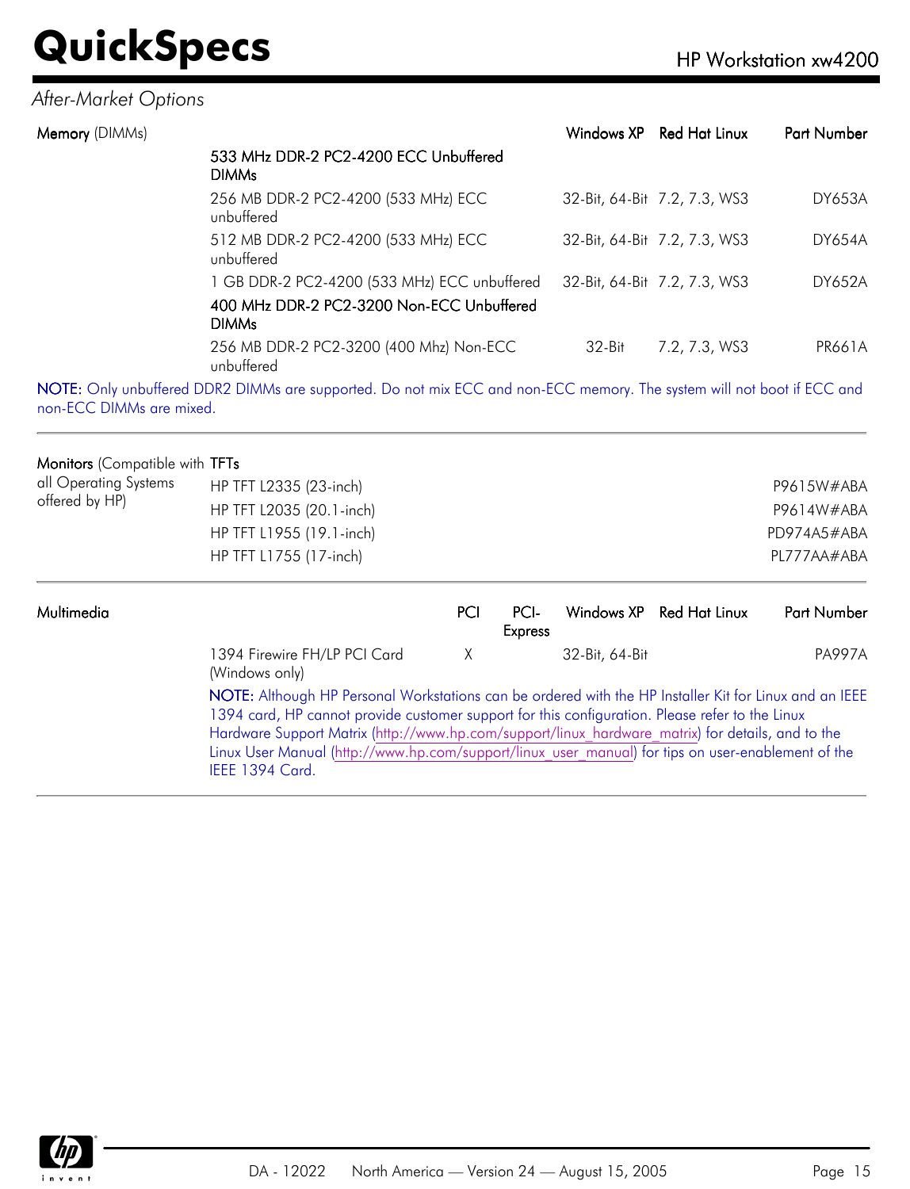*After-Market Options*

**Memory** (DIMMs)

| | Description | Windows XP | Red Hat Linux | Part Number |
|---|---|---|---|---|
| | **533 MHz DDR-2 PC2-4200 ECC Unbuffered DIMMs** | | | |
| | 256 MB DDR-2 PC2-4200 (533 MHz) ECC unbuffered | 32-Bit, 64-Bit | 7.2, 7.3, WS3 | DY653A |
| | 512 MB DDR-2 PC2-4200 (533 MHz) ECC unbuffered | 32-Bit, 64-Bit | 7.2, 7.3, WS3 | DY654A |
| | 1 GB DDR-2 PC2-4200 (533 MHz) ECC unbuffered | 32-Bit, 64-Bit | 7.2, 7.3, WS3 | DY652A |
| | **400 MHz DDR-2 PC2-3200 Non-ECC Unbuffered DIMMs** | | | |
| | 256 MB DDR-2 PC2-3200 (400 Mhz) Non-ECC unbuffered | 32-Bit | 7.2, 7.3, WS3 | PR661A |

**NOTE:** Only unbuffered DDR2 DIMMs are supported. Do not mix ECC and non-ECC memory. The system will not boot if ECC and non-ECC DIMMs are mixed.

---

**Monitors** (Compatible with all Operating Systems offered by HP)

| **TFTs** | Part Number |
|---|---|
| HP TFT L2335 (23-inch) | P9615W#ABA |
| HP TFT L2035 (20.1-inch) | P9614W#ABA |
| HP TFT L1955 (19.1-inch) | PD974A5#ABA |
| HP TFT L1755 (17-inch) | PL777AA#ABA |

---

**Multimedia**

| | PCI | PCI-Express | Windows XP | Red Hat Linux | Part Number |
|---|---|---|---|---|---|
| 1394 Firewire FH/LP PCI Card (Windows only) | X | | 32-Bit, 64-Bit | | PA997A |

**NOTE:** Although HP Personal Workstations can be ordered with the HP Installer Kit for Linux and an IEEE 1394 card, HP cannot provide customer support for this configuration. Please refer to the Linux Hardware Support Matrix (http://www.hp.com/support/linux_hardware_matrix) for details, and to the Linux User Manual (http://www.hp.com/support/linux_user_manual) for tips on user-enablement of the IEEE 1394 Card.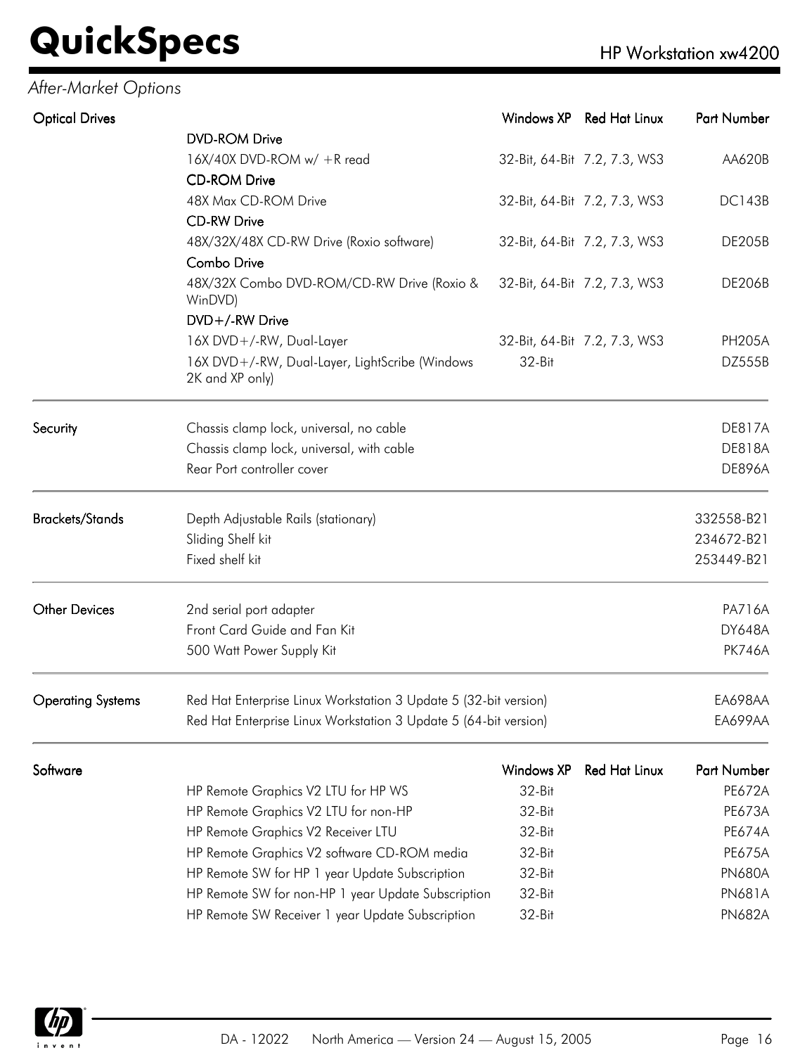*After-Market Options*

| Optical Drives | | Windows XP | Red Hat Linux | Part Number |
|---|---|---|---|---|
| | **DVD-ROM Drive** | | | |
| | 16X/40X DVD-ROM w/ +R read | 32-Bit, 64-Bit | 7.2, 7.3, WS3 | AA620B |
| | **CD-ROM Drive** | | | |
| | 48X Max CD-ROM Drive | 32-Bit, 64-Bit | 7.2, 7.3, WS3 | DC143B |
| | **CD-RW Drive** | | | |
| | 48X/32X/48X CD-RW Drive (Roxio software) | 32-Bit, 64-Bit | 7.2, 7.3, WS3 | DE205B |
| | **Combo Drive** | | | |
| | 48X/32X Combo DVD-ROM/CD-RW Drive (Roxio & WinDVD) | 32-Bit, 64-Bit | 7.2, 7.3, WS3 | DE206B |
| | **DVD+/-RW Drive** | | | |
| | 16X DVD+/-RW, Dual-Layer | 32-Bit, 64-Bit | 7.2, 7.3, WS3 | PH205A |
| | 16X DVD+/-RW, Dual-Layer, LightScribe (Windows 2K and XP only) | 32-Bit | | DZ555B |

| Security | | Part Number |
|---|---|---|
| | Chassis clamp lock, universal, no cable | DE817A |
| | Chassis clamp lock, universal, with cable | DE818A |
| | Rear Port controller cover | DE896A |

| Brackets/Stands | | Part Number |
|---|---|---|
| | Depth Adjustable Rails (stationary) | 332558-B21 |
| | Sliding Shelf kit | 234672-B21 |
| | Fixed shelf kit | 253449-B21 |

| Other Devices | | Part Number |
|---|---|---|
| | 2nd serial port adapter | PA716A |
| | Front Card Guide and Fan Kit | DY648A |
| | 500 Watt Power Supply Kit | PK746A |

| Operating Systems | | Part Number |
|---|---|---|
| | Red Hat Enterprise Linux Workstation 3 Update 5 (32-bit version) | EA698AA |
| | Red Hat Enterprise Linux Workstation 3 Update 5 (64-bit version) | EA699AA |

| Software | | Windows XP | Red Hat Linux | Part Number |
|---|---|---|---|---|
| | HP Remote Graphics V2 LTU for HP WS | 32-Bit | | PE672A |
| | HP Remote Graphics V2 LTU for non-HP | 32-Bit | | PE673A |
| | HP Remote Graphics V2 Receiver LTU | 32-Bit | | PE674A |
| | HP Remote Graphics V2 software CD-ROM media | 32-Bit | | PE675A |
| | HP Remote SW for HP 1 year Update Subscription | 32-Bit | | PN680A |
| | HP Remote SW for non-HP 1 year Update Subscription | 32-Bit | | PN681A |
| | HP Remote SW Receiver 1 year Update Subscription | 32-Bit | | PN682A |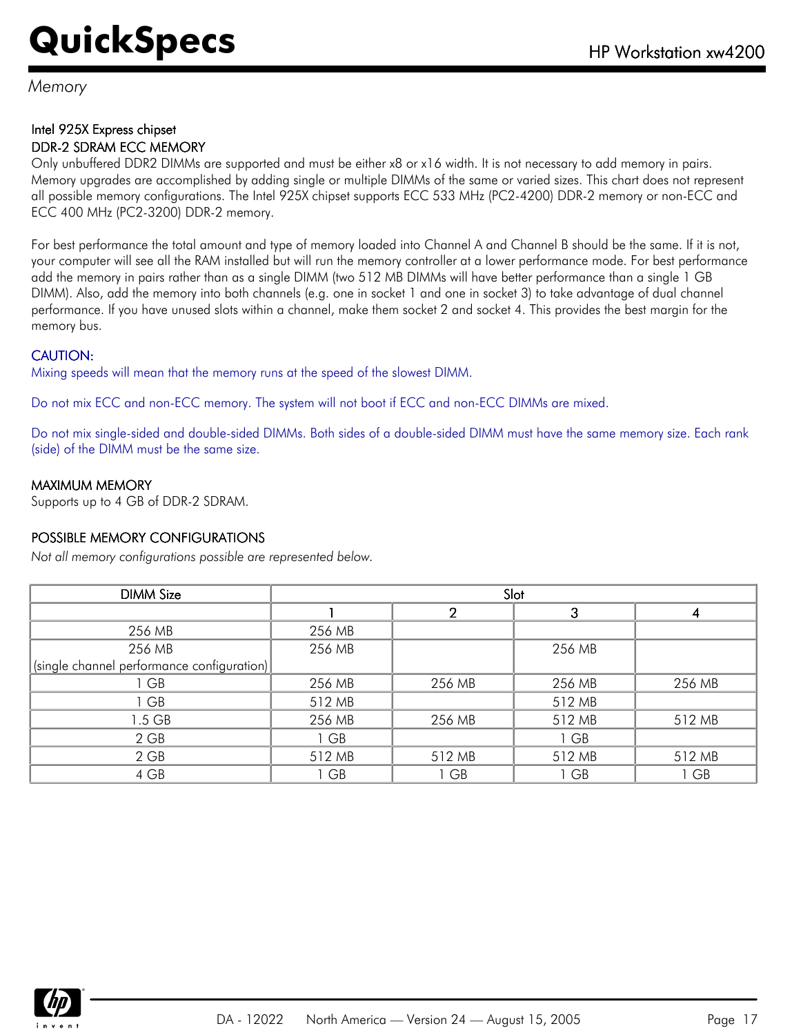*Memory*

### Intel 925X Express chipset

### DDR-2 SDRAM ECC MEMORY

Only unbuffered DDR2 DIMMs are supported and must be either x8 or x16 width. It is not necessary to add memory in pairs. Memory upgrades are accomplished by adding single or multiple DIMMs of the same or varied sizes. This chart does not represent all possible memory configurations. The Intel 925X chipset supports ECC 533 MHz (PC2-4200) DDR-2 memory or non-ECC and ECC 400 MHz (PC2-3200) DDR-2 memory.

For best performance the total amount and type of memory loaded into Channel A and Channel B should be the same. If it is not, your computer will see all the RAM installed but will run the memory controller at a lower performance mode. For best performance add the memory in pairs rather than as a single DIMM (two 512 MB DIMMs will have better performance than a single 1 GB DIMM). Also, add the memory into both channels (e.g. one in socket 1 and one in socket 3) to take advantage of dual channel performance. If you have unused slots within a channel, make them socket 2 and socket 4. This provides the best margin for the memory bus.

CAUTION:

Mixing speeds will mean that the memory runs at the speed of the slowest DIMM.

Do not mix ECC and non-ECC memory. The system will not boot if ECC and non-ECC DIMMs are mixed.

Do not mix single-sided and double-sided DIMMs. Both sides of a double-sided DIMM must have the same memory size. Each rank (side) of the DIMM must be the same size.

### MAXIMUM MEMORY

Supports up to 4 GB of DDR-2 SDRAM.

### POSSIBLE MEMORY CONFIGURATIONS

*Not all memory configurations possible are represented below.*

| DIMM Size | Slot | | | |
|---|---|---|---|---|
| | 1 | 2 | 3 | 4 |
| 256 MB | 256 MB | | | |
| 256 MB (single channel performance configuration) | 256 MB | | 256 MB | |
| 1 GB | 256 MB | 256 MB | 256 MB | 256 MB |
| 1 GB | 512 MB | | 512 MB | |
| 1.5 GB | 256 MB | 256 MB | 512 MB | 512 MB |
| 2 GB | 1 GB | | 1 GB | |
| 2 GB | 512 MB | 512 MB | 512 MB | 512 MB |
| 4 GB | 1 GB | 1 GB | 1 GB | 1 GB |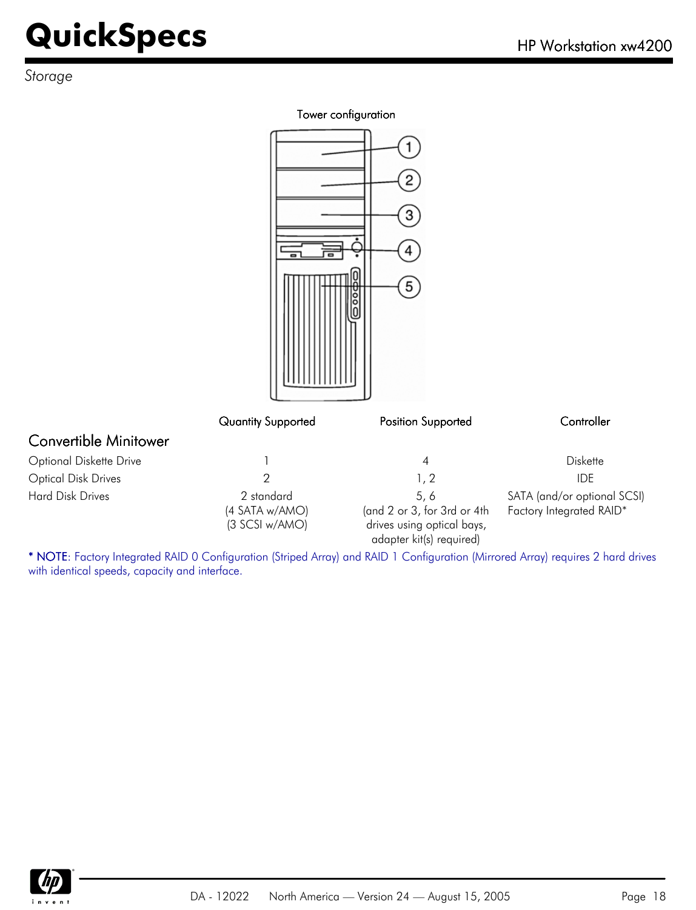*Storage*

Tower configuration

1
2
3
4
5

| | Quantity Supported | Position Supported | Controller |
|---|---|---|---|
| **Convertible Minitower** | | | |
| Optional Diskette Drive | 1 | 4 | Diskette |
| Optical Disk Drives | 2 | 1, 2 | IDE |
| Hard Disk Drives | 2 standard (4 SATA w/AMO) (3 SCSI w/AMO) | 5, 6 (and 2 or 3, for 3rd or 4th drives using optical bays, adapter kit(s) required) | SATA (and/or optional SCSI) Factory Integrated RAID* |

* NOTE: Factory Integrated RAID 0 Configuration (Striped Array) and RAID 1 Configuration (Mirrored Array) requires 2 hard drives with identical speeds, capacity and interface.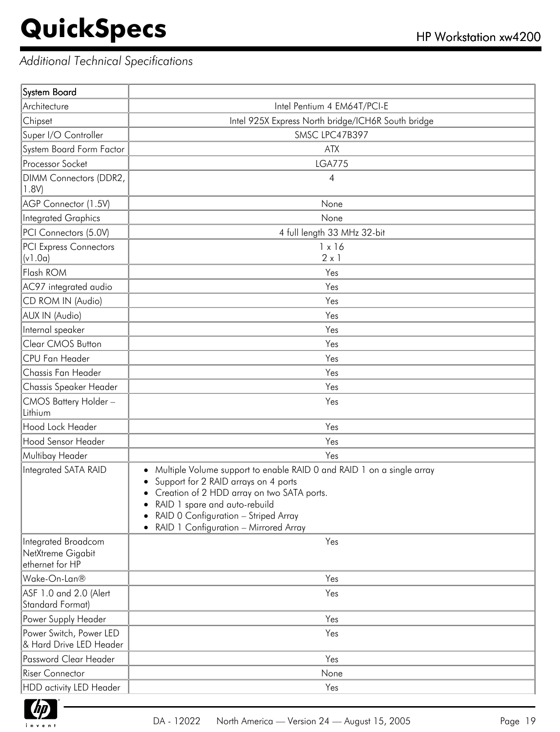*Additional Technical Specifications*

| System Board | |
|---|---|
| Architecture | Intel Pentium 4 EM64T/PCI-E |
| Chipset | Intel 925X Express North bridge/ICH6R South bridge |
| Super I/O Controller | SMSC LPC47B397 |
| System Board Form Factor | ATX |
| Processor Socket | LGA775 |
| DIMM Connectors (DDR2, 1.8V) | 4 |
| AGP Connector (1.5V) | None |
| Integrated Graphics | None |
| PCI Connectors (5.0V) | 4 full length 33 MHz 32-bit |
| PCI Express Connectors (v1.0a) | 1 x 16<br>2 x 1 |
| Flash ROM | Yes |
| AC97 integrated audio | Yes |
| CD ROM IN (Audio) | Yes |
| AUX IN (Audio) | Yes |
| Internal speaker | Yes |
| Clear CMOS Button | Yes |
| CPU Fan Header | Yes |
| Chassis Fan Header | Yes |
| Chassis Speaker Header | Yes |
| CMOS Battery Holder – Lithium | Yes |
| Hood Lock Header | Yes |
| Hood Sensor Header | Yes |
| Multibay Header | Yes |
| Integrated SATA RAID | • Multiple Volume support to enable RAID 0 and RAID 1 on a single array<br>• Support for 2 RAID arrays on 4 ports<br>• Creation of 2 HDD array on two SATA ports.<br>• RAID 1 spare and auto-rebuild<br>• RAID 0 Configuration – Striped Array<br>• RAID 1 Configuration – Mirrored Array |
| Integrated Broadcom NetXtreme Gigabit ethernet for HP | Yes |
| Wake-On-Lan® | Yes |
| ASF 1.0 and 2.0 (Alert Standard Format) | Yes |
| Power Supply Header | Yes |
| Power Switch, Power LED & Hard Drive LED Header | Yes |
| Password Clear Header | Yes |
| Riser Connector | None |
| HDD activity LED Header | Yes |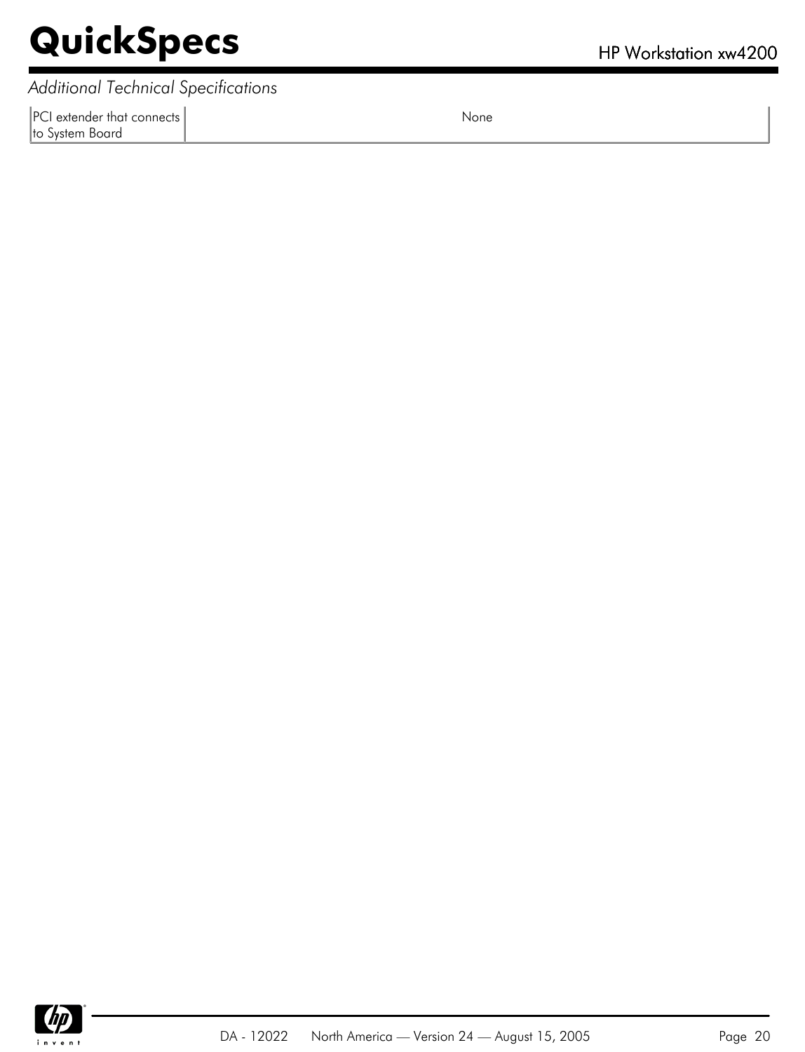*Additional Technical Specifications*

| | |
|---|---|
| PCI extender that connects to System Board | None |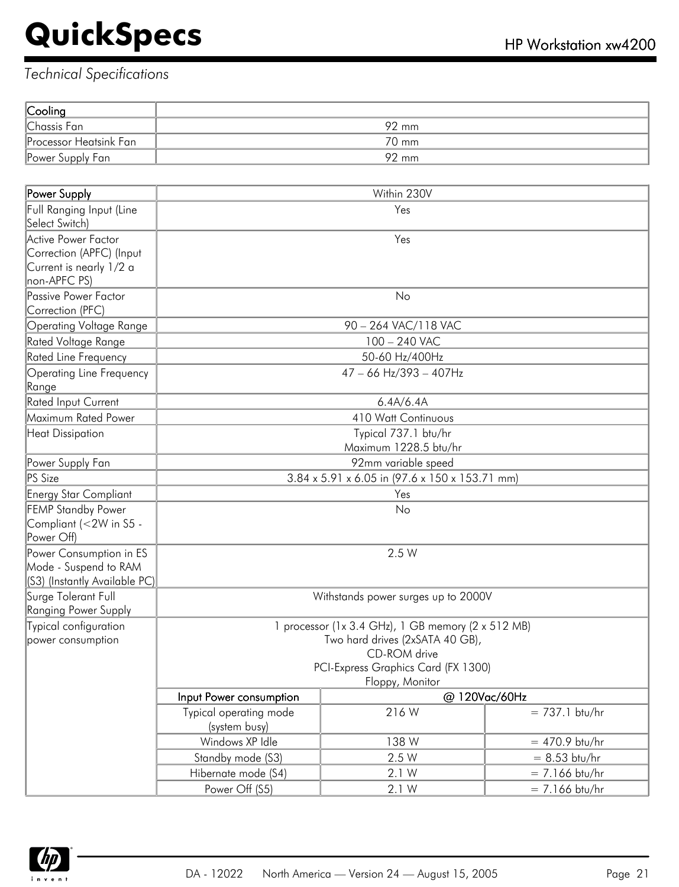*Technical Specifications*

| Cooling | |
|---|---|
| Chassis Fan | 92 mm |
| Processor Heatsink Fan | 70 mm |
| Power Supply Fan | 92 mm |

| Power Supply | Within 230V | | |
|---|---|---|---|
| Full Ranging Input (Line Select Switch) | Yes | | |
| Active Power Factor Correction (APFC) (Input Current is nearly 1/2 a non-APFC PS) | Yes | | |
| Passive Power Factor Correction (PFC) | No | | |
| Operating Voltage Range | 90 – 264 VAC/118 VAC | | |
| Rated Voltage Range | 100 – 240 VAC | | |
| Rated Line Frequency | 50-60 Hz/400Hz | | |
| Operating Line Frequency Range | 47 – 66 Hz/393 – 407Hz | | |
| Rated Input Current | 6.4A/6.4A | | |
| Maximum Rated Power | 410 Watt Continuous | | |
| Heat Dissipation | Typical 737.1 btu/hr<br>Maximum 1228.5 btu/hr | | |
| Power Supply Fan | 92mm variable speed | | |
| PS Size | 3.84 x 5.91 x 6.05 in (97.6 x 150 x 153.71 mm) | | |
| Energy Star Compliant | Yes | | |
| FEMP Standby Power Compliant (<2W in S5 - Power Off) | No | | |
| Power Consumption in ES Mode - Suspend to RAM (S3) (Instantly Available PC) | 2.5 W | | |
| Surge Tolerant Full Ranging Power Supply | Withstands power surges up to 2000V | | |
| Typical configuration power consumption | 1 processor (1x 3.4 GHz), 1 GB memory (2 x 512 MB)<br>Two hard drives (2xSATA 40 GB),<br>CD-ROM drive<br>PCI-Express Graphics Card (FX 1300)<br>Floppy, Monitor | | |
| | **Input Power consumption** | **@ 120Vac/60Hz** | |
| | Typical operating mode (system busy) | 216 W | = 737.1 btu/hr |
| | Windows XP Idle | 138 W | = 470.9 btu/hr |
| | Standby mode (S3) | 2.5 W | = 8.53 btu/hr |
| | Hibernate mode (S4) | 2.1 W | = 7.166 btu/hr |
| | Power Off (S5) | 2.1 W | = 7.166 btu/hr |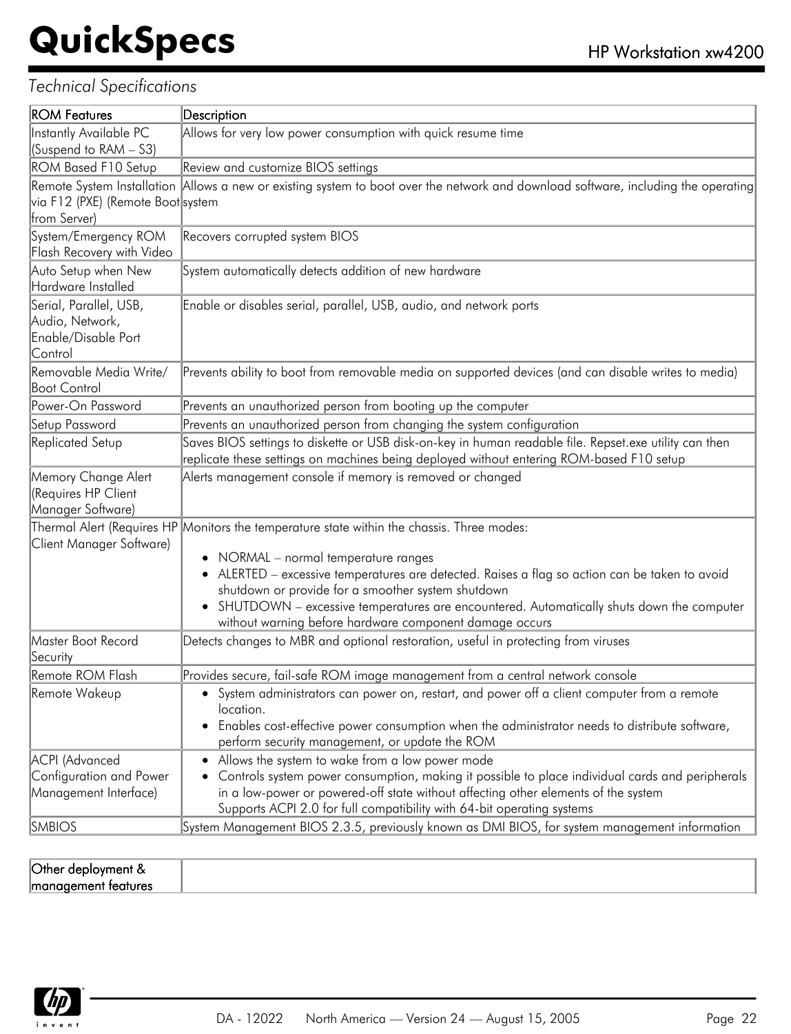*Technical Specifications*

| ROM Features | Description |
|---|---|
| Instantly Available PC (Suspend to RAM – S3) | Allows for very low power consumption with quick resume time |
| ROM Based F10 Setup | Review and customize BIOS settings |
| Remote System Installation via F12 (PXE) (Remote Boot from Server) | Allows a new or existing system to boot over the network and download software, including the operating system |
| System/Emergency ROM Flash Recovery with Video | Recovers corrupted system BIOS |
| Auto Setup when New Hardware Installed | System automatically detects addition of new hardware |
| Serial, Parallel, USB, Audio, Network, Enable/Disable Port Control | Enable or disables serial, parallel, USB, audio, and network ports |
| Removable Media Write/ Boot Control | Prevents ability to boot from removable media on supported devices (and can disable writes to media) |
| Power-On Password | Prevents an unauthorized person from booting up the computer |
| Setup Password | Prevents an unauthorized person from changing the system configuration |
| Replicated Setup | Saves BIOS settings to diskette or USB disk-on-key in human readable file. Repset.exe utility can then replicate these settings on machines being deployed without entering ROM-based F10 setup |
| Memory Change Alert (Requires HP Client Manager Software) | Alerts management console if memory is removed or changed |
| Thermal Alert (Requires HP Client Manager Software) | Monitors the temperature state within the chassis. Three modes:<br>• NORMAL – normal temperature ranges<br>• ALERTED – excessive temperatures are detected. Raises a flag so action can be taken to avoid shutdown or provide for a smoother system shutdown<br>• SHUTDOWN – excessive temperatures are encountered. Automatically shuts down the computer without warning before hardware component damage occurs |
| Master Boot Record Security | Detects changes to MBR and optional restoration, useful in protecting from viruses |
| Remote ROM Flash | Provides secure, fail-safe ROM image management from a central network console |
| Remote Wakeup | • System administrators can power on, restart, and power off a client computer from a remote location.<br>• Enables cost-effective power consumption when the administrator needs to distribute software, perform security management, or update the ROM |
| ACPI (Advanced Configuration and Power Management Interface) | • Allows the system to wake from a low power mode<br>• Controls system power consumption, making it possible to place individual cards and peripherals in a low-power or powered-off state without affecting other elements of the system<br>Supports ACPI 2.0 for full compatibility with 64-bit operating systems |
| SMBIOS | System Management BIOS 2.3.5, previously known as DMI BIOS, for system management information |

| Other deployment & management features | |
|---|---|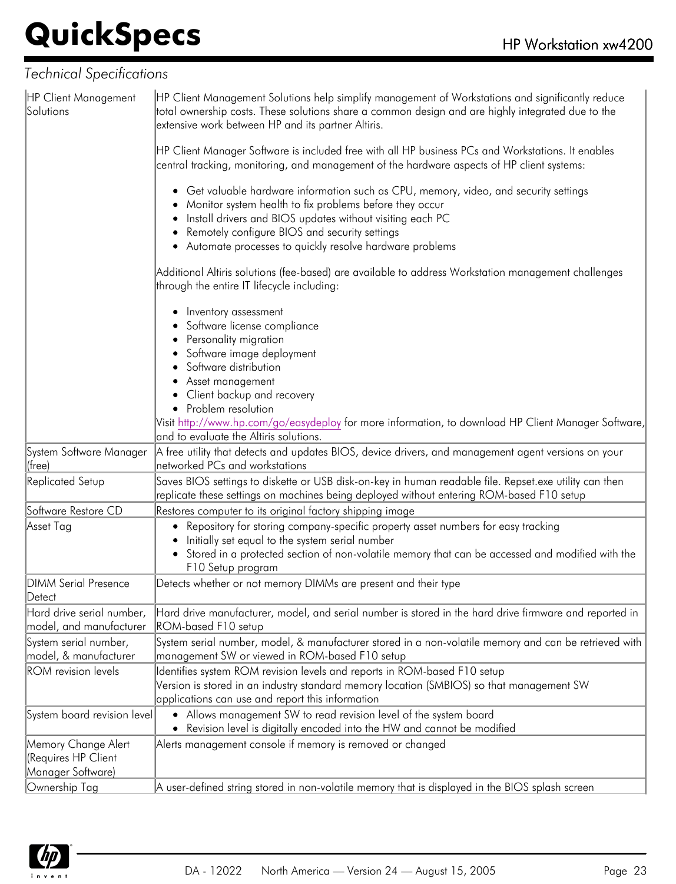## Technical Specifications

| | |
|---|---|
| HP Client Management Solutions | HP Client Management Solutions help simplify management of Workstations and significantly reduce total ownership costs. These solutions share a common design and are highly integrated due to the extensive work between HP and its partner Altiris.<br><br>HP Client Manager Software is included free with all HP business PCs and Workstations. It enables central tracking, monitoring, and management of the hardware aspects of HP client systems:<br><br>• Get valuable hardware information such as CPU, memory, video, and security settings<br>• Monitor system health to fix problems before they occur<br>• Install drivers and BIOS updates without visiting each PC<br>• Remotely configure BIOS and security settings<br>• Automate processes to quickly resolve hardware problems<br><br>Additional Altiris solutions (fee-based) are available to address Workstation management challenges through the entire IT lifecycle including:<br><br>• Inventory assessment<br>• Software license compliance<br>• Personality migration<br>• Software image deployment<br>• Software distribution<br>• Asset management<br>• Client backup and recovery<br>• Problem resolution<br><br>Visit http://www.hp.com/go/easydeploy for more information, to download HP Client Manager Software, and to evaluate the Altiris solutions. |
| System Software Manager (free) | A free utility that detects and updates BIOS, device drivers, and management agent versions on your networked PCs and workstations |
| Replicated Setup | Saves BIOS settings to diskette or USB disk-on-key in human readable file. Repset.exe utility can then replicate these settings on machines being deployed without entering ROM-based F10 setup |
| Software Restore CD | Restores computer to its original factory shipping image |
| Asset Tag | • Repository for storing company-specific property asset numbers for easy tracking<br>• Initially set equal to the system serial number<br>• Stored in a protected section of non-volatile memory that can be accessed and modified with the F10 Setup program |
| DIMM Serial Presence Detect | Detects whether or not memory DIMMs are present and their type |
| Hard drive serial number, model, and manufacturer | Hard drive manufacturer, model, and serial number is stored in the hard drive firmware and reported in ROM-based F10 setup |
| System serial number, model, & manufacturer | System serial number, model, & manufacturer stored in a non-volatile memory and can be retrieved with management SW or viewed in ROM-based F10 setup |
| ROM revision levels | Identifies system ROM revision levels and reports in ROM-based F10 setup<br>Version is stored in an industry standard memory location (SMBIOS) so that management SW applications can use and report this information |
| System board revision level | • Allows management SW to read revision level of the system board<br>• Revision level is digitally encoded into the HW and cannot be modified |
| Memory Change Alert (Requires HP Client Manager Software) | Alerts management console if memory is removed or changed |
| Ownership Tag | A user-defined string stored in non-volatile memory that is displayed in the BIOS splash screen |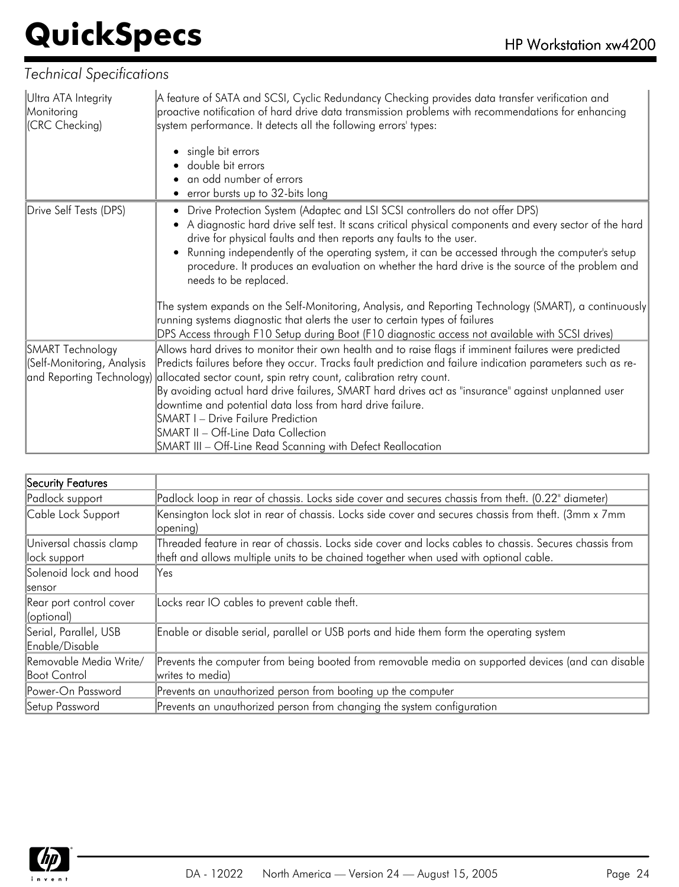*Technical Specifications*

| | |
|---|---|
| Ultra ATA Integrity Monitoring (CRC Checking) | A feature of SATA and SCSI, Cyclic Redundancy Checking provides data transfer verification and proactive notification of hard drive data transmission problems with recommendations for enhancing system performance. It detects all the following errors' types:<br>• single bit errors<br>• double bit errors<br>• an odd number of errors<br>• error bursts up to 32-bits long |
| Drive Self Tests (DPS) | • Drive Protection System (Adaptec and LSI SCSI controllers do not offer DPS)<br>• A diagnostic hard drive self test. It scans critical physical components and every sector of the hard drive for physical faults and then reports any faults to the user.<br>• Running independently of the operating system, it can be accessed through the computer's setup procedure. It produces an evaluation on whether the hard drive is the source of the problem and needs to be replaced.<br><br>The system expands on the Self-Monitoring, Analysis, and Reporting Technology (SMART), a continuously running systems diagnostic that alerts the user to certain types of failures<br>DPS Access through F10 Setup during Boot (F10 diagnostic access not available with SCSI drives) |
| SMART Technology (Self-Monitoring, Analysis and Reporting Technology) | Allows hard drives to monitor their own health and to raise flags if imminent failures were predicted Predicts failures before they occur. Tracks fault prediction and failure indication parameters such as re-allocated sector count, spin retry count, calibration retry count.<br>By avoiding actual hard drive failures, SMART hard drives act as "insurance" against unplanned user downtime and potential data loss from hard drive failure.<br>SMART I – Drive Failure Prediction<br>SMART II – Off-Line Data Collection<br>SMART III – Off-Line Read Scanning with Defect Reallocation |

| Security Features | |
|---|---|
| Padlock support | Padlock loop in rear of chassis. Locks side cover and secures chassis from theft. (0.22" diameter) |
| Cable Lock Support | Kensington lock slot in rear of chassis. Locks side cover and secures chassis from theft. (3mm x 7mm opening) |
| Universal chassis clamp lock support | Threaded feature in rear of chassis. Locks side cover and locks cables to chassis. Secures chassis from theft and allows multiple units to be chained together when used with optional cable. |
| Solenoid lock and hood sensor | Yes |
| Rear port control cover (optional) | Locks rear IO cables to prevent cable theft. |
| Serial, Parallel, USB Enable/Disable | Enable or disable serial, parallel or USB ports and hide them form the operating system |
| Removable Media Write/ Boot Control | Prevents the computer from being booted from removable media on supported devices (and can disable writes to media) |
| Power-On Password | Prevents an unauthorized person from booting up the computer |
| Setup Password | Prevents an unauthorized person from changing the system configuration |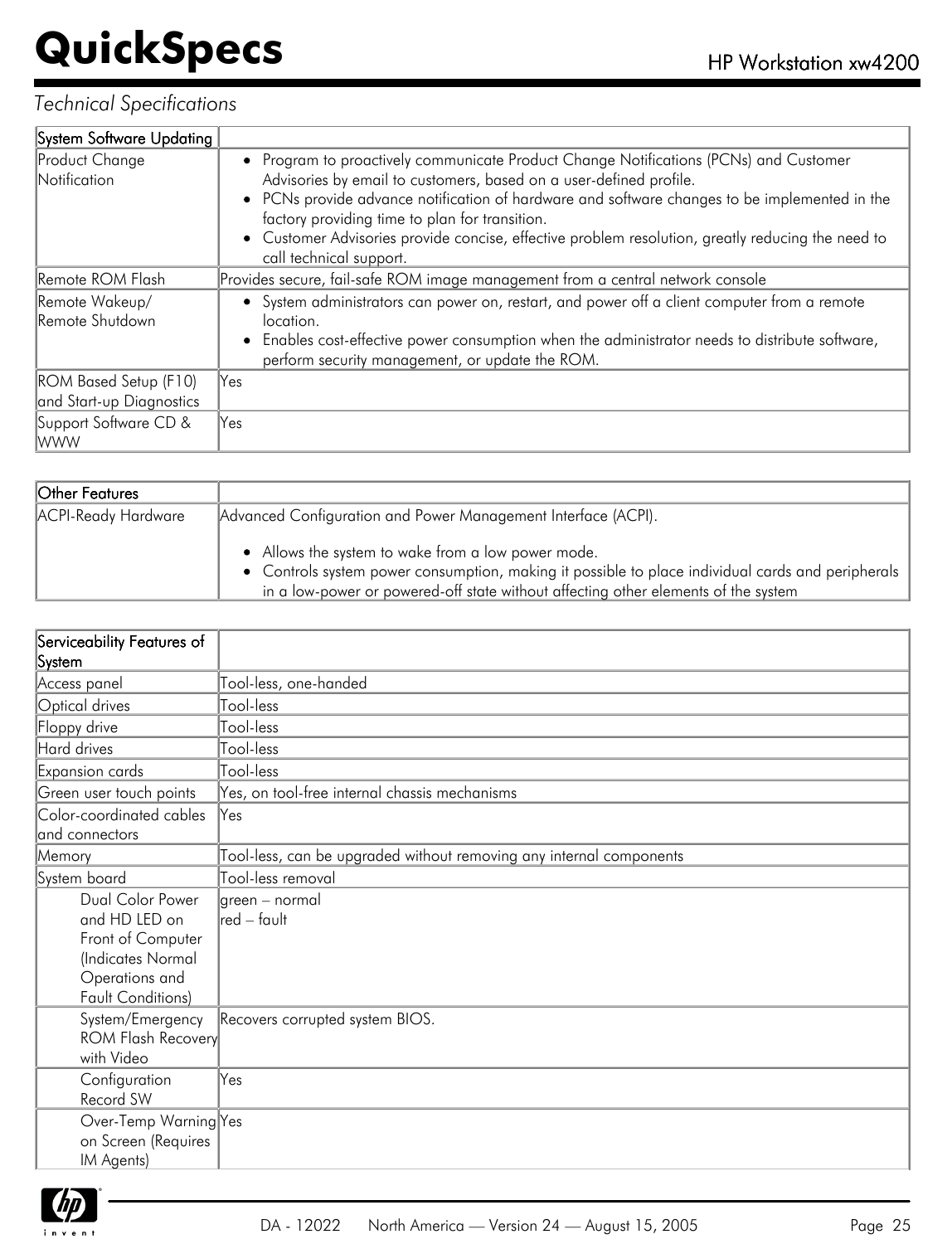*Technical Specifications*

| System Software Updating | |
|---|---|
| Product Change Notification | • Program to proactively communicate Product Change Notifications (PCNs) and Customer Advisories by email to customers, based on a user-defined profile.<br>• PCNs provide advance notification of hardware and software changes to be implemented in the factory providing time to plan for transition.<br>• Customer Advisories provide concise, effective problem resolution, greatly reducing the need to call technical support. |
| Remote ROM Flash | Provides secure, fail-safe ROM image management from a central network console |
| Remote Wakeup/ Remote Shutdown | • System administrators can power on, restart, and power off a client computer from a remote location.<br>• Enables cost-effective power consumption when the administrator needs to distribute software, perform security management, or update the ROM. |
| ROM Based Setup (F10) and Start-up Diagnostics | Yes |
| Support Software CD & WWW | Yes |

| Other Features | |
|---|---|
| ACPI-Ready Hardware | Advanced Configuration and Power Management Interface (ACPI).<br><br>• Allows the system to wake from a low power mode.<br>• Controls system power consumption, making it possible to place individual cards and peripherals in a low-power or powered-off state without affecting other elements of the system |

| Serviceability Features of System | |
|---|---|
| Access panel | Tool-less, one-handed |
| Optical drives | Tool-less |
| Floppy drive | Tool-less |
| Hard drives | Tool-less |
| Expansion cards | Tool-less |
| Green user touch points | Yes, on tool-free internal chassis mechanisms |
| Color-coordinated cables and connectors | Yes |
| Memory | Tool-less, can be upgraded without removing any internal components |
| System board | Tool-less removal |
| Dual Color Power and HD LED on Front of Computer (Indicates Normal Operations and Fault Conditions) | green – normal<br>red – fault |
| System/Emergency ROM Flash Recovery with Video | Recovers corrupted system BIOS. |
| Configuration Record SW | Yes |
| Over-Temp Warning on Screen (Requires IM Agents) | Yes |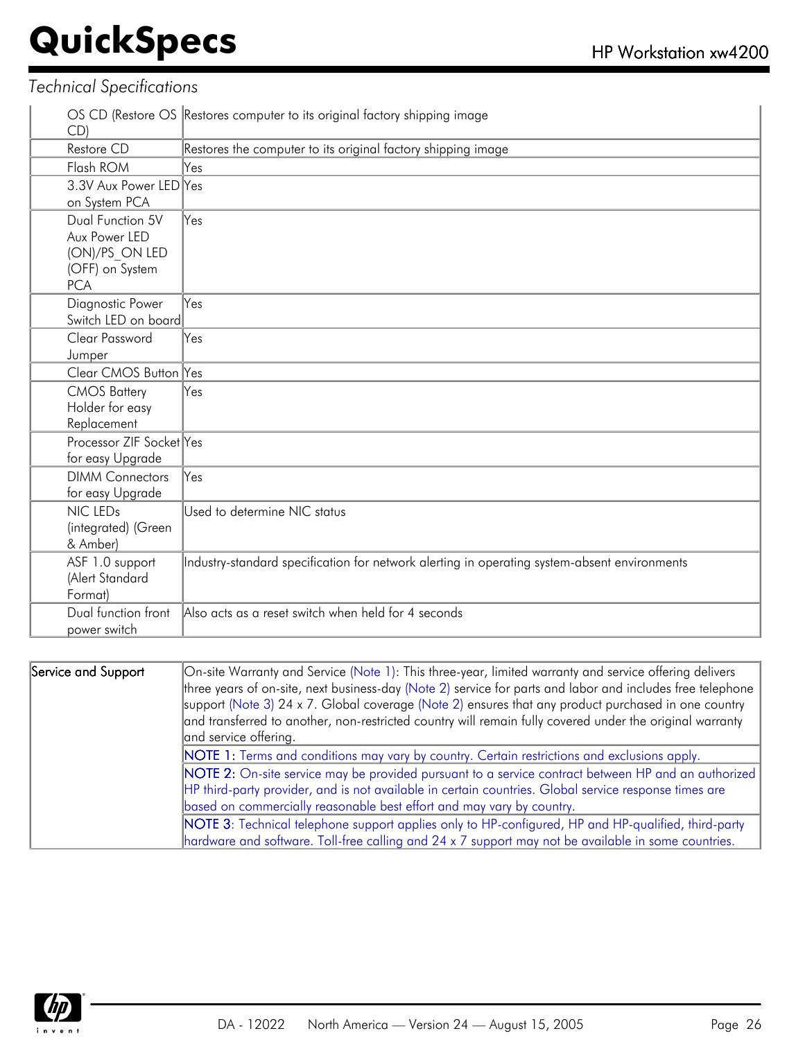*Technical Specifications*

| | |
|---|---|
| OS CD (Restore OS CD) | Restores computer to its original factory shipping image |
| Restore CD | Restores the computer to its original factory shipping image |
| Flash ROM | Yes |
| 3.3V Aux Power LED on System PCA | Yes |
| Dual Function 5V Aux Power LED (ON)/PS_ON LED (OFF) on System PCA | Yes |
| Diagnostic Power Switch LED on board | Yes |
| Clear Password Jumper | Yes |
| Clear CMOS Button | Yes |
| CMOS Battery Holder for easy Replacement | Yes |
| Processor ZIF Socket for easy Upgrade | Yes |
| DIMM Connectors for easy Upgrade | Yes |
| NIC LEDs (integrated) (Green & Amber) | Used to determine NIC status |
| ASF 1.0 support (Alert Standard Format) | Industry-standard specification for network alerting in operating system-absent environments |
| Dual function front power switch | Also acts as a reset switch when held for 4 seconds |

| | |
|---|---|
| Service and Support | On-site Warranty and Service (Note 1): This three-year, limited warranty and service offering delivers three years of on-site, next business-day (Note 2) service for parts and labor and includes free telephone support (Note 3) 24 x 7. Global coverage (Note 2) ensures that any product purchased in one country and transferred to another, non-restricted country will remain fully covered under the original warranty and service offering. |
| | NOTE 1: Terms and conditions may vary by country. Certain restrictions and exclusions apply. |
| | NOTE 2: On-site service may be provided pursuant to a service contract between HP and an authorized HP third-party provider, and is not available in certain countries. Global service response times are based on commercially reasonable best effort and may vary by country. |
| | NOTE 3: Technical telephone support applies only to HP-configured, HP and HP-qualified, third-party hardware and software. Toll-free calling and 24 x 7 support may not be available in some countries. |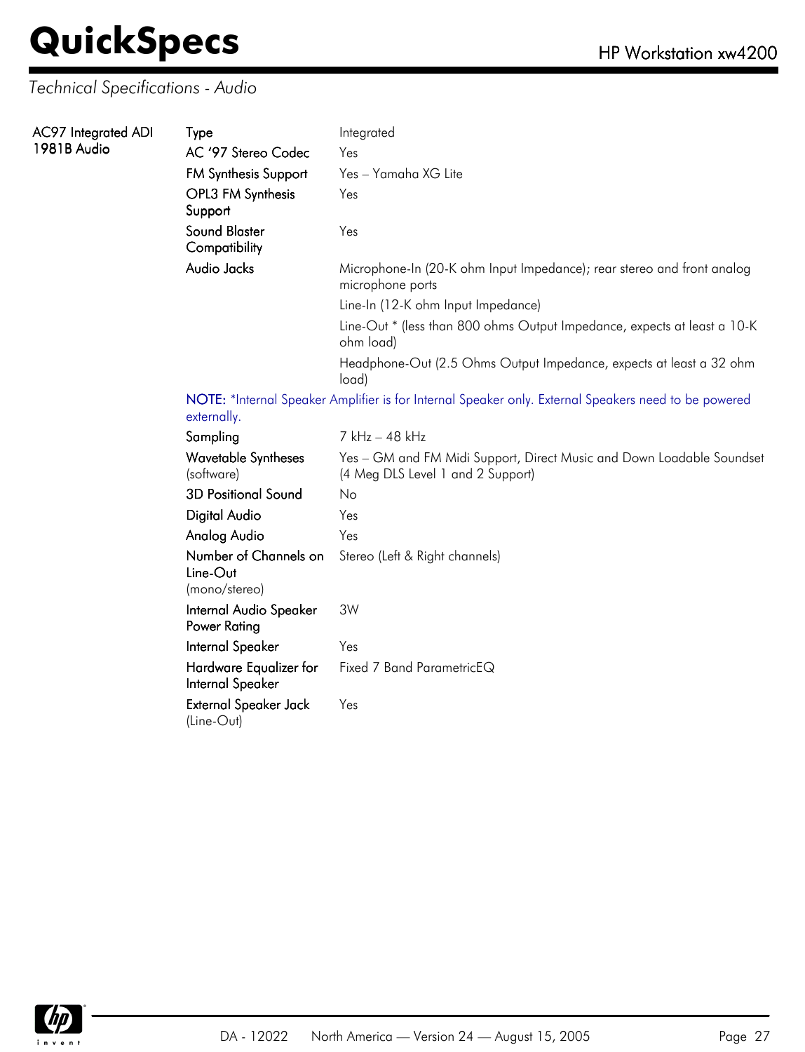*Technical Specifications - Audio*

| | | |
|---|---|---|
| AC97 Integrated ADI 1981B Audio | Type | Integrated |
| | AC '97 Stereo Codec | Yes |
| | FM Synthesis Support | Yes – Yamaha XG Lite |
| | OPL3 FM Synthesis Support | Yes |
| | Sound Blaster Compatibility | Yes |
| | Audio Jacks | Microphone-In (20-K ohm Input Impedance); rear stereo and front analog microphone ports |
| | | Line-In (12-K ohm Input Impedance) |
| | | Line-Out * (less than 800 ohms Output Impedance, expects at least a 10-K ohm load) |
| | | Headphone-Out (2.5 Ohms Output Impedance, expects at least a 32 ohm load) |
| | NOTE: *Internal Speaker Amplifier is for Internal Speaker only. External Speakers need to be powered externally. | |
| | Sampling | 7 kHz – 48 kHz |
| | Wavetable Syntheses (software) | Yes – GM and FM Midi Support, Direct Music and Down Loadable Soundset (4 Meg DLS Level 1 and 2 Support) |
| | 3D Positional Sound | No |
| | Digital Audio | Yes |
| | Analog Audio | Yes |
| | Number of Channels on Line-Out (mono/stereo) | Stereo (Left & Right channels) |
| | Internal Audio Speaker Power Rating | 3W |
| | Internal Speaker | Yes |
| | Hardware Equalizer for Internal Speaker | Fixed 7 Band ParametricEQ |
| | External Speaker Jack (Line-Out) | Yes |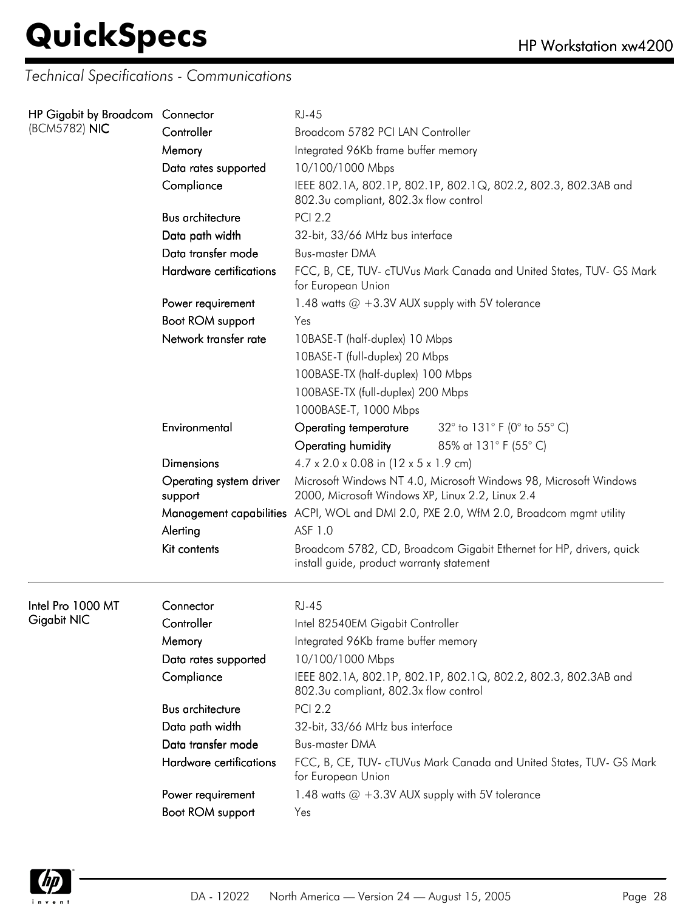## Technical Specifications - Communications

| | | |
|---|---|---|
| **HP Gigabit by Broadcom (BCM5782) NIC** | Connector | RJ-45 |
| | Controller | Broadcom 5782 PCI LAN Controller |
| | Memory | Integrated 96Kb frame buffer memory |
| | Data rates supported | 10/100/1000 Mbps |
| | Compliance | IEEE 802.1A, 802.1P, 802.1P, 802.1Q, 802.2, 802.3, 802.3AB and 802.3u compliant, 802.3x flow control |
| | Bus architecture | PCI 2.2 |
| | Data path width | 32-bit, 33/66 MHz bus interface |
| | Data transfer mode | Bus-master DMA |
| | Hardware certifications | FCC, B, CE, TUV- cTUVus Mark Canada and United States, TUV- GS Mark for European Union |
| | Power requirement | 1.48 watts @ +3.3V AUX supply with 5V tolerance |
| | Boot ROM support | Yes |
| | Network transfer rate | 10BASE-T (half-duplex) 10 Mbps<br>10BASE-T (full-duplex) 20 Mbps<br>100BASE-TX (half-duplex) 100 Mbps<br>100BASE-TX (full-duplex) 200 Mbps<br>1000BASE-T, 1000 Mbps |
| | Environmental | Operating temperature: 32° to 131° F (0° to 55° C)<br>Operating humidity: 85% at 131° F (55° C) |
| | Dimensions | 4.7 x 2.0 x 0.08 in (12 x 5 x 1.9 cm) |
| | Operating system driver support | Microsoft Windows NT 4.0, Microsoft Windows 98, Microsoft Windows 2000, Microsoft Windows XP, Linux 2.2, Linux 2.4 |
| | Management capabilities | ACPI, WOL and DMI 2.0, PXE 2.0, WfM 2.0, Broadcom mgmt utility |
| | Alerting | ASF 1.0 |
| | Kit contents | Broadcom 5782, CD, Broadcom Gigabit Ethernet for HP, drivers, quick install guide, product warranty statement |

| | | |
|---|---|---|
| **Intel Pro 1000 MT Gigabit NIC** | Connector | RJ-45 |
| | Controller | Intel 82540EM Gigabit Controller |
| | Memory | Integrated 96Kb frame buffer memory |
| | Data rates supported | 10/100/1000 Mbps |
| | Compliance | IEEE 802.1A, 802.1P, 802.1P, 802.1Q, 802.2, 802.3, 802.3AB and 802.3u compliant, 802.3x flow control |
| | Bus architecture | PCI 2.2 |
| | Data path width | 32-bit, 33/66 MHz bus interface |
| | Data transfer mode | Bus-master DMA |
| | Hardware certifications | FCC, B, CE, TUV- cTUVus Mark Canada and United States, TUV- GS Mark for European Union |
| | Power requirement | 1.48 watts @ +3.3V AUX supply with 5V tolerance |
| | Boot ROM support | Yes |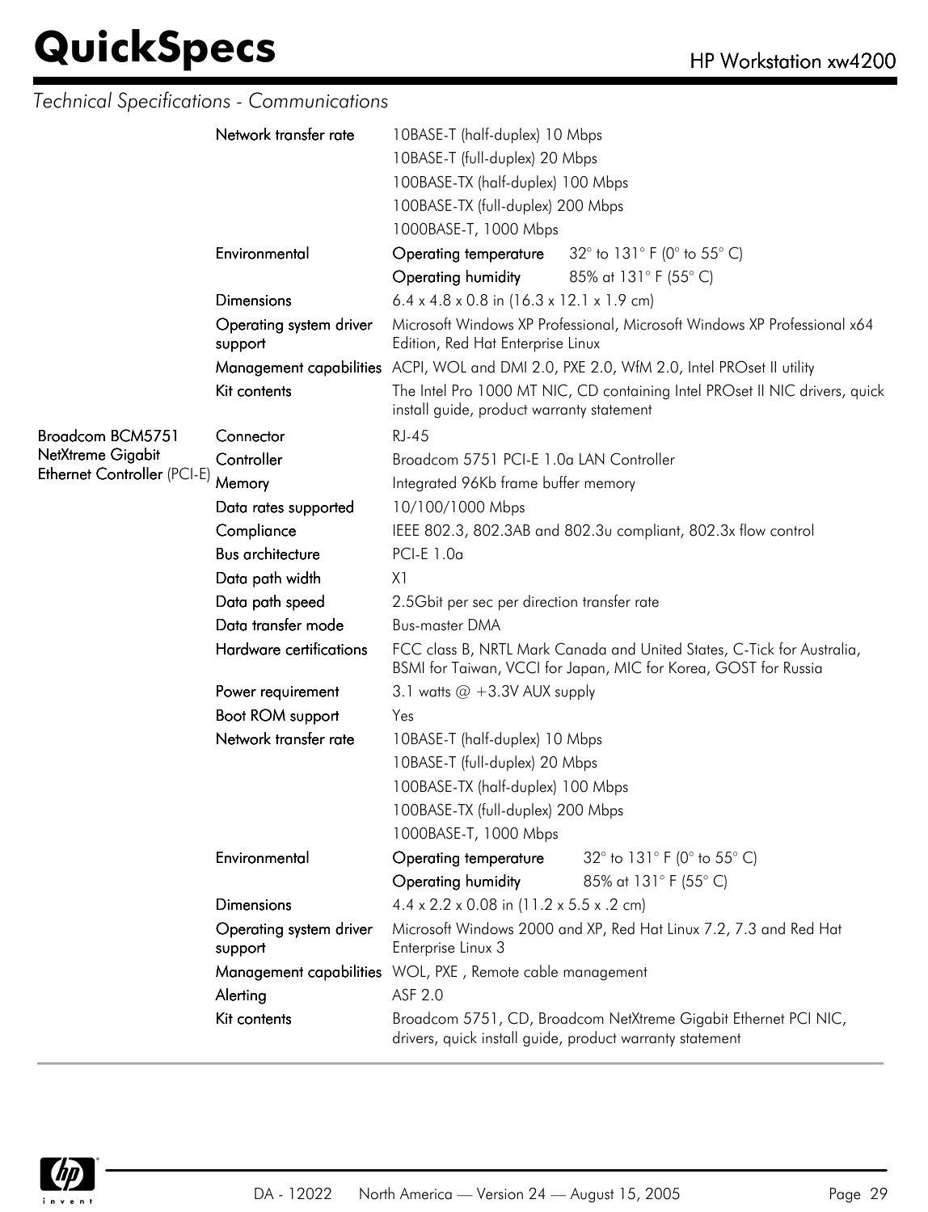*Technical Specifications - Communications*

| | | |
|---|---|---|
| | **Network transfer rate** | 10BASE-T (half-duplex) 10 Mbps<br>10BASE-T (full-duplex) 20 Mbps<br>100BASE-TX (half-duplex) 100 Mbps<br>100BASE-TX (full-duplex) 200 Mbps<br>1000BASE-T, 1000 Mbps |
| | **Environmental** | **Operating temperature** 32° to 131° F (0° to 55° C)<br>**Operating humidity** 85% at 131° F (55° C) |
| | **Dimensions** | 6.4 x 4.8 x 0.8 in (16.3 x 12.1 x 1.9 cm) |
| | **Operating system driver support** | Microsoft Windows XP Professional, Microsoft Windows XP Professional x64 Edition, Red Hat Enterprise Linux |
| | **Management capabilities** | ACPI, WOL and DMI 2.0, PXE 2.0, WfM 2.0, Intel PROset II utility |
| | **Kit contents** | The Intel Pro 1000 MT NIC, CD containing Intel PROset II NIC drivers, quick install guide, product warranty statement |
| **Broadcom BCM5751 NetXtreme Gigabit Ethernet Controller** (PCI-E) | **Connector** | RJ-45 |
| | **Controller** | Broadcom 5751 PCI-E 1.0a LAN Controller |
| | **Memory** | Integrated 96Kb frame buffer memory |
| | **Data rates supported** | 10/100/1000 Mbps |
| | **Compliance** | IEEE 802.3, 802.3AB and 802.3u compliant, 802.3x flow control |
| | **Bus architecture** | PCI-E 1.0a |
| | **Data path width** | X1 |
| | **Data path speed** | 2.5Gbit per sec per direction transfer rate |
| | **Data transfer mode** | Bus-master DMA |
| | **Hardware certifications** | FCC class B, NRTL Mark Canada and United States, C-Tick for Australia, BSMI for Taiwan, VCCI for Japan, MIC for Korea, GOST for Russia |
| | **Power requirement** | 3.1 watts @ +3.3V AUX supply |
| | **Boot ROM support** | Yes |
| | **Network transfer rate** | 10BASE-T (half-duplex) 10 Mbps<br>10BASE-T (full-duplex) 20 Mbps<br>100BASE-TX (half-duplex) 100 Mbps<br>100BASE-TX (full-duplex) 200 Mbps<br>1000BASE-T, 1000 Mbps |
| | **Environmental** | **Operating temperature** 32° to 131° F (0° to 55° C)<br>**Operating humidity** 85% at 131° F (55° C) |
| | **Dimensions** | 4.4 x 2.2 x 0.08 in (11.2 x 5.5 x .2 cm) |
| | **Operating system driver support** | Microsoft Windows 2000 and XP, Red Hat Linux 7.2, 7.3 and Red Hat Enterprise Linux 3 |
| | **Management capabilities** | WOL, PXE , Remote cable management |
| | **Alerting** | ASF 2.0 |
| | **Kit contents** | Broadcom 5751, CD, Broadcom NetXtreme Gigabit Ethernet PCI NIC, drivers, quick install guide, product warranty statement |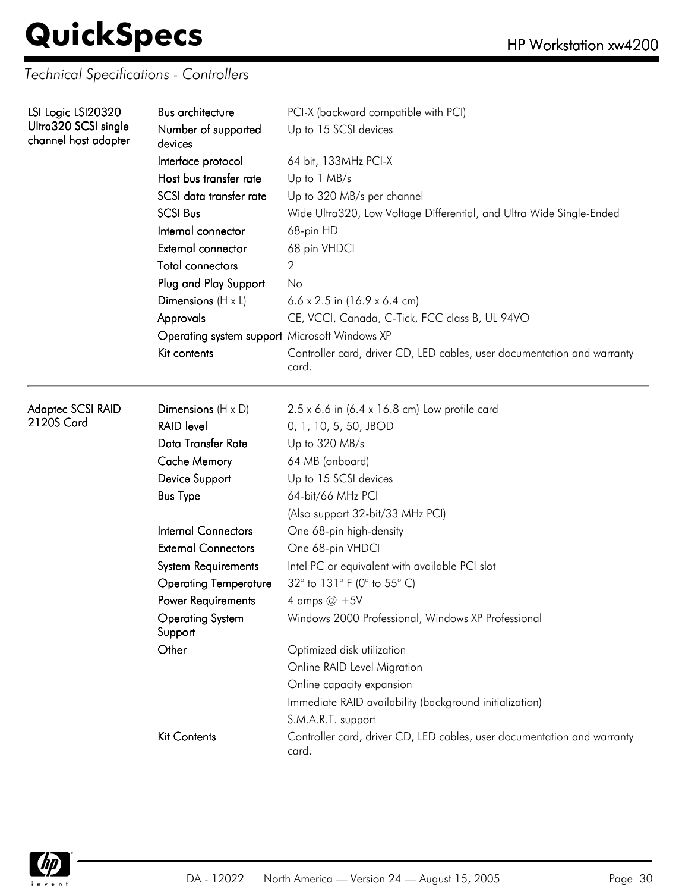*Technical Specifications - Controllers*

| | | |
|---|---|---|
| **LSI Logic LSI20320 Ultra320 SCSI single channel host adapter** | Bus architecture | PCI-X (backward compatible with PCI) |
| | Number of supported devices | Up to 15 SCSI devices |
| | Interface protocol | 64 bit, 133MHz PCI-X |
| | Host bus transfer rate | Up to 1 MB/s |
| | SCSI data transfer rate | Up to 320 MB/s per channel |
| | SCSI Bus | Wide Ultra320, Low Voltage Differential, and Ultra Wide Single-Ended |
| | Internal connector | 68-pin HD |
| | External connector | 68 pin VHDCI |
| | Total connectors | 2 |
| | Plug and Play Support | No |
| | Dimensions (H x L) | 6.6 x 2.5 in (16.9 x 6.4 cm) |
| | Approvals | CE, VCCI, Canada, C-Tick, FCC class B, UL 94VO |
| | Operating system support | Microsoft Windows XP |
| | Kit contents | Controller card, driver CD, LED cables, user documentation and warranty card. |

| | | |
|---|---|---|
| **Adaptec SCSI RAID 2120S Card** | Dimensions (H x D) | 2.5 x 6.6 in (6.4 x 16.8 cm) Low profile card |
| | RAID level | 0, 1, 10, 5, 50, JBOD |
| | Data Transfer Rate | Up to 320 MB/s |
| | Cache Memory | 64 MB (onboard) |
| | Device Support | Up to 15 SCSI devices |
| | Bus Type | 64-bit/66 MHz PCI<br>(Also support 32-bit/33 MHz PCI) |
| | Internal Connectors | One 68-pin high-density |
| | External Connectors | One 68-pin VHDCI |
| | System Requirements | Intel PC or equivalent with available PCI slot |
| | Operating Temperature | 32° to 131° F (0° to 55° C) |
| | Power Requirements | 4 amps @ +5V |
| | Operating System Support | Windows 2000 Professional, Windows XP Professional |
| | Other | Optimized disk utilization<br>Online RAID Level Migration<br>Online capacity expansion<br>Immediate RAID availability (background initialization)<br>S.M.A.R.T. support |
| | Kit Contents | Controller card, driver CD, LED cables, user documentation and warranty card. |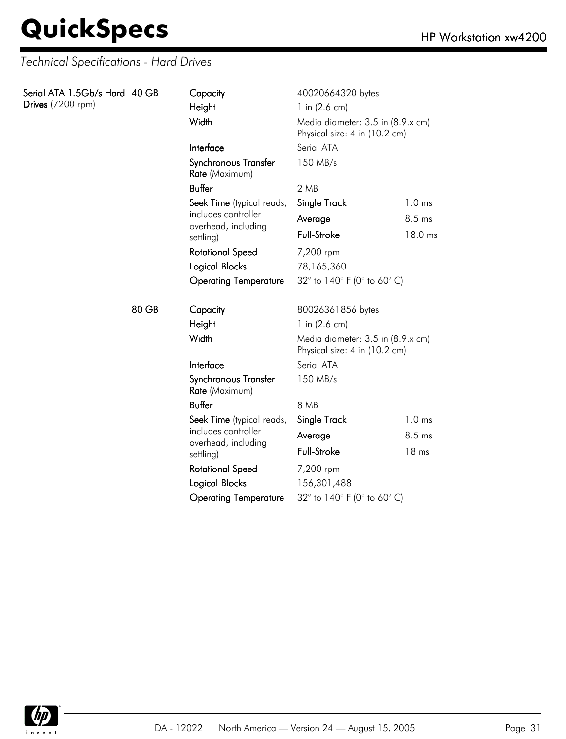## Technical Specifications - Hard Drives

| | | | | |
|---|---|---|---|---|
| **Serial ATA 1.5Gb/s Hard Drives** (7200 rpm) | **40 GB** | **Capacity** | 40020664320 bytes | |
| | | **Height** | 1 in (2.6 cm) | |
| | | **Width** | Media diameter: 3.5 in (8.9.x cm)<br>Physical size: 4 in (10.2 cm) | |
| | | **Interface** | Serial ATA | |
| | | **Synchronous Transfer Rate** (Maximum) | 150 MB/s | |
| | | **Buffer** | 2 MB | |
| | | **Seek Time** (typical reads, includes controller overhead, including settling) | **Single Track** | 1.0 ms |
| | | | **Average** | 8.5 ms |
| | | | **Full-Stroke** | 18.0 ms |
| | | **Rotational Speed** | 7,200 rpm | |
| | | **Logical Blocks** | 78,165,360 | |
| | | **Operating Temperature** | 32° to 140° F (0° to 60° C) | |
| | **80 GB** | **Capacity** | 80026361856 bytes | |
| | | **Height** | 1 in (2.6 cm) | |
| | | **Width** | Media diameter: 3.5 in (8.9.x cm)<br>Physical size: 4 in (10.2 cm) | |
| | | **Interface** | Serial ATA | |
| | | **Synchronous Transfer Rate** (Maximum) | 150 MB/s | |
| | | **Buffer** | 8 MB | |
| | | **Seek Time** (typical reads, includes controller overhead, including settling) | **Single Track** | 1.0 ms |
| | | | **Average** | 8.5 ms |
| | | | **Full-Stroke** | 18 ms |
| | | **Rotational Speed** | 7,200 rpm | |
| | | **Logical Blocks** | 156,301,488 | |
| | | **Operating Temperature** | 32° to 140° F (0° to 60° C) | |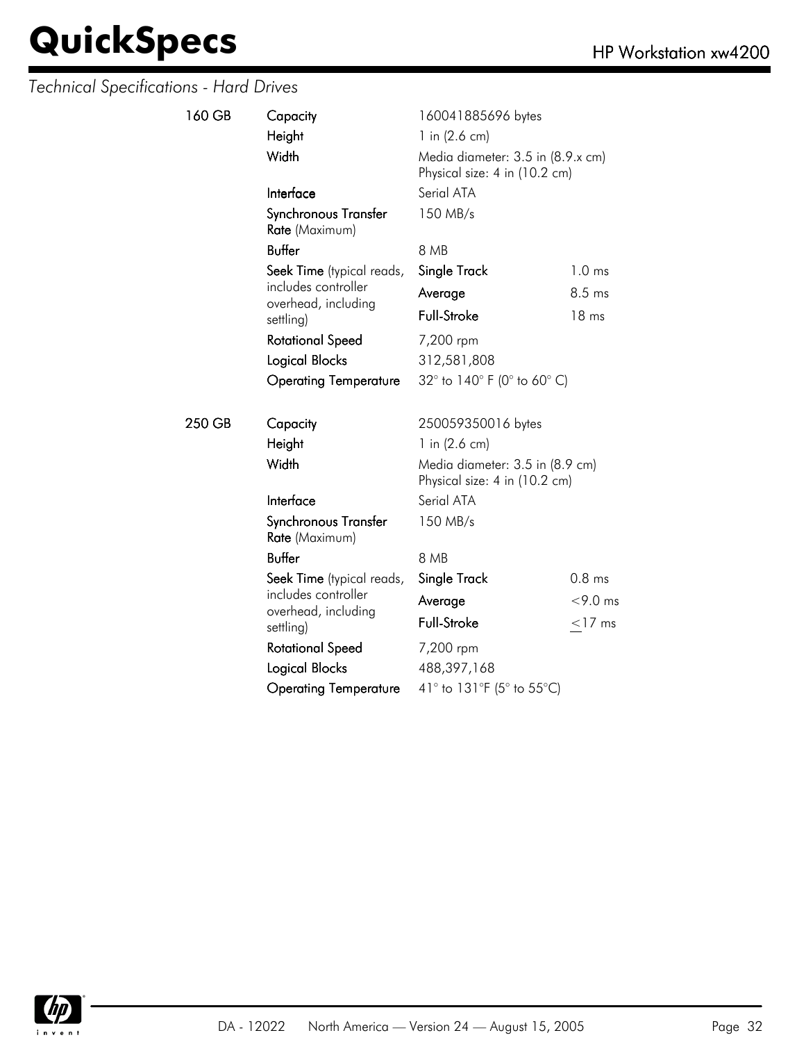*Technical Specifications - Hard Drives*

| | | | |
|---|---|---|---|
| **160 GB** | **Capacity** | 160041885696 bytes | |
| | **Height** | 1 in (2.6 cm) | |
| | **Width** | Media diameter: 3.5 in (8.9.x cm)<br>Physical size: 4 in (10.2 cm) | |
| | **Interface** | Serial ATA | |
| | **Synchronous Transfer Rate** (Maximum) | 150 MB/s | |
| | **Buffer** | 8 MB | |
| | **Seek Time** (typical reads, includes controller overhead, including settling) | **Single Track** | 1.0 ms |
| | | **Average** | 8.5 ms |
| | | **Full-Stroke** | 18 ms |
| | **Rotational Speed** | 7,200 rpm | |
| | **Logical Blocks** | 312,581,808 | |
| | **Operating Temperature** | 32° to 140° F (0° to 60° C) | |
| **250 GB** | **Capacity** | 250059350016 bytes | |
| | **Height** | 1 in (2.6 cm) | |
| | **Width** | Media diameter: 3.5 in (8.9 cm)<br>Physical size: 4 in (10.2 cm) | |
| | **Interface** | Serial ATA | |
| | **Synchronous Transfer Rate** (Maximum) | 150 MB/s | |
| | **Buffer** | 8 MB | |
| | **Seek Time** (typical reads, includes controller overhead, including settling) | **Single Track** | 0.8 ms |
| | | **Average** | <9.0 ms |
| | | **Full-Stroke** | ≤17 ms |
| | **Rotational Speed** | 7,200 rpm | |
| | **Logical Blocks** | 488,397,168 | |
| | **Operating Temperature** | 41° to 131°F (5° to 55°C) | |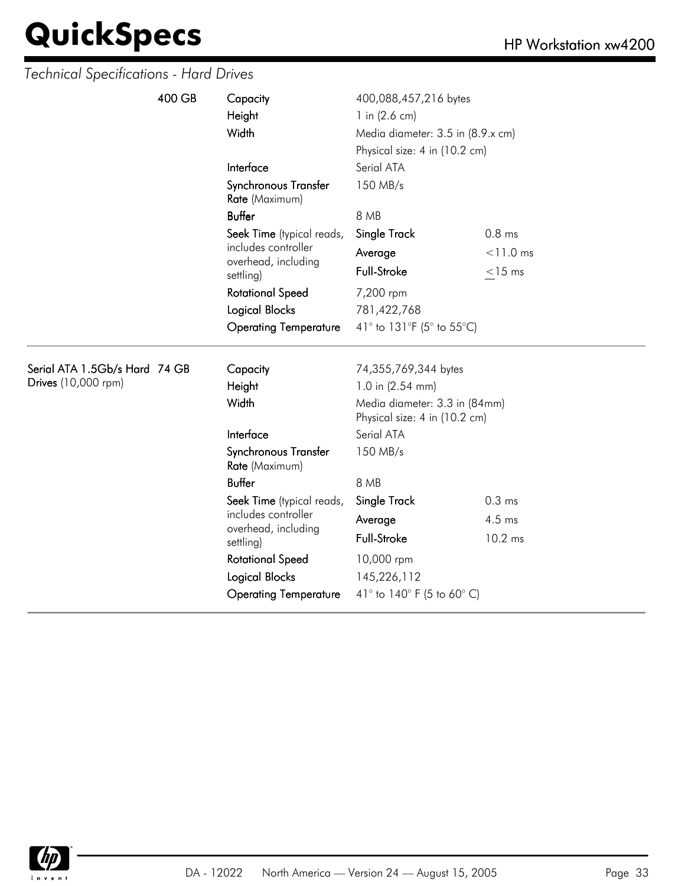*Technical Specifications - Hard Drives*

| | | | | |
|---|---|---|---|---|
| | **400 GB** | **Capacity** | 400,088,457,216 bytes | |
| | | **Height** | 1 in (2.6 cm) | |
| | | **Width** | Media diameter: 3.5 in (8.9.x cm) | |
| | | | Physical size: 4 in (10.2 cm) | |
| | | **Interface** | Serial ATA | |
| | | **Synchronous Transfer Rate** (Maximum) | 150 MB/s | |
| | | **Buffer** | 8 MB | |
| | | **Seek Time** (typical reads, includes controller overhead, including settling) | **Single Track** | 0.8 ms |
| | | | **Average** | <11.0 ms |
| | | | **Full-Stroke** | ≤15 ms |
| | | **Rotational Speed** | 7,200 rpm | |
| | | **Logical Blocks** | 781,422,768 | |
| | | **Operating Temperature** | 41° to 131°F (5° to 55°C) | |
| **Serial ATA 1.5Gb/s Hard Drives** (10,000 rpm) | **74 GB** | **Capacity** | 74,355,769,344 bytes | |
| | | **Height** | 1.0 in (2.54 mm) | |
| | | **Width** | Media diameter: 3.3 in (84mm)<br>Physical size: 4 in (10.2 cm) | |
| | | **Interface** | Serial ATA | |
| | | **Synchronous Transfer Rate** (Maximum) | 150 MB/s | |
| | | **Buffer** | 8 MB | |
| | | **Seek Time** (typical reads, includes controller overhead, including settling) | **Single Track** | 0.3 ms |
| | | | **Average** | 4.5 ms |
| | | | **Full-Stroke** | 10.2 ms |
| | | **Rotational Speed** | 10,000 rpm | |
| | | **Logical Blocks** | 145,226,112 | |
| | | **Operating Temperature** | 41° to 140° F (5 to 60° C) | |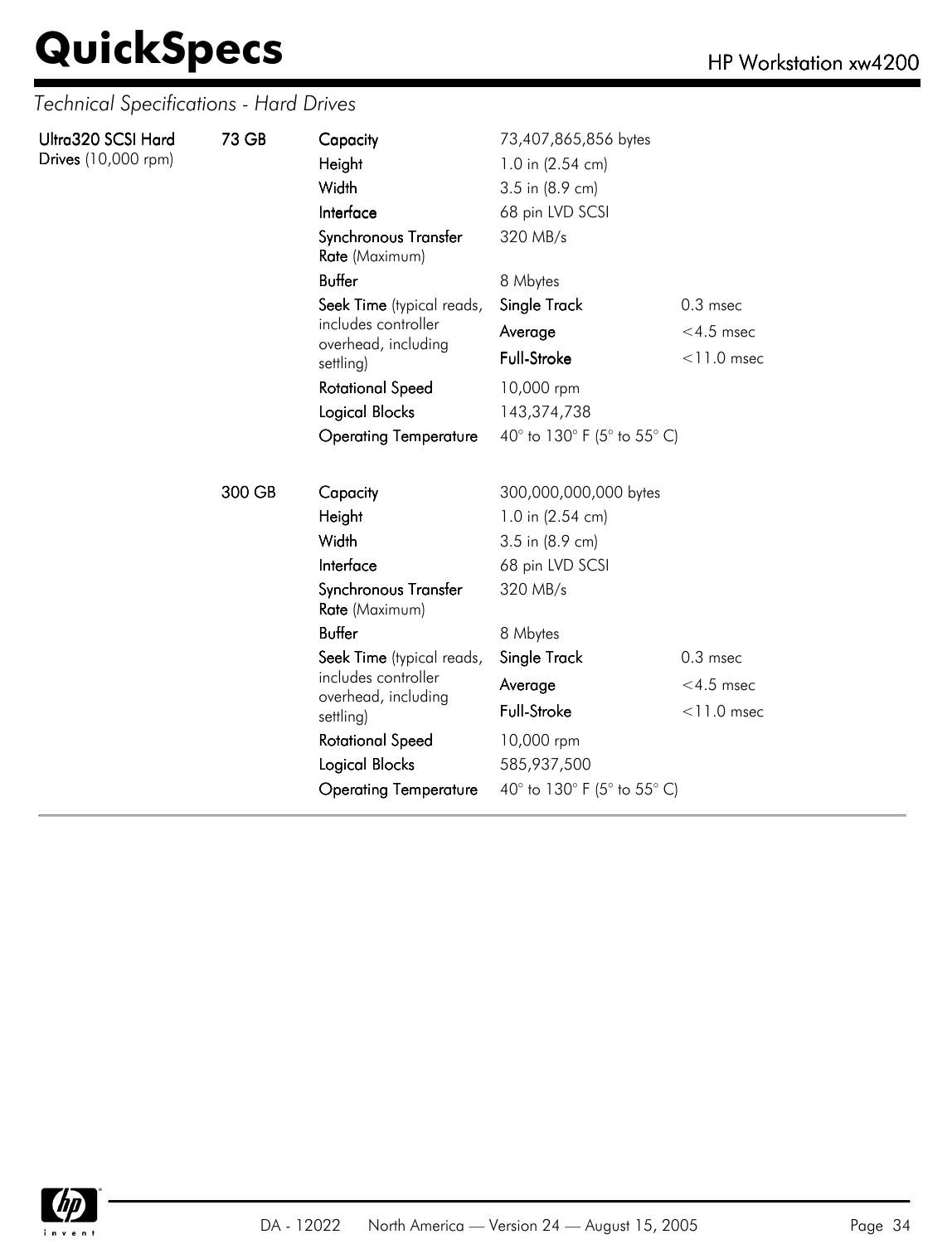*Technical Specifications - Hard Drives*

| | | | | |
|---|---|---|---|---|
| **Ultra320 SCSI Hard Drives** (10,000 rpm) | **73 GB** | **Capacity** | 73,407,865,856 bytes | |
| | | **Height** | 1.0 in (2.54 cm) | |
| | | **Width** | 3.5 in (8.9 cm) | |
| | | **Interface** | 68 pin LVD SCSI | |
| | | **Synchronous Transfer Rate** (Maximum) | 320 MB/s | |
| | | **Buffer** | 8 Mbytes | |
| | | **Seek Time** (typical reads, includes controller overhead, including settling) | **Single Track** | 0.3 msec |
| | | | **Average** | <4.5 msec |
| | | | **Full-Stroke** | <11.0 msec |
| | | **Rotational Speed** | 10,000 rpm | |
| | | **Logical Blocks** | 143,374,738 | |
| | | **Operating Temperature** | 40° to 130° F (5° to 55° C) | |
| | **300 GB** | **Capacity** | 300,000,000,000 bytes | |
| | | **Height** | 1.0 in (2.54 cm) | |
| | | **Width** | 3.5 in (8.9 cm) | |
| | | **Interface** | 68 pin LVD SCSI | |
| | | **Synchronous Transfer Rate** (Maximum) | 320 MB/s | |
| | | **Buffer** | 8 Mbytes | |
| | | **Seek Time** (typical reads, includes controller overhead, including settling) | **Single Track** | 0.3 msec |
| | | | **Average** | <4.5 msec |
| | | | **Full-Stroke** | <11.0 msec |
| | | **Rotational Speed** | 10,000 rpm | |
| | | **Logical Blocks** | 585,937,500 | |
| | | **Operating Temperature** | 40° to 130° F (5° to 55° C) | |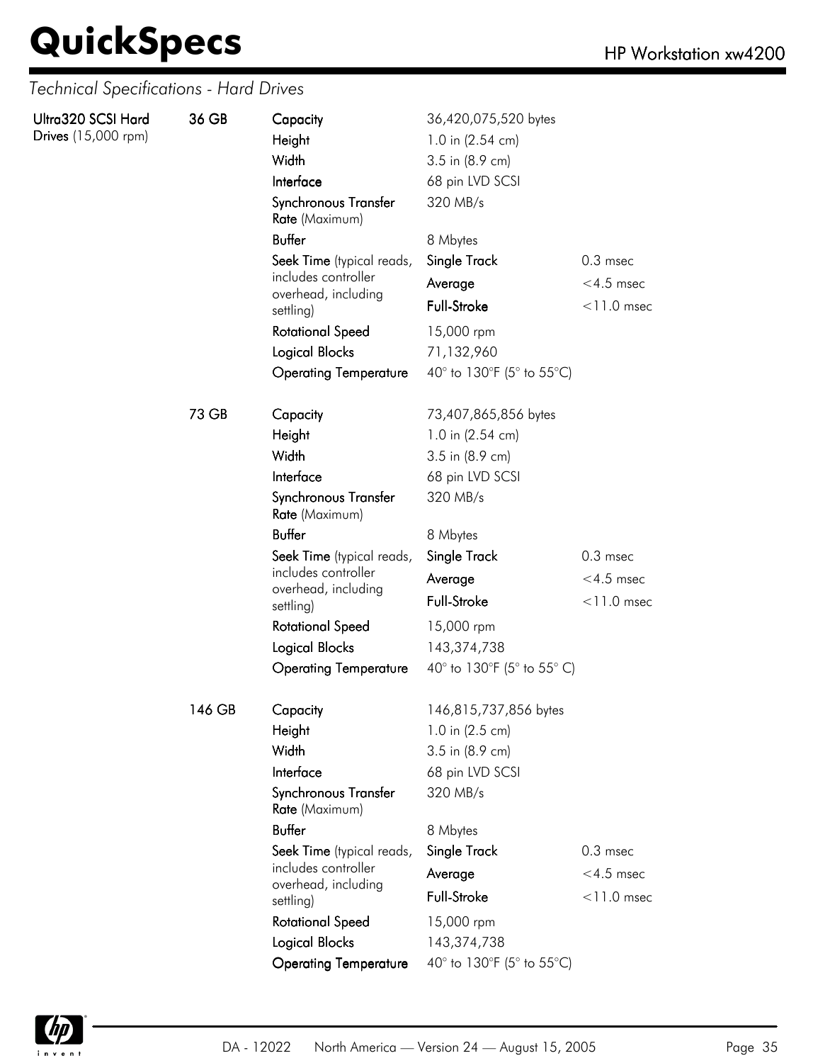*Technical Specifications - Hard Drives*

| | | | | |
|---|---|---|---|---|
| **Ultra320 SCSI Hard Drives** (15,000 rpm) | **36 GB** | **Capacity** | 36,420,075,520 bytes | |
| | | **Height** | 1.0 in (2.54 cm) | |
| | | **Width** | 3.5 in (8.9 cm) | |
| | | **Interface** | 68 pin LVD SCSI | |
| | | **Synchronous Transfer Rate** (Maximum) | 320 MB/s | |
| | | **Buffer** | 8 Mbytes | |
| | | **Seek Time** (typical reads, includes controller overhead, including settling) | **Single Track** | 0.3 msec |
| | | | **Average** | <4.5 msec |
| | | | **Full-Stroke** | <11.0 msec |
| | | **Rotational Speed** | 15,000 rpm | |
| | | **Logical Blocks** | 71,132,960 | |
| | | **Operating Temperature** | 40° to 130°F (5° to 55°C) | |
| | **73 GB** | **Capacity** | 73,407,865,856 bytes | |
| | | **Height** | 1.0 in (2.54 cm) | |
| | | **Width** | 3.5 in (8.9 cm) | |
| | | **Interface** | 68 pin LVD SCSI | |
| | | **Synchronous Transfer Rate** (Maximum) | 320 MB/s | |
| | | **Buffer** | 8 Mbytes | |
| | | **Seek Time** (typical reads, includes controller overhead, including settling) | **Single Track** | 0.3 msec |
| | | | **Average** | <4.5 msec |
| | | | **Full-Stroke** | <11.0 msec |
| | | **Rotational Speed** | 15,000 rpm | |
| | | **Logical Blocks** | 143,374,738 | |
| | | **Operating Temperature** | 40° to 130°F (5° to 55° C) | |
| | **146 GB** | **Capacity** | 146,815,737,856 bytes | |
| | | **Height** | 1.0 in (2.5 cm) | |
| | | **Width** | 3.5 in (8.9 cm) | |
| | | **Interface** | 68 pin LVD SCSI | |
| | | **Synchronous Transfer Rate** (Maximum) | 320 MB/s | |
| | | **Buffer** | 8 Mbytes | |
| | | **Seek Time** (typical reads, includes controller overhead, including settling) | **Single Track** | 0.3 msec |
| | | | **Average** | <4.5 msec |
| | | | **Full-Stroke** | <11.0 msec |
| | | **Rotational Speed** | 15,000 rpm | |
| | | **Logical Blocks** | 143,374,738 | |
| | | **Operating Temperature** | 40° to 130°F (5° to 55°C) | |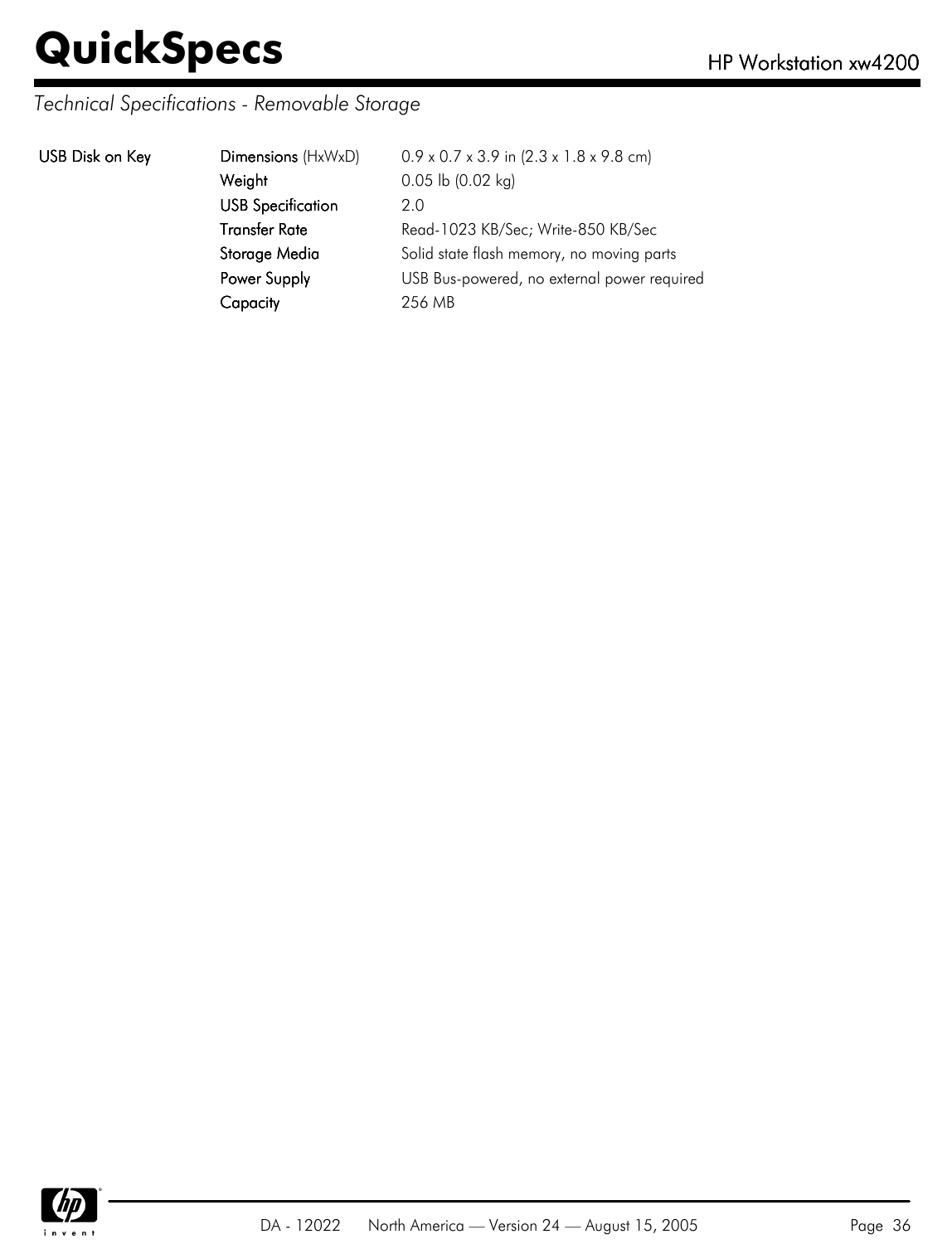*Technical Specifications - Removable Storage*

| | | |
|---|---|---|
| **USB Disk on Key** | **Dimensions** (HxWxD) | 0.9 x 0.7 x 3.9 in (2.3 x 1.8 x 9.8 cm) |
| | **Weight** | 0.05 lb (0.02 kg) |
| | **USB Specification** | 2.0 |
| | **Transfer Rate** | Read-1023 KB/Sec; Write-850 KB/Sec |
| | **Storage Media** | Solid state flash memory, no moving parts |
| | **Power Supply** | USB Bus-powered, no external power required |
| | **Capacity** | 256 MB |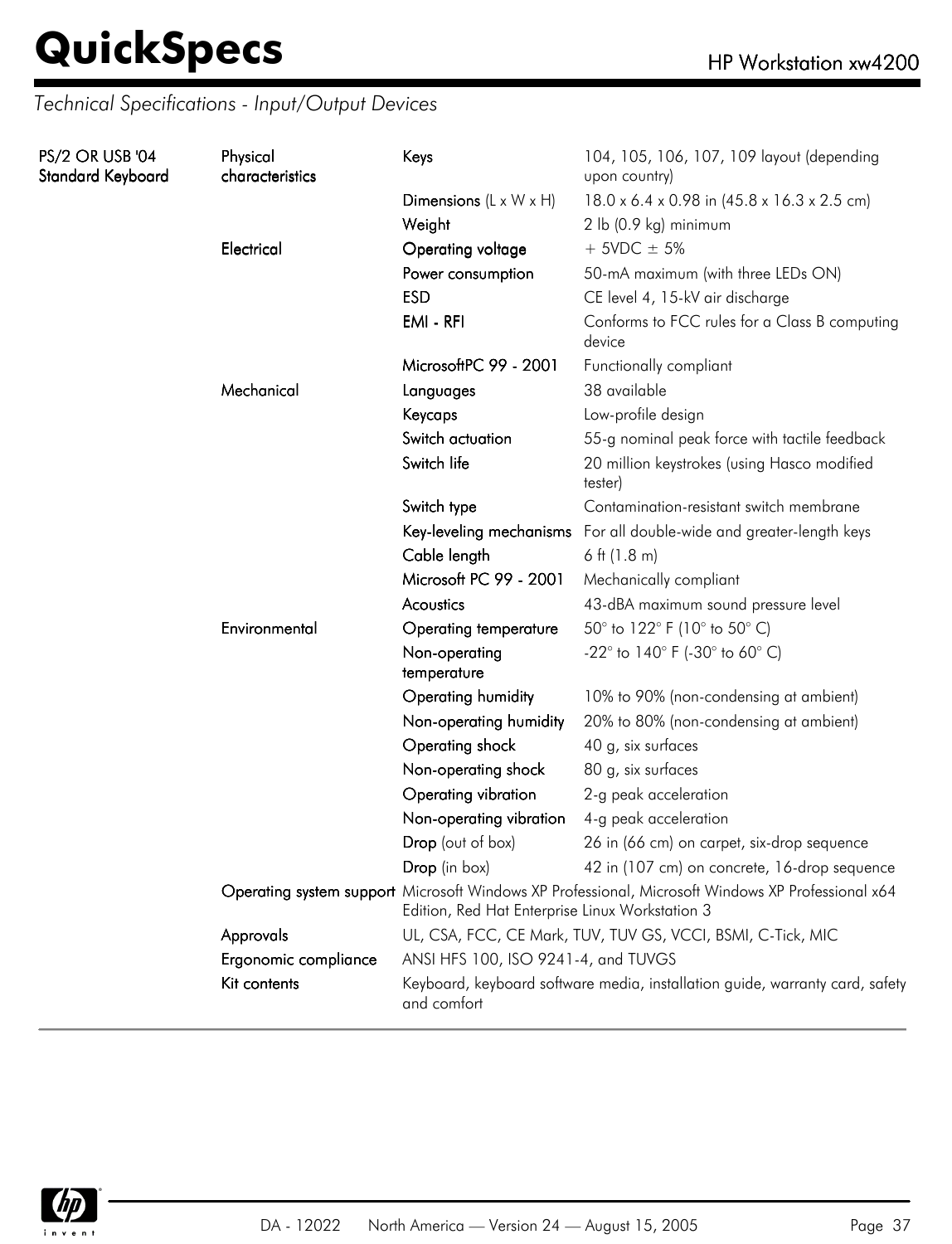## Technical Specifications - Input/Output Devices

| | | | |
|---|---|---|---|
| **PS/2 OR USB '04 Standard Keyboard** | **Physical characteristics** | **Keys** | 104, 105, 106, 107, 109 layout (depending upon country) |
| | | **Dimensions** (L x W x H) | 18.0 x 6.4 x 0.98 in (45.8 x 16.3 x 2.5 cm) |
| | | **Weight** | 2 lb (0.9 kg) minimum |
| | **Electrical** | **Operating voltage** | + 5VDC ± 5% |
| | | **Power consumption** | 50-mA maximum (with three LEDs ON) |
| | | **ESD** | CE level 4, 15-kV air discharge |
| | | **EMI - RFI** | Conforms to FCC rules for a Class B computing device |
| | | **MicrosoftPC 99 - 2001** | Functionally compliant |
| | **Mechanical** | **Languages** | 38 available |
| | | **Keycaps** | Low-profile design |
| | | **Switch actuation** | 55-g nominal peak force with tactile feedback |
| | | **Switch life** | 20 million keystrokes (using Hasco modified tester) |
| | | **Switch type** | Contamination-resistant switch membrane |
| | | **Key-leveling mechanisms** | For all double-wide and greater-length keys |
| | | **Cable length** | 6 ft (1.8 m) |
| | | **Microsoft PC 99 - 2001** | Mechanically compliant |
| | | **Acoustics** | 43-dBA maximum sound pressure level |
| | **Environmental** | **Operating temperature** | 50° to 122° F (10° to 50° C) |
| | | **Non-operating temperature** | -22° to 140° F (-30° to 60° C) |
| | | **Operating humidity** | 10% to 90% (non-condensing at ambient) |
| | | **Non-operating humidity** | 20% to 80% (non-condensing at ambient) |
| | | **Operating shock** | 40 g, six surfaces |
| | | **Non-operating shock** | 80 g, six surfaces |
| | | **Operating vibration** | 2-g peak acceleration |
| | | **Non-operating vibration** | 4-g peak acceleration |
| | | **Drop** (out of box) | 26 in (66 cm) on carpet, six-drop sequence |
| | | **Drop** (in box) | 42 in (107 cm) on concrete, 16-drop sequence |
| | **Operating system support** | Microsoft Windows XP Professional, Microsoft Windows XP Professional x64 Edition, Red Hat Enterprise Linux Workstation 3 | |
| | **Approvals** | UL, CSA, FCC, CE Mark, TUV, TUV GS, VCCI, BSMI, C-Tick, MIC | |
| | **Ergonomic compliance** | ANSI HFS 100, ISO 9241-4, and TUVGS | |
| | **Kit contents** | Keyboard, keyboard software media, installation guide, warranty card, safety and comfort | |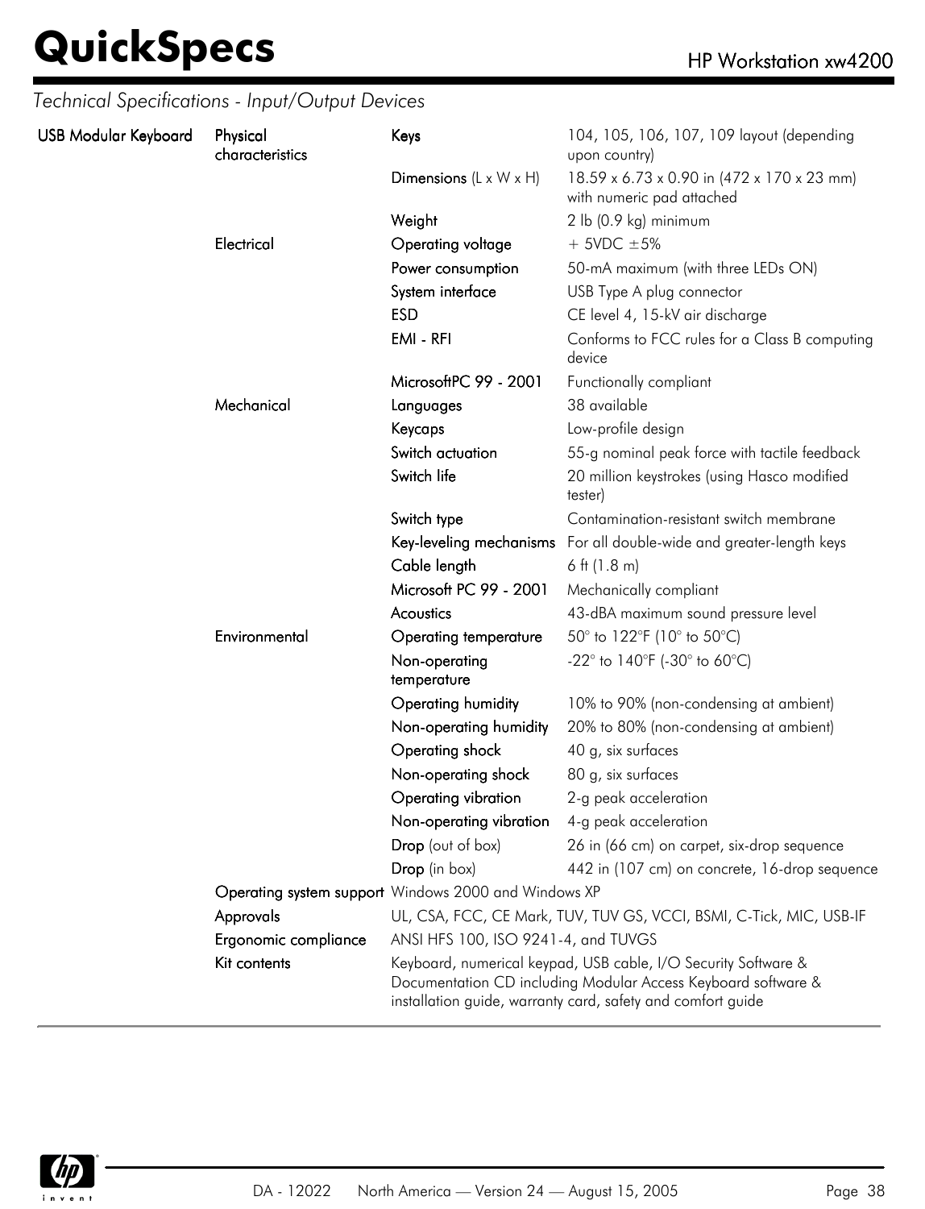*Technical Specifications - Input/Output Devices*

| | | | |
|---|---|---|---|
| **USB Modular Keyboard** | **Physical characteristics** | **Keys** | 104, 105, 106, 107, 109 layout (depending upon country) |
| | | **Dimensions** (L x W x H) | 18.59 x 6.73 x 0.90 in (472 x 170 x 23 mm) with numeric pad attached |
| | | **Weight** | 2 lb (0.9 kg) minimum |
| | **Electrical** | **Operating voltage** | + 5VDC ±5% |
| | | **Power consumption** | 50-mA maximum (with three LEDs ON) |
| | | **System interface** | USB Type A plug connector |
| | | **ESD** | CE level 4, 15-kV air discharge |
| | | **EMI - RFI** | Conforms to FCC rules for a Class B computing device |
| | | **MicrosoftPC 99 - 2001** | Functionally compliant |
| | **Mechanical** | **Languages** | 38 available |
| | | **Keycaps** | Low-profile design |
| | | **Switch actuation** | 55-g nominal peak force with tactile feedback |
| | | **Switch life** | 20 million keystrokes (using Hasco modified tester) |
| | | **Switch type** | Contamination-resistant switch membrane |
| | | **Key-leveling mechanisms** | For all double-wide and greater-length keys |
| | | **Cable length** | 6 ft (1.8 m) |
| | | **Microsoft PC 99 - 2001** | Mechanically compliant |
| | | **Acoustics** | 43-dBA maximum sound pressure level |
| | **Environmental** | **Operating temperature** | 50° to 122°F (10° to 50°C) |
| | | **Non-operating temperature** | -22° to 140°F (-30° to 60°C) |
| | | **Operating humidity** | 10% to 90% (non-condensing at ambient) |
| | | **Non-operating humidity** | 20% to 80% (non-condensing at ambient) |
| | | **Operating shock** | 40 g, six surfaces |
| | | **Non-operating shock** | 80 g, six surfaces |
| | | **Operating vibration** | 2-g peak acceleration |
| | | **Non-operating vibration** | 4-g peak acceleration |
| | | **Drop** (out of box) | 26 in (66 cm) on carpet, six-drop sequence |
| | | **Drop** (in box) | 442 in (107 cm) on concrete, 16-drop sequence |
| | **Operating system support** | Windows 2000 and Windows XP | |
| | **Approvals** | UL, CSA, FCC, CE Mark, TUV, TUV GS, VCCI, BSMI, C-Tick, MIC, USB-IF | |
| | **Ergonomic compliance** | ANSI HFS 100, ISO 9241-4, and TUVGS | |
| | **Kit contents** | Keyboard, numerical keypad, USB cable, I/O Security Software & Documentation CD including Modular Access Keyboard software & installation guide, warranty card, safety and comfort guide | |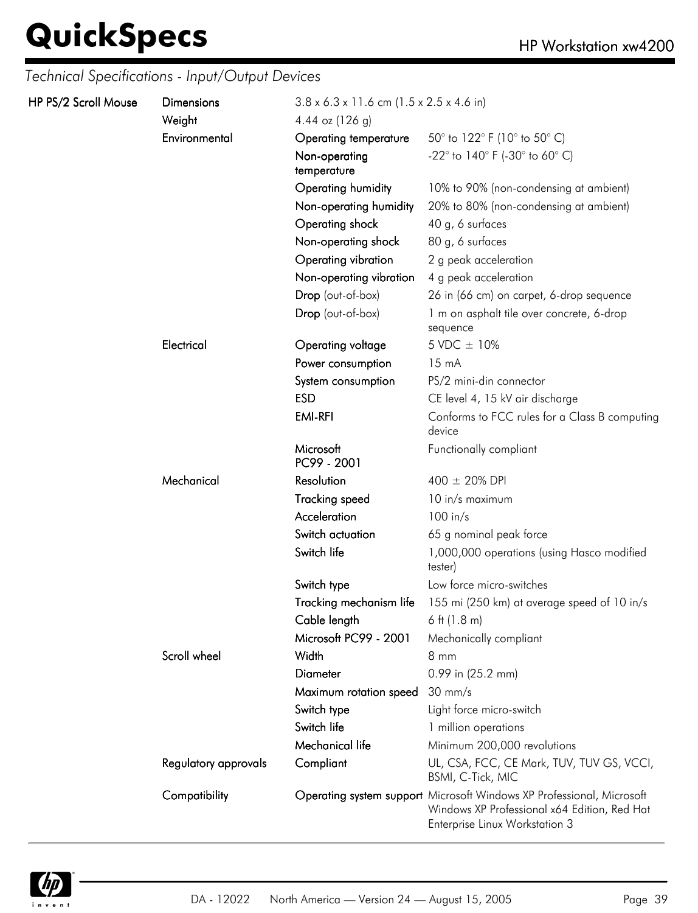*Technical Specifications - Input/Output Devices*

| | | | |
|---|---|---|---|
| **HP PS/2 Scroll Mouse** | Dimensions | 3.8 x 6.3 x 11.6 cm (1.5 x 2.5 x 4.6 in) | |
| | Weight | 4.44 oz (126 g) | |
| | Environmental | Operating temperature | 50° to 122° F (10° to 50° C) |
| | | Non-operating temperature | -22° to 140° F (-30° to 60° C) |
| | | Operating humidity | 10% to 90% (non-condensing at ambient) |
| | | Non-operating humidity | 20% to 80% (non-condensing at ambient) |
| | | Operating shock | 40 g, 6 surfaces |
| | | Non-operating shock | 80 g, 6 surfaces |
| | | Operating vibration | 2 g peak acceleration |
| | | Non-operating vibration | 4 g peak acceleration |
| | | Drop (out-of-box) | 26 in (66 cm) on carpet, 6-drop sequence |
| | | Drop (out-of-box) | 1 m on asphalt tile over concrete, 6-drop sequence |
| | Electrical | Operating voltage | 5 VDC ± 10% |
| | | Power consumption | 15 mA |
| | | System consumption | PS/2 mini-din connector |
| | | ESD | CE level 4, 15 kV air discharge |
| | | EMI-RFI | Conforms to FCC rules for a Class B computing device |
| | | Microsoft PC99 - 2001 | Functionally compliant |
| | Mechanical | Resolution | 400 ± 20% DPI |
| | | Tracking speed | 10 in/s maximum |
| | | Acceleration | 100 in/s |
| | | Switch actuation | 65 g nominal peak force |
| | | Switch life | 1,000,000 operations (using Hasco modified tester) |
| | | Switch type | Low force micro-switches |
| | | Tracking mechanism life | 155 mi (250 km) at average speed of 10 in/s |
| | | Cable length | 6 ft (1.8 m) |
| | | Microsoft PC99 - 2001 | Mechanically compliant |
| | Scroll wheel | Width | 8 mm |
| | | Diameter | 0.99 in (25.2 mm) |
| | | Maximum rotation speed | 30 mm/s |
| | | Switch type | Light force micro-switch |
| | | Switch life | 1 million operations |
| | | Mechanical life | Minimum 200,000 revolutions |
| | Regulatory approvals | Compliant | UL, CSA, FCC, CE Mark, TUV, TUV GS, VCCI, BSMI, C-Tick, MIC |
| | Compatibility | Operating system support | Microsoft Windows XP Professional, Microsoft Windows XP Professional x64 Edition, Red Hat Enterprise Linux Workstation 3 |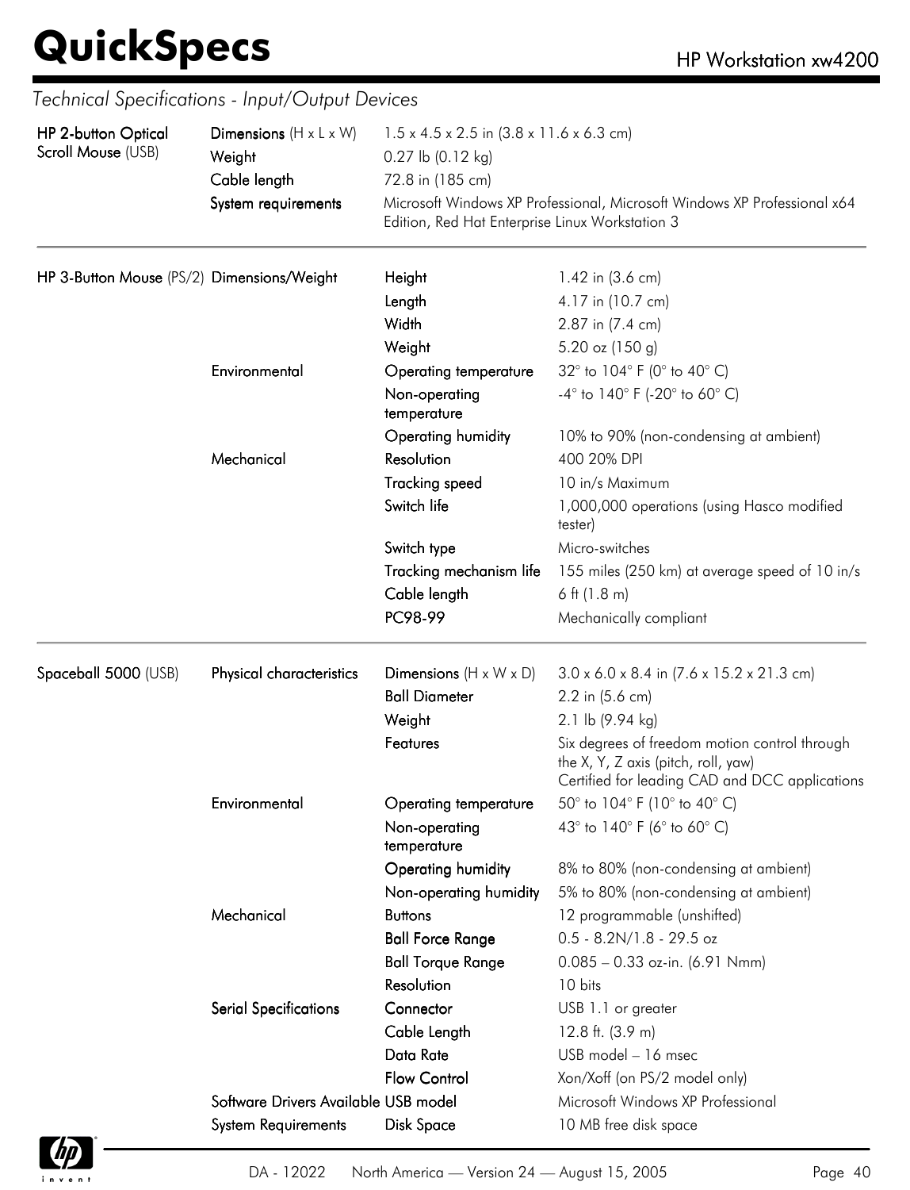## Technical Specifications - Input/Output Devices

| | | | |
|---|---|---|---|
| **HP 2-button Optical Scroll Mouse** (USB) | **Dimensions** (H x L x W) | 1.5 x 4.5 x 2.5 in (3.8 x 11.6 x 6.3 cm) | |
| | **Weight** | 0.27 lb (0.12 kg) | |
| | **Cable length** | 72.8 in (185 cm) | |
| | **System requirements** | Microsoft Windows XP Professional, Microsoft Windows XP Professional x64 Edition, Red Hat Enterprise Linux Workstation 3 | |

| | | | |
|---|---|---|---|
| **HP 3-Button Mouse** (PS/2) | **Dimensions/Weight** | **Height** | 1.42 in (3.6 cm) |
| | | **Length** | 4.17 in (10.7 cm) |
| | | **Width** | 2.87 in (7.4 cm) |
| | | **Weight** | 5.20 oz (150 g) |
| | **Environmental** | **Operating temperature** | 32° to 104° F (0° to 40° C) |
| | | **Non-operating temperature** | -4° to 140° F (-20° to 60° C) |
| | | **Operating humidity** | 10% to 90% (non-condensing at ambient) |
| | **Mechanical** | **Resolution** | 400 20% DPI |
| | | **Tracking speed** | 10 in/s Maximum |
| | | **Switch life** | 1,000,000 operations (using Hasco modified tester) |
| | | **Switch type** | Micro-switches |
| | | **Tracking mechanism life** | 155 miles (250 km) at average speed of 10 in/s |
| | | **Cable length** | 6 ft (1.8 m) |
| | | **PC98-99** | Mechanically compliant |

| | | | |
|---|---|---|---|
| **Spaceball 5000** (USB) | **Physical characteristics** | **Dimensions** (H x W x D) | 3.0 x 6.0 x 8.4 in (7.6 x 15.2 x 21.3 cm) |
| | | **Ball Diameter** | 2.2 in (5.6 cm) |
| | | **Weight** | 2.1 lb (9.94 kg) |
| | | **Features** | Six degrees of freedom motion control through the X, Y, Z axis (pitch, roll, yaw)<br>Certified for leading CAD and DCC applications |
| | **Environmental** | **Operating temperature** | 50° to 104° F (10° to 40° C) |
| | | **Non-operating temperature** | 43° to 140° F (6° to 60° C) |
| | | **Operating humidity** | 8% to 80% (non-condensing at ambient) |
| | | **Non-operating humidity** | 5% to 80% (non-condensing at ambient) |
| | **Mechanical** | **Buttons** | 12 programmable (unshifted) |
| | | **Ball Force Range** | 0.5 - 8.2N/1.8 - 29.5 oz |
| | | **Ball Torque Range** | 0.085 – 0.33 oz-in. (6.91 Nmm) |
| | | **Resolution** | 10 bits |
| | **Serial Specifications** | **Connector** | USB 1.1 or greater |
| | | **Cable Length** | 12.8 ft. (3.9 m) |
| | | **Data Rate** | USB model – 16 msec |
| | | **Flow Control** | Xon/Xoff (on PS/2 model only) |
| | **Software Drivers Available** | **USB model** | Microsoft Windows XP Professional |
| | **System Requirements** | **Disk Space** | 10 MB free disk space |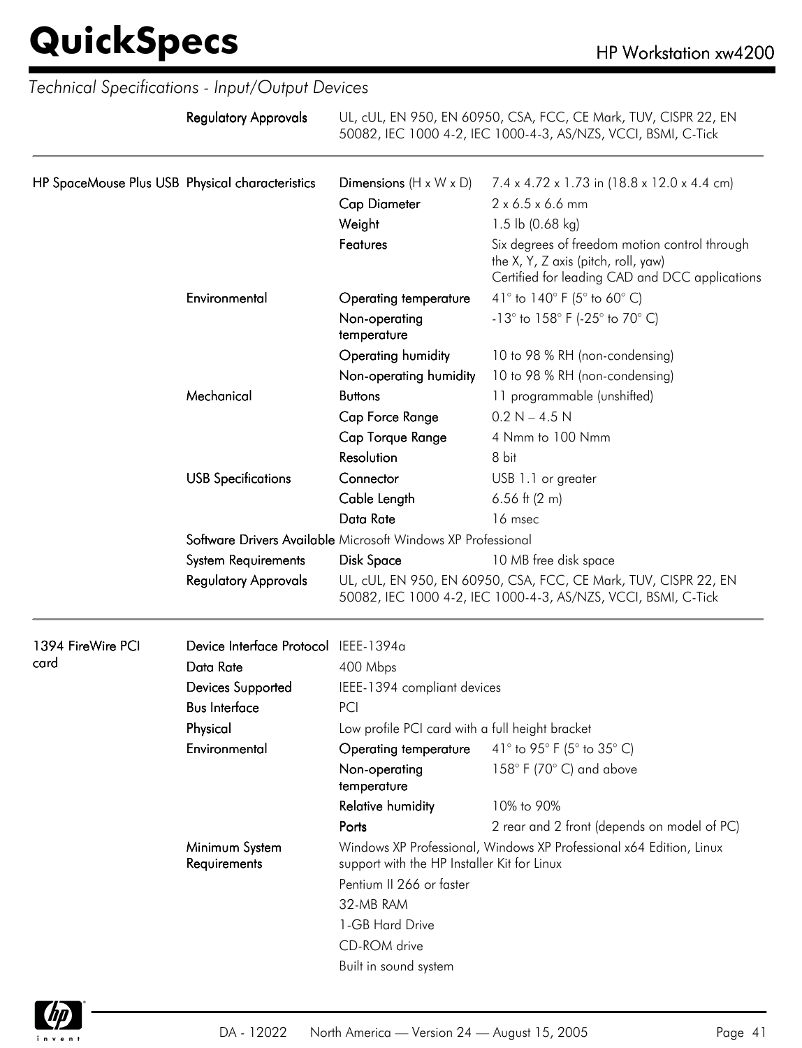*Technical Specifications - Input/Output Devices*

| | | | |
|---|---|---|---|
| | **Regulatory Approvals** | UL, cUL, EN 950, EN 60950, CSA, FCC, CE Mark, TUV, CISPR 22, EN 50082, IEC 1000 4-2, IEC 1000-4-3, AS/NZS, VCCI, BSMI, C-Tick | |

| | | | |
|---|---|---|---|
| **HP SpaceMouse Plus USB** | **Physical characteristics** | **Dimensions** (H x W x D) | 7.4 x 4.72 x 1.73 in (18.8 x 12.0 x 4.4 cm) |
| | | **Cap Diameter** | 2 x 6.5 x 6.6 mm |
| | | **Weight** | 1.5 lb (0.68 kg) |
| | | **Features** | Six degrees of freedom motion control through the X, Y, Z axis (pitch, roll, yaw)<br>Certified for leading CAD and DCC applications |
| | **Environmental** | **Operating temperature** | 41° to 140° F (5° to 60° C) |
| | | **Non-operating temperature** | -13° to 158° F (-25° to 70° C) |
| | | **Operating humidity** | 10 to 98 % RH (non-condensing) |
| | | **Non-operating humidity** | 10 to 98 % RH (non-condensing) |
| | **Mechanical** | **Buttons** | 11 programmable (unshifted) |
| | | **Cap Force Range** | 0.2 N – 4.5 N |
| | | **Cap Torque Range** | 4 Nmm to 100 Nmm |
| | | **Resolution** | 8 bit |
| | **USB Specifications** | **Connector** | USB 1.1 or greater |
| | | **Cable Length** | 6.56 ft (2 m) |
| | | **Data Rate** | 16 msec |
| | **Software Drivers Available** | Microsoft Windows XP Professional | |
| | **System Requirements** | **Disk Space** | 10 MB free disk space |
| | **Regulatory Approvals** | UL, cUL, EN 950, EN 60950, CSA, FCC, CE Mark, TUV, CISPR 22, EN 50082, IEC 1000 4-2, IEC 1000-4-3, AS/NZS, VCCI, BSMI, C-Tick | |

| | | | |
|---|---|---|---|
| **1394 FireWire PCI card** | **Device Interface Protocol** | IEEE-1394a | |
| | **Data Rate** | 400 Mbps | |
| | **Devices Supported** | IEEE-1394 compliant devices | |
| | **Bus Interface** | PCI | |
| | **Physical** | Low profile PCI card with a full height bracket | |
| | **Environmental** | **Operating temperature** | 41° to 95° F (5° to 35° C) |
| | | **Non-operating temperature** | 158° F (70° C) and above |
| | | **Relative humidity** | 10% to 90% |
| | | **Ports** | 2 rear and 2 front (depends on model of PC) |
| | **Minimum System Requirements** | Windows XP Professional, Windows XP Professional x64 Edition, Linux support with the HP Installer Kit for Linux | |
| | | Pentium II 266 or faster | |
| | | 32-MB RAM | |
| | | 1-GB Hard Drive | |
| | | CD-ROM drive | |
| | | Built in sound system | |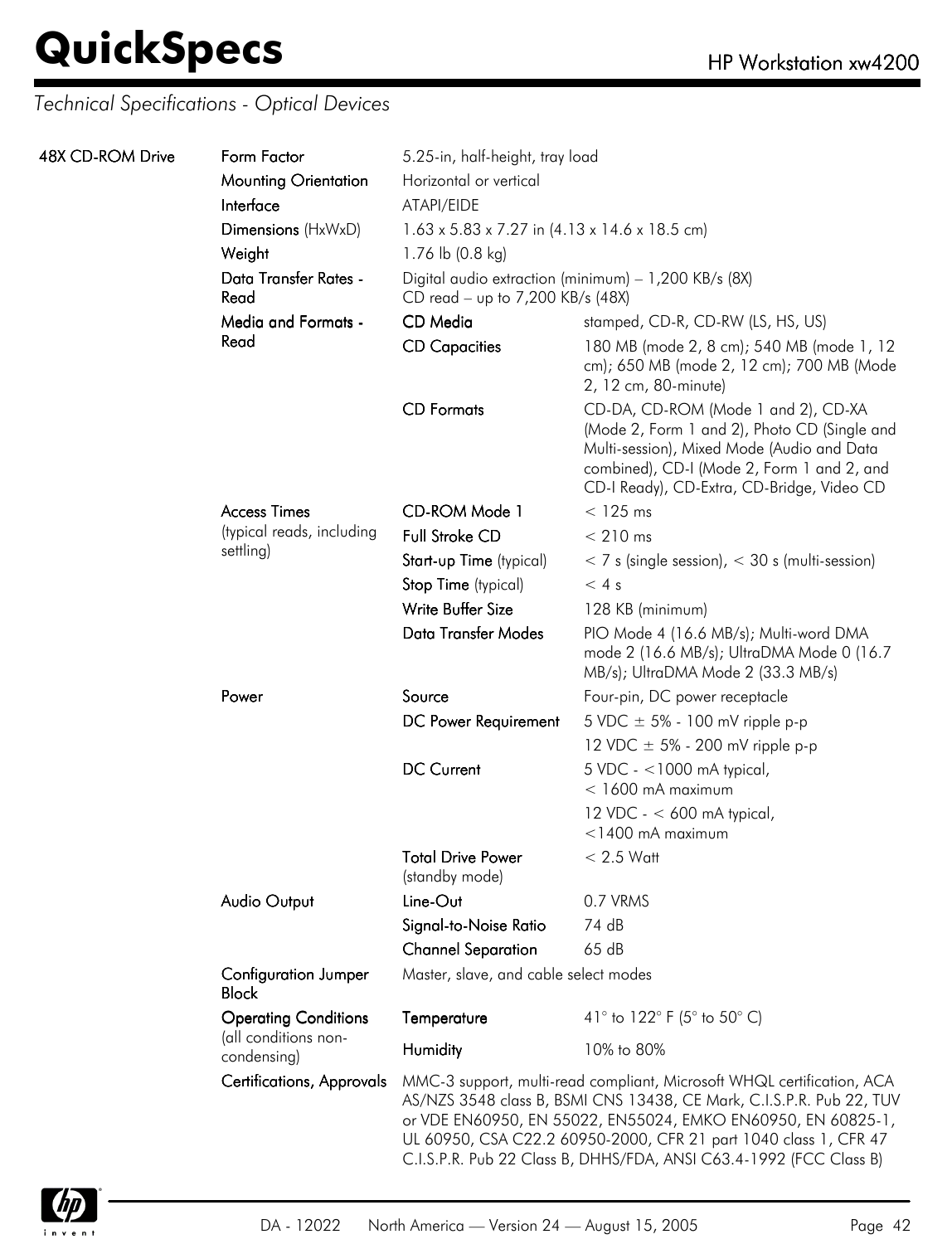## Technical Specifications - Optical Devices

| | | | |
|---|---|---|---|
| 48X CD-ROM Drive | Form Factor | 5.25-in, half-height, tray load | |
| | Mounting Orientation | Horizontal or vertical | |
| | Interface | ATAPI/EIDE | |
| | Dimensions (HxWxD) | 1.63 x 5.83 x 7.27 in (4.13 x 14.6 x 18.5 cm) | |
| | Weight | 1.76 lb (0.8 kg) | |
| | Data Transfer Rates - Read | Digital audio extraction (minimum) – 1,200 KB/s (8X)<br>CD read – up to 7,200 KB/s (48X) | |
| | Media and Formats - Read | CD Media | stamped, CD-R, CD-RW (LS, HS, US) |
| | | CD Capacities | 180 MB (mode 2, 8 cm); 540 MB (mode 1, 12 cm); 650 MB (mode 2, 12 cm); 700 MB (Mode 2, 12 cm, 80-minute) |
| | | CD Formats | CD-DA, CD-ROM (Mode 1 and 2), CD-XA (Mode 2, Form 1 and 2), Photo CD (Single and Multi-session), Mixed Mode (Audio and Data combined), CD-I (Mode 2, Form 1 and 2, and CD-I Ready), CD-Extra, CD-Bridge, Video CD |
| | Access Times (typical reads, including settling) | CD-ROM Mode 1 | < 125 ms |
| | | Full Stroke CD | < 210 ms |
| | | Start-up Time (typical) | < 7 s (single session), < 30 s (multi-session) |
| | | Stop Time (typical) | < 4 s |
| | | Write Buffer Size | 128 KB (minimum) |
| | | Data Transfer Modes | PIO Mode 4 (16.6 MB/s); Multi-word DMA mode 2 (16.6 MB/s); UltraDMA Mode 0 (16.7 MB/s); UltraDMA Mode 2 (33.3 MB/s) |
| | Power | Source | Four-pin, DC power receptacle |
| | | DC Power Requirement | 5 VDC ± 5% - 100 mV ripple p-p<br>12 VDC ± 5% - 200 mV ripple p-p |
| | | DC Current | 5 VDC - <1000 mA typical, < 1600 mA maximum<br>12 VDC - < 600 mA typical, <1400 mA maximum |
| | | Total Drive Power (standby mode) | < 2.5 Watt |
| | Audio Output | Line-Out | 0.7 VRMS |
| | | Signal-to-Noise Ratio | 74 dB |
| | | Channel Separation | 65 dB |
| | Configuration Jumper Block | Master, slave, and cable select modes | |
| | Operating Conditions (all conditions non-condensing) | Temperature | 41° to 122° F (5° to 50° C) |
| | | Humidity | 10% to 80% |
| | Certifications, Approvals | MMC-3 support, multi-read compliant, Microsoft WHQL certification, ACA AS/NZS 3548 class B, BSMI CNS 13438, CE Mark, C.I.S.P.R. Pub 22, TUV or VDE EN60950, EN 55022, EN55024, EMKO EN60950, EN 60825-1, UL 60950, CSA C22.2 60950-2000, CFR 21 part 1040 class 1, CFR 47 C.I.S.P.R. Pub 22 Class B, DHHS/FDA, ANSI C63.4-1992 (FCC Class B) | |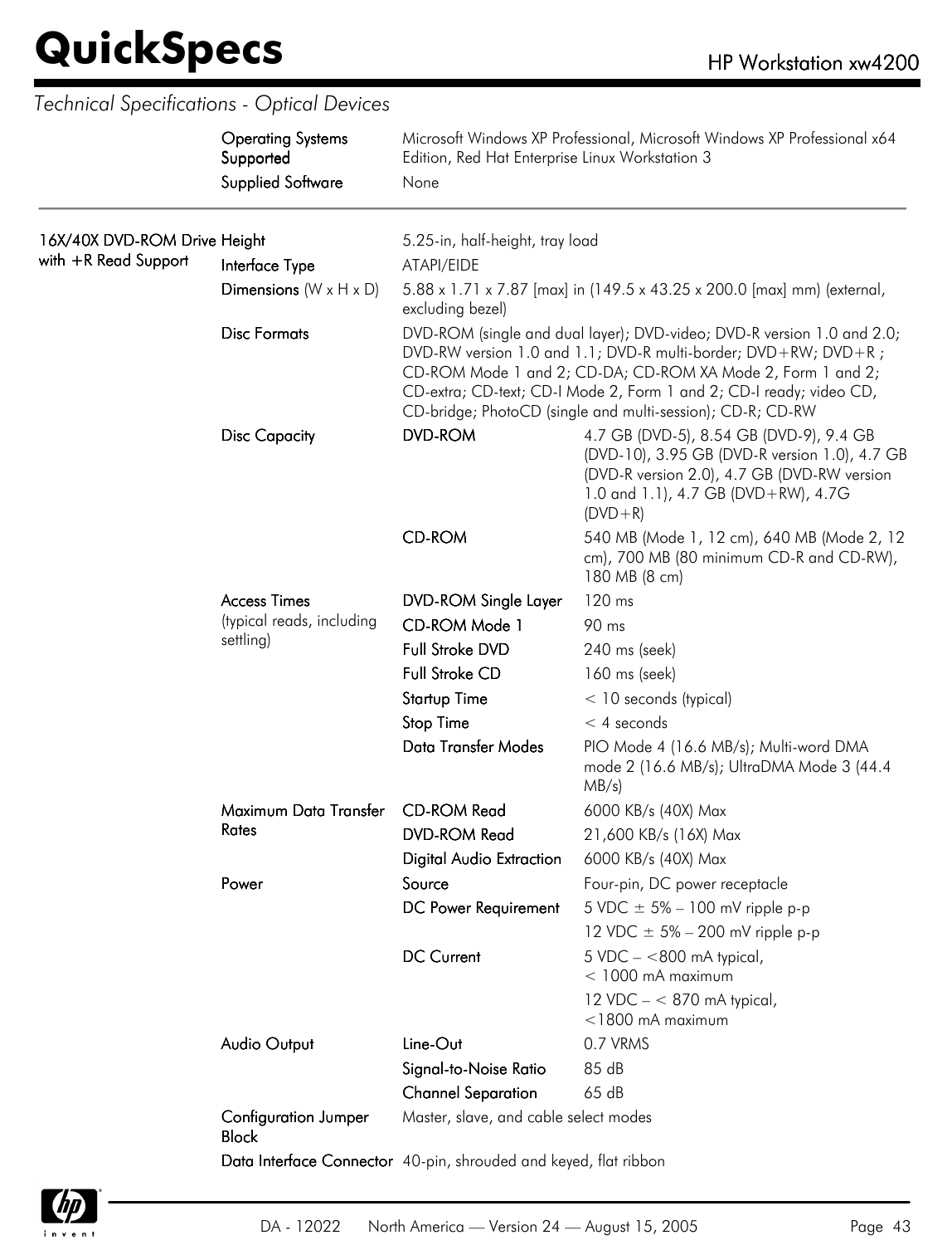## Technical Specifications - Optical Devices

| | | | |
|---|---|---|---|
| | Operating Systems Supported | Microsoft Windows XP Professional, Microsoft Windows XP Professional x64 Edition, Red Hat Enterprise Linux Workstation 3 | |
| | Supplied Software | None | |

| | | | |
|---|---|---|---|
| 16X/40X DVD-ROM Drive with +R Read Support | Height | 5.25-in, half-height, tray load | |
| | Interface Type | ATAPI/EIDE | |
| | Dimensions (W x H x D) | 5.88 x 1.71 x 7.87 [max] in (149.5 x 43.25 x 200.0 [max] mm) (external, excluding bezel) | |
| | Disc Formats | DVD-ROM (single and dual layer); DVD-video; DVD-R version 1.0 and 2.0; DVD-RW version 1.0 and 1.1; DVD-R multi-border; DVD+RW; DVD+R ; CD-ROM Mode 1 and 2; CD-DA; CD-ROM XA Mode 2, Form 1 and 2; CD-extra; CD-text; CD-I Mode 2, Form 1 and 2; CD-I ready; video CD, CD-bridge; PhotoCD (single and multi-session); CD-R; CD-RW | |
| | Disc Capacity | DVD-ROM | 4.7 GB (DVD-5), 8.54 GB (DVD-9), 9.4 GB (DVD-10), 3.95 GB (DVD-R version 1.0), 4.7 GB (DVD-R version 2.0), 4.7 GB (DVD-RW version 1.0 and 1.1), 4.7 GB (DVD+RW), 4.7G (DVD+R) |
| | | CD-ROM | 540 MB (Mode 1, 12 cm), 640 MB (Mode 2, 12 cm), 700 MB (80 minimum CD-R and CD-RW), 180 MB (8 cm) |
| | Access Times (typical reads, including settling) | DVD-ROM Single Layer | 120 ms |
| | | CD-ROM Mode 1 | 90 ms |
| | | Full Stroke DVD | 240 ms (seek) |
| | | Full Stroke CD | 160 ms (seek) |
| | | Startup Time | < 10 seconds (typical) |
| | | Stop Time | < 4 seconds |
| | | Data Transfer Modes | PIO Mode 4 (16.6 MB/s); Multi-word DMA mode 2 (16.6 MB/s); UltraDMA Mode 3 (44.4 MB/s) |
| | Maximum Data Transfer Rates | CD-ROM Read | 6000 KB/s (40X) Max |
| | | DVD-ROM Read | 21,600 KB/s (16X) Max |
| | | Digital Audio Extraction | 6000 KB/s (40X) Max |
| | Power | Source | Four-pin, DC power receptacle |
| | | DC Power Requirement | 5 VDC ± 5% – 100 mV ripple p-p |
| | | | 12 VDC ± 5% – 200 mV ripple p-p |
| | | DC Current | 5 VDC – <800 mA typical, < 1000 mA maximum |
| | | | 12 VDC – < 870 mA typical, <1800 mA maximum |
| | Audio Output | Line-Out | 0.7 VRMS |
| | | Signal-to-Noise Ratio | 85 dB |
| | | Channel Separation | 65 dB |
| | Configuration Jumper Block | Master, slave, and cable select modes | |
| | Data Interface Connector | 40-pin, shrouded and keyed, flat ribbon | |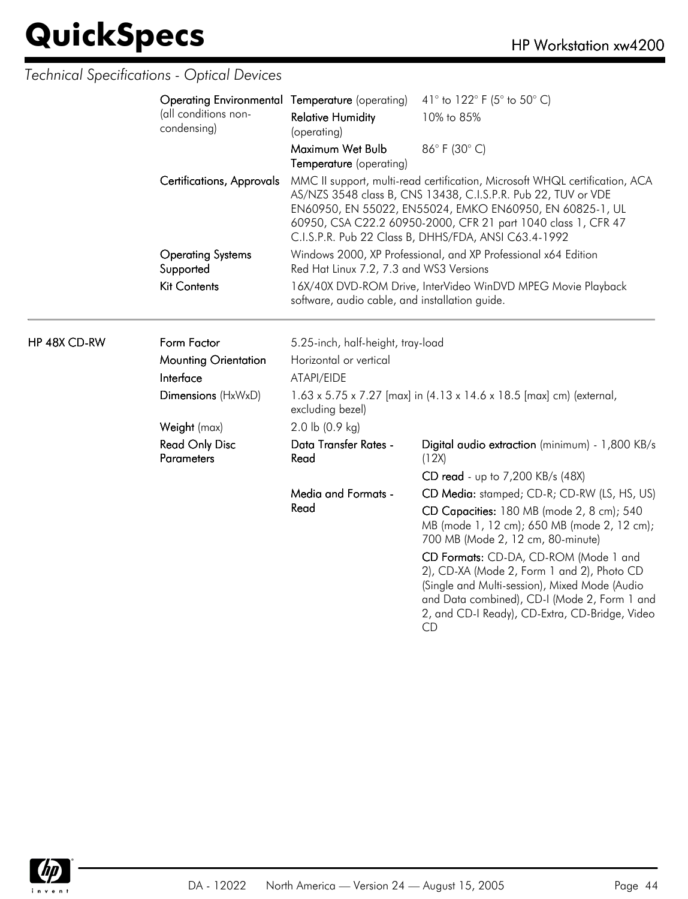*Technical Specifications - Optical Devices*

| | | | |
|---|---|---|---|
| | **Operating Environmental** (all conditions non-condensing) | **Temperature** (operating) | 41° to 122° F (5° to 50° C) |
| | | **Relative Humidity** (operating) | 10% to 85% |
| | | **Maximum Wet Bulb Temperature** (operating) | 86° F (30° C) |
| | **Certifications, Approvals** | MMC II support, multi-read certification, Microsoft WHQL certification, ACA AS/NZS 3548 class B, CNS 13438, C.I.S.P.R. Pub 22, TUV or VDE EN60950, EN 55022, EN55024, EMKO EN60950, EN 60825-1, UL 60950, CSA C22.2 60950-2000, CFR 21 part 1040 class 1, CFR 47 C.I.S.P.R. Pub 22 Class B, DHHS/FDA, ANSI C63.4-1992 | |
| | **Operating Systems Supported** | Windows 2000, XP Professional, and XP Professional x64 Edition Red Hat Linux 7.2, 7.3 and WS3 Versions | |
| | **Kit Contents** | 16X/40X DVD-ROM Drive, InterVideo WinDVD MPEG Movie Playback software, audio cable, and installation guide. | |

| | | | |
|---|---|---|---|
| **HP 48X CD-RW** | **Form Factor** | 5.25-inch, half-height, tray-load | |
| | **Mounting Orientation** | Horizontal or vertical | |
| | **Interface** | ATAPI/EIDE | |
| | **Dimensions** (HxWxD) | 1.63 x 5.75 x 7.27 [max] in (4.13 x 14.6 x 18.5 [max] cm) (external, excluding bezel) | |
| | **Weight** (max) | 2.0 lb (0.9 kg) | |
| | **Read Only Disc Parameters** | **Data Transfer Rates - Read** | **Digital audio extraction** (minimum) - 1,800 KB/s (12X) |
| | | | **CD read** - up to 7,200 KB/s (48X) |
| | | **Media and Formats - Read** | **CD Media:** stamped; CD-R; CD-RW (LS, HS, US) |
| | | | **CD Capacities:** 180 MB (mode 2, 8 cm); 540 MB (mode 1, 12 cm); 650 MB (mode 2, 12 cm); 700 MB (Mode 2, 12 cm, 80-minute) |
| | | | **CD Formats:** CD-DA, CD-ROM (Mode 1 and 2), CD-XA (Mode 2, Form 1 and 2), Photo CD (Single and Multi-session), Mixed Mode (Audio and Data combined), CD-I (Mode 2, Form 1 and 2, and CD-I Ready), CD-Extra, CD-Bridge, Video CD |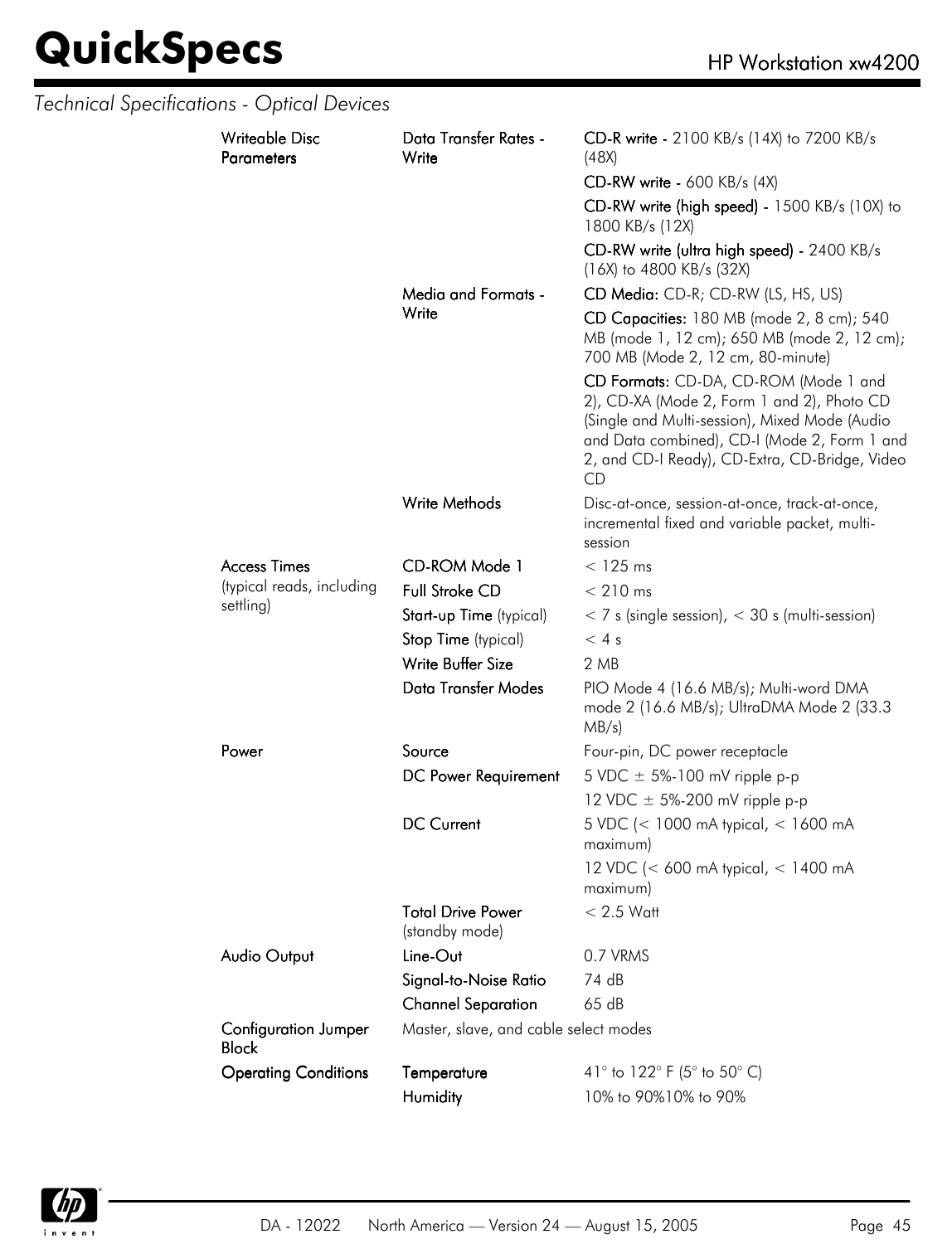*Technical Specifications - Optical Devices*

| | | |
|---|---|---|
| **Writeable Disc Parameters** | **Data Transfer Rates - Write** | **CD-R write -** 2100 KB/s (14X) to 7200 KB/s (48X) |
| | | **CD-RW write -** 600 KB/s (4X) |
| | | **CD-RW write (high speed) -** 1500 KB/s (10X) to 1800 KB/s (12X) |
| | | **CD-RW write (ultra high speed) -** 2400 KB/s (16X) to 4800 KB/s (32X) |
| | **Media and Formats - Write** | **CD Media:** CD-R; CD-RW (LS, HS, US) |
| | | **CD Capacities:** 180 MB (mode 2, 8 cm); 540 MB (mode 1, 12 cm); 650 MB (mode 2, 12 cm); 700 MB (Mode 2, 12 cm, 80-minute) |
| | | **CD Formats:** CD-DA, CD-ROM (Mode 1 and 2), CD-XA (Mode 2, Form 1 and 2), Photo CD (Single and Multi-session), Mixed Mode (Audio and Data combined), CD-I (Mode 2, Form 1 and 2, and CD-I Ready), CD-Extra, CD-Bridge, Video CD |
| | **Write Methods** | Disc-at-once, session-at-once, track-at-once, incremental fixed and variable packet, multi-session |
| **Access Times** (typical reads, including settling) | **CD-ROM Mode 1** | < 125 ms |
| | **Full Stroke CD** | < 210 ms |
| | **Start-up Time** (typical) | < 7 s (single session), < 30 s (multi-session) |
| | **Stop Time** (typical) | < 4 s |
| | **Write Buffer Size** | 2 MB |
| | **Data Transfer Modes** | PIO Mode 4 (16.6 MB/s); Multi-word DMA mode 2 (16.6 MB/s); UltraDMA Mode 2 (33.3 MB/s) |
| **Power** | **Source** | Four-pin, DC power receptacle |
| | **DC Power Requirement** | 5 VDC ± 5%-100 mV ripple p-p |
| | | 12 VDC ± 5%-200 mV ripple p-p |
| | **DC Current** | 5 VDC (< 1000 mA typical, < 1600 mA maximum) |
| | | 12 VDC (< 600 mA typical, < 1400 mA maximum) |
| | **Total Drive Power** (standby mode) | < 2.5 Watt |
| **Audio Output** | **Line-Out** | 0.7 VRMS |
| | **Signal-to-Noise Ratio** | 74 dB |
| | **Channel Separation** | 65 dB |
| **Configuration Jumper Block** | Master, slave, and cable select modes | |
| **Operating Conditions** | **Temperature** | 41° to 122° F (5° to 50° C) |
| | **Humidity** | 10% to 90%10% to 90% |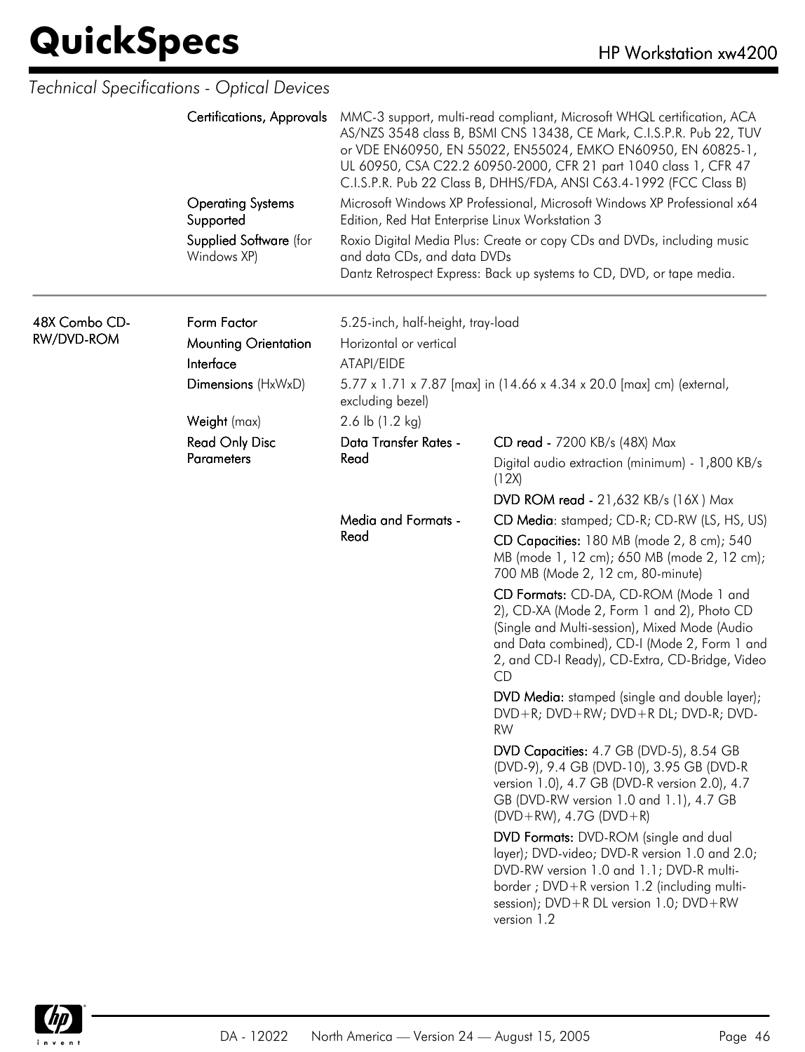*Technical Specifications - Optical Devices*

| | | | |
|---|---|---|---|
| | **Certifications, Approvals** | MMC-3 support, multi-read compliant, Microsoft WHQL certification, ACA AS/NZS 3548 class B, BSMI CNS 13438, CE Mark, C.I.S.P.R. Pub 22, TUV or VDE EN60950, EN 55022, EN55024, EMKO EN60950, EN 60825-1, UL 60950, CSA C22.2 60950-2000, CFR 21 part 1040 class 1, CFR 47 C.I.S.P.R. Pub 22 Class B, DHHS/FDA, ANSI C63.4-1992 (FCC Class B) | |
| | **Operating Systems Supported** | Microsoft Windows XP Professional, Microsoft Windows XP Professional x64 Edition, Red Hat Enterprise Linux Workstation 3 | |
| | **Supplied Software** (for Windows XP) | Roxio Digital Media Plus: Create or copy CDs and DVDs, including music and data CDs, and data DVDs<br>Dantz Retrospect Express: Back up systems to CD, DVD, or tape media. | |

| | | | |
|---|---|---|---|
| **48X Combo CD-RW/DVD-ROM** | **Form Factor** | 5.25-inch, half-height, tray-load | |
| | **Mounting Orientation** | Horizontal or vertical | |
| | **Interface** | ATAPI/EIDE | |
| | **Dimensions** (HxWxD) | 5.77 x 1.71 x 7.87 [max] in (14.66 x 4.34 x 20.0 [max] cm) (external, excluding bezel) | |
| | **Weight** (max) | 2.6 lb (1.2 kg) | |
| | **Read Only Disc Parameters** | **Data Transfer Rates - Read** | **CD read -** 7200 KB/s (48X) Max<br>Digital audio extraction (minimum) - 1,800 KB/s (12X)<br>**DVD ROM read -** 21,632 KB/s (16X ) Max |
| | | **Media and Formats - Read** | **CD Media**: stamped; CD-R; CD-RW (LS, HS, US)<br>**CD Capacities:** 180 MB (mode 2, 8 cm); 540 MB (mode 1, 12 cm); 650 MB (mode 2, 12 cm); 700 MB (Mode 2, 12 cm, 80-minute)<br>**CD Formats:** CD-DA, CD-ROM (Mode 1 and 2), CD-XA (Mode 2, Form 1 and 2), Photo CD (Single and Multi-session), Mixed Mode (Audio and Data combined), CD-I (Mode 2, Form 1 and 2, and CD-I Ready), CD-Extra, CD-Bridge, Video CD<br>**DVD Media:** stamped (single and double layer); DVD+R; DVD+RW; DVD+R DL; DVD-R; DVD-RW<br>**DVD Capacities:** 4.7 GB (DVD-5), 8.54 GB (DVD-9), 9.4 GB (DVD-10), 3.95 GB (DVD-R version 1.0), 4.7 GB (DVD-R version 2.0), 4.7 GB (DVD-RW version 1.0 and 1.1), 4.7 GB (DVD+RW), 4.7G (DVD+R)<br>**DVD Formats:** DVD-ROM (single and dual layer); DVD-video; DVD-R version 1.0 and 2.0; DVD-RW version 1.0 and 1.1; DVD-R multi-border ; DVD+R version 1.2 (including multi-session); DVD+R DL version 1.0; DVD+RW version 1.2 |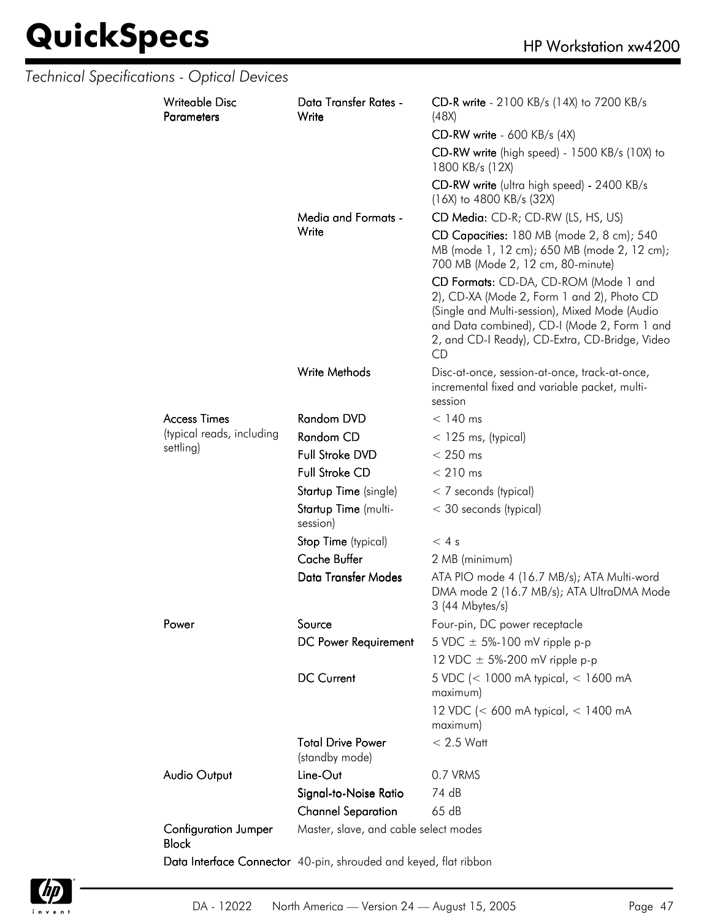*Technical Specifications - Optical Devices*

| | | |
|---|---|---|
| **Writeable Disc Parameters** | **Data Transfer Rates - Write** | **CD-R write** - 2100 KB/s (14X) to 7200 KB/s (48X) |
| | | **CD-RW write** - 600 KB/s (4X) |
| | | **CD-RW write** (high speed) - 1500 KB/s (10X) to 1800 KB/s (12X) |
| | | **CD-RW write** (ultra high speed) - 2400 KB/s (16X) to 4800 KB/s (32X) |
| | **Media and Formats - Write** | **CD Media:** CD-R; CD-RW (LS, HS, US) |
| | | **CD Capacities:** 180 MB (mode 2, 8 cm); 540 MB (mode 1, 12 cm); 650 MB (mode 2, 12 cm); 700 MB (Mode 2, 12 cm, 80-minute) |
| | | **CD Formats:** CD-DA, CD-ROM (Mode 1 and 2), CD-XA (Mode 2, Form 1 and 2), Photo CD (Single and Multi-session), Mixed Mode (Audio and Data combined), CD-I (Mode 2, Form 1 and 2, and CD-I Ready), CD-Extra, CD-Bridge, Video CD |
| | **Write Methods** | Disc-at-once, session-at-once, track-at-once, incremental fixed and variable packet, multi-session |
| **Access Times** (typical reads, including settling) | **Random DVD** | < 140 ms |
| | **Random CD** | < 125 ms, (typical) |
| | **Full Stroke DVD** | < 250 ms |
| | **Full Stroke CD** | < 210 ms |
| | **Startup Time** (single) | < 7 seconds (typical) |
| | **Startup Time** (multi-session) | < 30 seconds (typical) |
| | **Stop Time** (typical) | < 4 s |
| | **Cache Buffer** | 2 MB (minimum) |
| | **Data Transfer Modes** | ATA PIO mode 4 (16.7 MB/s); ATA Multi-word DMA mode 2 (16.7 MB/s); ATA UltraDMA Mode 3 (44 Mbytes/s) |
| **Power** | **Source** | Four-pin, DC power receptacle |
| | **DC Power Requirement** | 5 VDC ± 5%-100 mV ripple p-p |
| | | 12 VDC ± 5%-200 mV ripple p-p |
| | **DC Current** | 5 VDC (< 1000 mA typical, < 1600 mA maximum) |
| | | 12 VDC (< 600 mA typical, < 1400 mA maximum) |
| | **Total Drive Power** (standby mode) | < 2.5 Watt |
| **Audio Output** | **Line-Out** | 0.7 VRMS |
| | **Signal-to-Noise Ratio** | 74 dB |
| | **Channel Separation** | 65 dB |
| **Configuration Jumper Block** | Master, slave, and cable select modes | |
| **Data Interface Connector** | 40-pin, shrouded and keyed, flat ribbon | |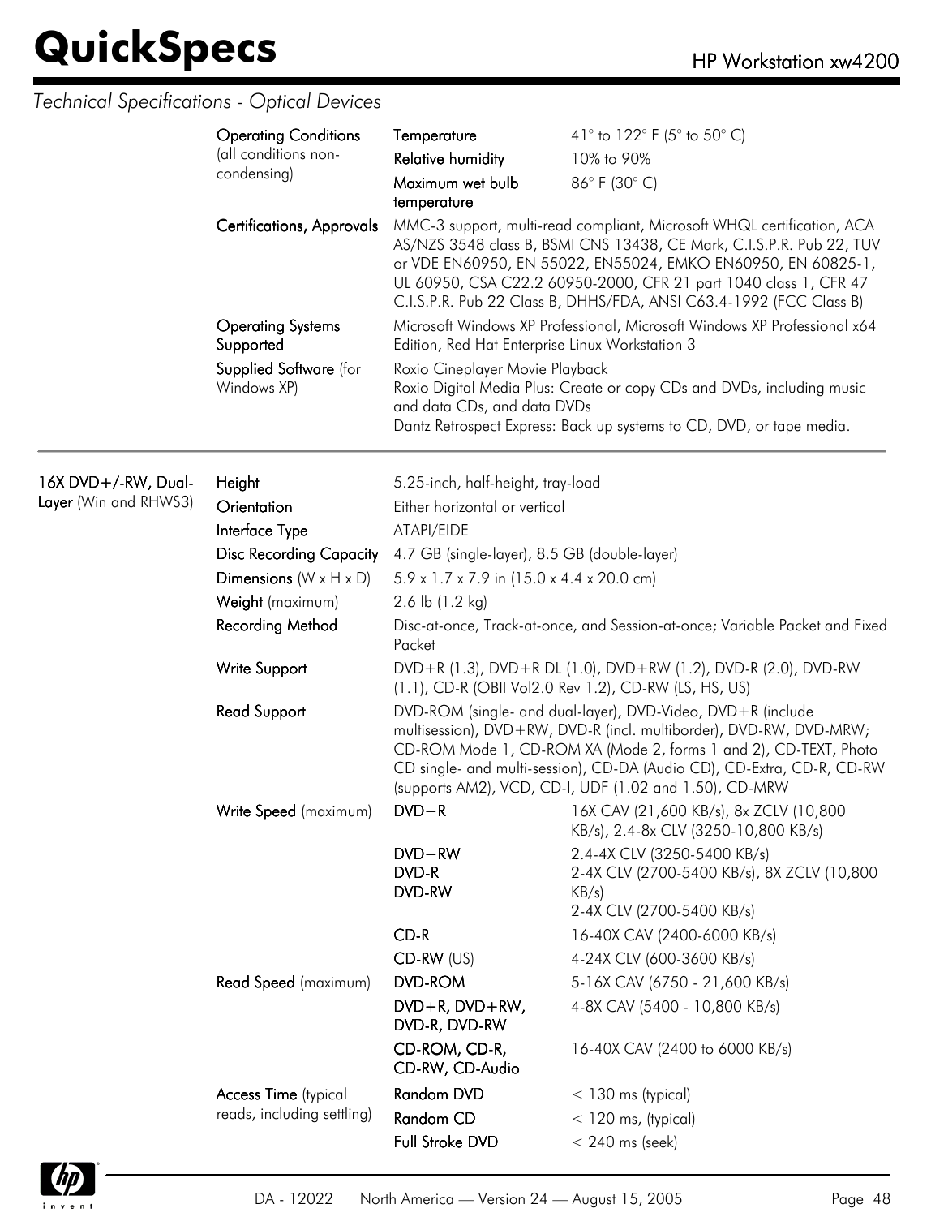*Technical Specifications - Optical Devices*

| | | | |
|---|---|---|---|
| | **Operating Conditions** (all conditions non-condensing) | **Temperature** | 41° to 122° F (5° to 50° C) |
| | | **Relative humidity** | 10% to 90% |
| | | **Maximum wet bulb temperature** | 86° F (30° C) |
| | **Certifications, Approvals** | MMC-3 support, multi-read compliant, Microsoft WHQL certification, ACA AS/NZS 3548 class B, BSMI CNS 13438, CE Mark, C.I.S.P.R. Pub 22, TUV or VDE EN60950, EN 55022, EN55024, EMKO EN60950, EN 60825-1, UL 60950, CSA C22.2 60950-2000, CFR 21 part 1040 class 1, CFR 47 C.I.S.P.R. Pub 22 Class B, DHHS/FDA, ANSI C63.4-1992 (FCC Class B) | |
| | **Operating Systems Supported** | Microsoft Windows XP Professional, Microsoft Windows XP Professional x64 Edition, Red Hat Enterprise Linux Workstation 3 | |
| | **Supplied Software** (for Windows XP) | Roxio Cineplayer Movie Playback<br>Roxio Digital Media Plus: Create or copy CDs and DVDs, including music and data CDs, and data DVDs<br>Dantz Retrospect Express: Back up systems to CD, DVD, or tape media. | |

| | | | |
|---|---|---|---|
| **16X DVD+/-RW, Dual-Layer** (Win and RHWS3) | **Height** | 5.25-inch, half-height, tray-load | |
| | **Orientation** | Either horizontal or vertical | |
| | **Interface Type** | ATAPI/EIDE | |
| | **Disc Recording Capacity** | 4.7 GB (single-layer), 8.5 GB (double-layer) | |
| | **Dimensions** (W x H x D) | 5.9 x 1.7 x 7.9 in (15.0 x 4.4 x 20.0 cm) | |
| | **Weight** (maximum) | 2.6 lb (1.2 kg) | |
| | **Recording Method** | Disc-at-once, Track-at-once, and Session-at-once; Variable Packet and Fixed Packet | |
| | **Write Support** | DVD+R (1.3), DVD+R DL (1.0), DVD+RW (1.2), DVD-R (2.0), DVD-RW (1.1), CD-R (OBII Vol2.0 Rev 1.2), CD-RW (LS, HS, US) | |
| | **Read Support** | DVD-ROM (single- and dual-layer), DVD-Video, DVD+R (include multisession), DVD+RW, DVD-R (incl. multiborder), DVD-RW, DVD-MRW; CD-ROM Mode 1, CD-ROM XA (Mode 2, forms 1 and 2), CD-TEXT, Photo CD single- and multi-session), CD-DA (Audio CD), CD-Extra, CD-R, CD-RW (supports AM2), VCD, CD-I, UDF (1.02 and 1.50), CD-MRW | |
| | **Write Speed** (maximum) | **DVD+R** | 16X CAV (21,600 KB/s), 8x ZCLV (10,800 KB/s), 2.4-8x CLV (3250-10,800 KB/s) |
| | | **DVD+RW** | 2.4-4X CLV (3250-5400 KB/s) |
| | | **DVD-R** | 2-4X CLV (2700-5400 KB/s), 8X ZCLV (10,800 KB/s) |
| | | **DVD-RW** | 2-4X CLV (2700-5400 KB/s) |
| | | **CD-R** | 16-40X CAV (2400-6000 KB/s) |
| | | **CD-RW** (US) | 4-24X CLV (600-3600 KB/s) |
| | **Read Speed** (maximum) | **DVD-ROM** | 5-16X CAV (6750 - 21,600 KB/s) |
| | | **DVD+R, DVD+RW, DVD-R, DVD-RW** | 4-8X CAV (5400 - 10,800 KB/s) |
| | | **CD-ROM, CD-R, CD-RW, CD-Audio** | 16-40X CAV (2400 to 6000 KB/s) |
| | **Access Time** (typical reads, including settling) | **Random DVD** | < 130 ms (typical) |
| | | **Random CD** | < 120 ms, (typical) |
| | | **Full Stroke DVD** | < 240 ms (seek) |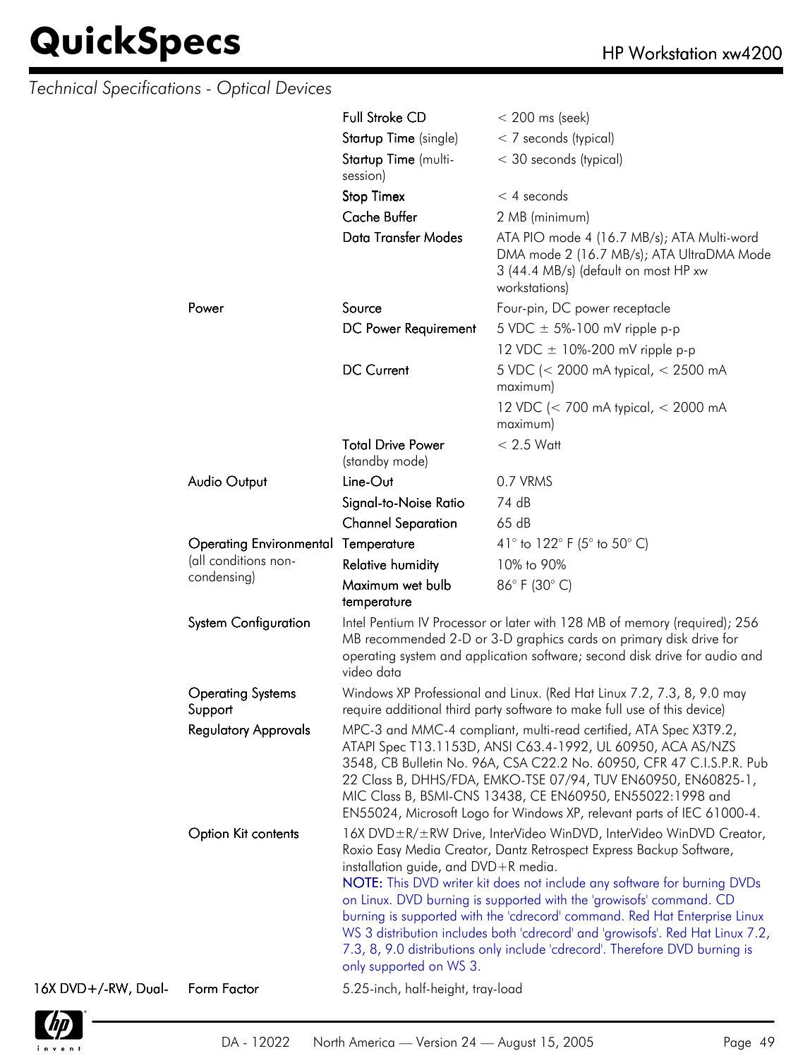*Technical Specifications - Optical Devices*

| | | | |
|---|---|---|---|
| | | Full Stroke CD | < 200 ms (seek) |
| | | Startup Time (single) | < 7 seconds (typical) |
| | | Startup Time (multi-session) | < 30 seconds (typical) |
| | | Stop Timex | < 4 seconds |
| | | Cache Buffer | 2 MB (minimum) |
| | | Data Transfer Modes | ATA PIO mode 4 (16.7 MB/s); ATA Multi-word DMA mode 2 (16.7 MB/s); ATA UltraDMA Mode 3 (44.4 MB/s) (default on most HP xw workstations) |
| | Power | Source | Four-pin, DC power receptacle |
| | | DC Power Requirement | 5 VDC ± 5%-100 mV ripple p-p |
| | | | 12 VDC ± 10%-200 mV ripple p-p |
| | | DC Current | 5 VDC (< 2000 mA typical, < 2500 mA maximum) |
| | | | 12 VDC (< 700 mA typical, < 2000 mA maximum) |
| | | Total Drive Power (standby mode) | < 2.5 Watt |
| | Audio Output | Line-Out | 0.7 VRMS |
| | | Signal-to-Noise Ratio | 74 dB |
| | | Channel Separation | 65 dB |
| | Operating Environmental (all conditions non-condensing) | Temperature | 41° to 122° F (5° to 50° C) |
| | | Relative humidity | 10% to 90% |
| | | Maximum wet bulb temperature | 86° F (30° C) |
| | System Configuration | Intel Pentium IV Processor or later with 128 MB of memory (required); 256 MB recommended 2-D or 3-D graphics cards on primary disk drive for operating system and application software; second disk drive for audio and video data | |
| | Operating Systems Support | Windows XP Professional and Linux. (Red Hat Linux 7.2, 7.3, 8, 9.0 may require additional third party software to make full use of this device) | |
| | Regulatory Approvals | MPC-3 and MMC-4 compliant, multi-read certified, ATA Spec X3T9.2, ATAPI Spec T13.1153D, ANSI C63.4-1992, UL 60950, ACA AS/NZS 3548, CB Bulletin No. 96A, CSA C22.2 No. 60950, CFR 47 C.I.S.P.R. Pub 22 Class B, DHHS/FDA, EMKO-TSE 07/94, TUV EN60950, EN60825-1, MIC Class B, BSMI-CNS 13438, CE EN60950, EN55022:1998 and EN55024, Microsoft Logo for Windows XP, relevant parts of IEC 61000-4. | |
| | Option Kit contents | 16X DVD±R/±RW Drive, InterVideo WinDVD, InterVideo WinDVD Creator, Roxio Easy Media Creator, Dantz Retrospect Express Backup Software, installation guide, and DVD+R media.<br>**NOTE:** This DVD writer kit does not include any software for burning DVDs on Linux. DVD burning is supported with the 'growisofs' command. CD burning is supported with the 'cdrecord' command. Red Hat Enterprise Linux WS 3 distribution includes both 'cdrecord' and 'growisofs'. Red Hat Linux 7.2, 7.3, 8, 9.0 distributions only include 'cdrecord'. Therefore DVD burning is only supported on WS 3. | |
| 16X DVD+/-RW, Dual- | Form Factor | 5.25-inch, half-height, tray-load | |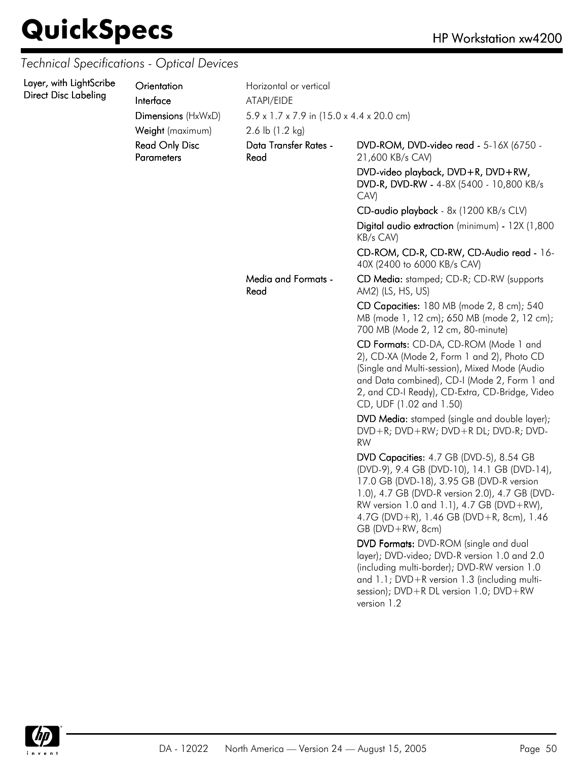*Technical Specifications - Optical Devices*

| | | | |
|---|---|---|---|
| **Layer, with LightScribe Direct Disc Labeling** | **Orientation** | Horizontal or vertical | |
| | **Interface** | ATAPI/EIDE | |
| | **Dimensions** (HxWxD) | 5.9 x 1.7 x 7.9 in (15.0 x 4.4 x 20.0 cm) | |
| | **Weight** (maximum) | 2.6 lb (1.2 kg) | |
| | **Read Only Disc Parameters** | **Data Transfer Rates - Read** | **DVD-ROM, DVD-video read -** 5-16X (6750 - 21,600 KB/s CAV) |
| | | | **DVD-video playback, DVD+R, DVD+RW, DVD-R, DVD-RW -** 4-8X (5400 - 10,800 KB/s CAV) |
| | | | **CD-audio playback** - 8x (1200 KB/s CLV) |
| | | | **Digital audio extraction** (minimum) **-** 12X (1,800 KB/s CAV) |
| | | | **CD-ROM, CD-R, CD-RW, CD-Audio read -** 16-40X (2400 to 6000 KB/s CAV) |
| | | **Media and Formats - Read** | **CD Media:** stamped; CD-R; CD-RW (supports AM2) (LS, HS, US) |
| | | | **CD Capacities:** 180 MB (mode 2, 8 cm); 540 MB (mode 1, 12 cm); 650 MB (mode 2, 12 cm); 700 MB (Mode 2, 12 cm, 80-minute) |
| | | | **CD Formats:** CD-DA, CD-ROM (Mode 1 and 2), CD-XA (Mode 2, Form 1 and 2), Photo CD (Single and Multi-session), Mixed Mode (Audio and Data combined), CD-I (Mode 2, Form 1 and 2, and CD-I Ready), CD-Extra, CD-Bridge, Video CD, UDF (1.02 and 1.50) |
| | | | **DVD Media:** stamped (single and double layer); DVD+R; DVD+RW; DVD+R DL; DVD-R; DVD-RW |
| | | | **DVD Capacities:** 4.7 GB (DVD-5), 8.54 GB (DVD-9), 9.4 GB (DVD-10), 14.1 GB (DVD-14), 17.0 GB (DVD-18), 3.95 GB (DVD-R version 1.0), 4.7 GB (DVD-R version 2.0), 4.7 GB (DVD-RW version 1.0 and 1.1), 4.7 GB (DVD+RW), 4.7G (DVD+R), 1.46 GB (DVD+R, 8cm), 1.46 GB (DVD+RW, 8cm) |
| | | | **DVD Formats:** DVD-ROM (single and dual layer); DVD-video; DVD-R version 1.0 and 2.0 (including multi-border); DVD-RW version 1.0 and 1.1; DVD+R version 1.3 (including multi-session); DVD+R DL version 1.0; DVD+RW version 1.2 |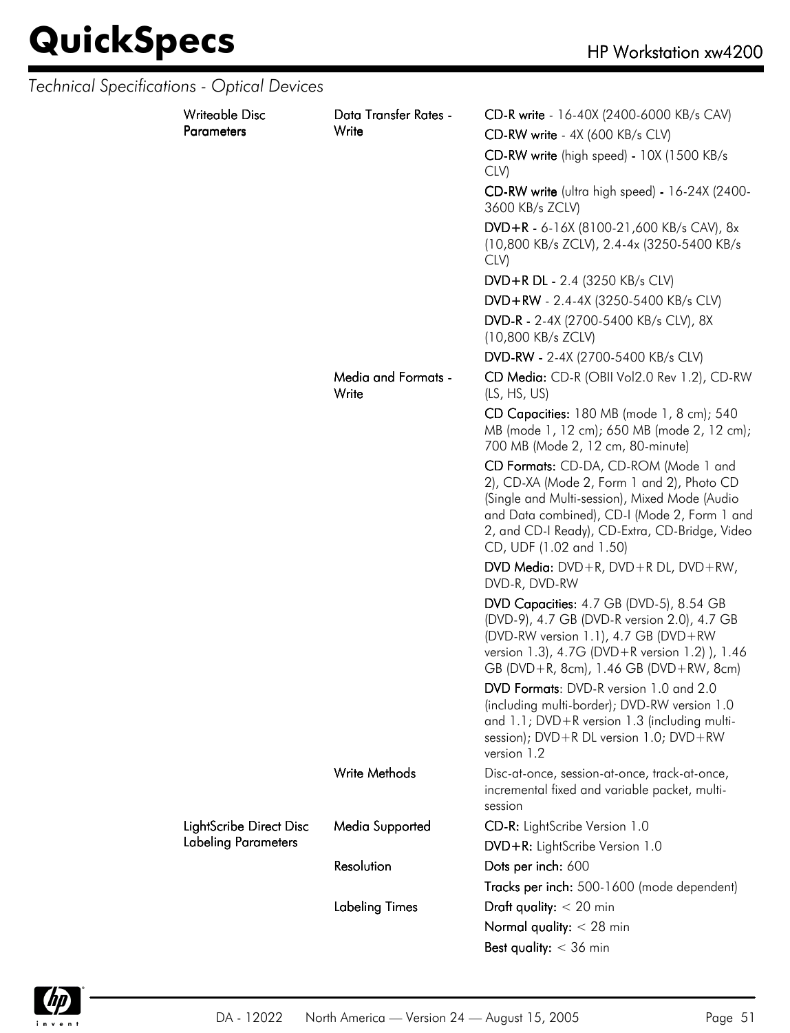*Technical Specifications - Optical Devices*

| | | |
|---|---|---|
| Writeable Disc Parameters | Data Transfer Rates - Write | **CD-R write** - 16-40X (2400-6000 KB/s CAV) |
| | | **CD-RW write** - 4X (600 KB/s CLV) |
| | | **CD-RW write** (high speed) - 10X (1500 KB/s CLV) |
| | | **CD-RW write** (ultra high speed) - 16-24X (2400-3600 KB/s ZCLV) |
| | | **DVD+R** - 6-16X (8100-21,600 KB/s CAV), 8x (10,800 KB/s ZCLV), 2.4-4x (3250-5400 KB/s CLV) |
| | | **DVD+R DL** - 2.4 (3250 KB/s CLV) |
| | | **DVD+RW** - 2.4-4X (3250-5400 KB/s CLV) |
| | | **DVD-R** - 2-4X (2700-5400 KB/s CLV), 8X (10,800 KB/s ZCLV) |
| | | **DVD-RW** - 2-4X (2700-5400 KB/s CLV) |
| | Media and Formats - Write | **CD Media:** CD-R (OBII Vol2.0 Rev 1.2), CD-RW (LS, HS, US) |
| | | **CD Capacities:** 180 MB (mode 1, 8 cm); 540 MB (mode 1, 12 cm); 650 MB (mode 2, 12 cm); 700 MB (Mode 2, 12 cm, 80-minute) |
| | | **CD Formats:** CD-DA, CD-ROM (Mode 1 and 2), CD-XA (Mode 2, Form 1 and 2), Photo CD (Single and Multi-session), Mixed Mode (Audio and Data combined), CD-I (Mode 2, Form 1 and 2, and CD-I Ready), CD-Extra, CD-Bridge, Video CD, UDF (1.02 and 1.50) |
| | | **DVD Media:** DVD+R, DVD+R DL, DVD+RW, DVD-R, DVD-RW |
| | | **DVD Capacities:** 4.7 GB (DVD-5), 8.54 GB (DVD-9), 4.7 GB (DVD-R version 2.0), 4.7 GB (DVD-RW version 1.1), 4.7 GB (DVD+RW version 1.3), 4.7G (DVD+R version 1.2) ), 1.46 GB (DVD+R, 8cm), 1.46 GB (DVD+RW, 8cm) |
| | | **DVD Formats**: DVD-R version 1.0 and 2.0 (including multi-border); DVD-RW version 1.0 and 1.1; DVD+R version 1.3 (including multi-session); DVD+R DL version 1.0; DVD+RW version 1.2 |
| | Write Methods | Disc-at-once, session-at-once, track-at-once, incremental fixed and variable packet, multi-session |
| LightScribe Direct Disc Labeling Parameters | Media Supported | **CD-R:** LightScribe Version 1.0 |
| | | **DVD+R:** LightScribe Version 1.0 |
| | Resolution | **Dots per inch:** 600 |
| | | **Tracks per inch:** 500-1600 (mode dependent) |
| | Labeling Times | **Draft quality:** < 20 min |
| | | **Normal quality:** < 28 min |
| | | **Best quality:** < 36 min |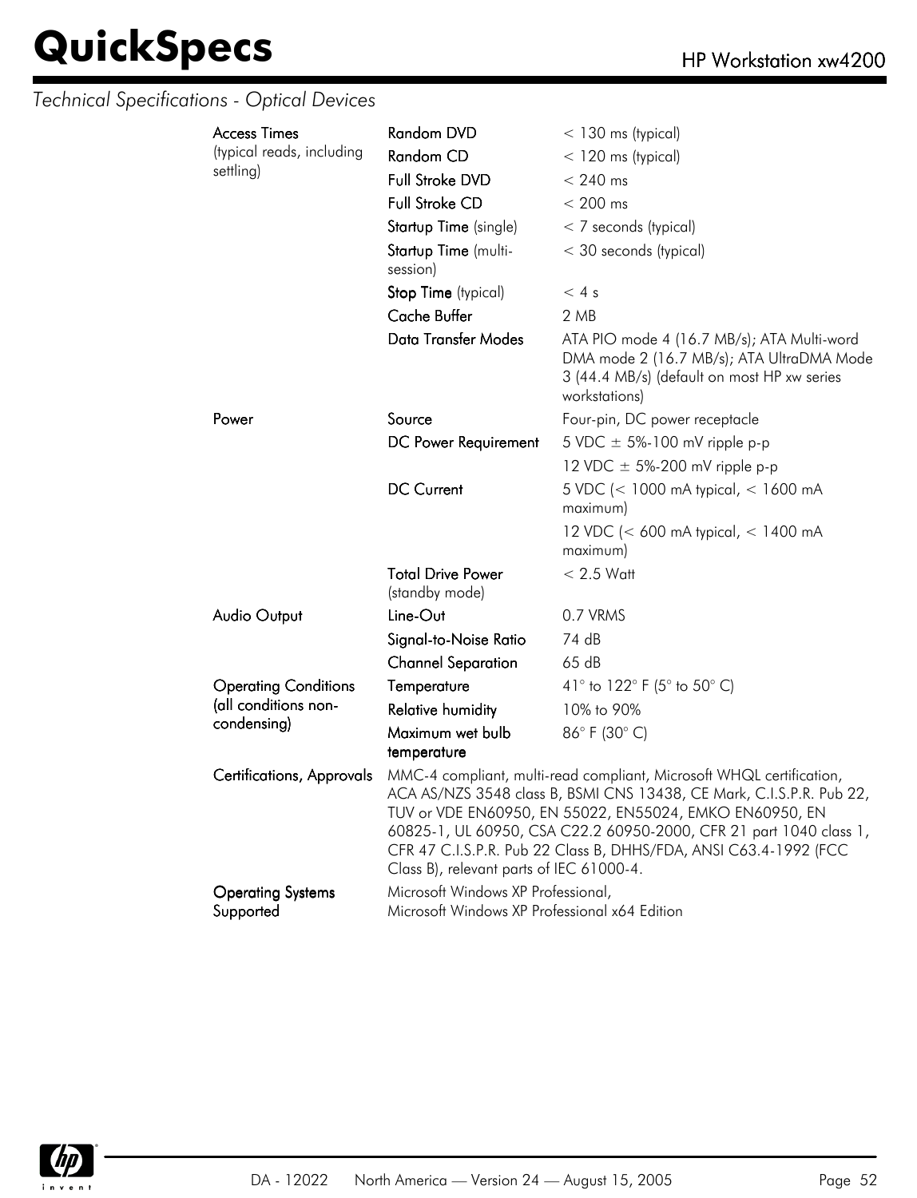*Technical Specifications - Optical Devices*

| | | |
|---|---|---|
| **Access Times** (typical reads, including settling) | **Random DVD** | < 130 ms (typical) |
| | **Random CD** | < 120 ms (typical) |
| | **Full Stroke DVD** | < 240 ms |
| | **Full Stroke CD** | < 200 ms |
| | **Startup Time** (single) | < 7 seconds (typical) |
| | **Startup Time** (multi-session) | < 30 seconds (typical) |
| | **Stop Time** (typical) | < 4 s |
| | **Cache Buffer** | 2 MB |
| | **Data Transfer Modes** | ATA PIO mode 4 (16.7 MB/s); ATA Multi-word DMA mode 2 (16.7 MB/s); ATA UltraDMA Mode 3 (44.4 MB/s) (default on most HP xw series workstations) |
| **Power** | **Source** | Four-pin, DC power receptacle |
| | **DC Power Requirement** | 5 VDC ± 5%-100 mV ripple p-p |
| | | 12 VDC ± 5%-200 mV ripple p-p |
| | **DC Current** | 5 VDC (< 1000 mA typical, < 1600 mA maximum) |
| | | 12 VDC (< 600 mA typical, < 1400 mA maximum) |
| | **Total Drive Power** (standby mode) | < 2.5 Watt |
| **Audio Output** | **Line-Out** | 0.7 VRMS |
| | **Signal-to-Noise Ratio** | 74 dB |
| | **Channel Separation** | 65 dB |
| **Operating Conditions (all conditions non-condensing)** | **Temperature** | 41° to 122° F (5° to 50° C) |
| | **Relative humidity** | 10% to 90% |
| | **Maximum wet bulb temperature** | 86° F (30° C) |
| **Certifications, Approvals** | MMC-4 compliant, multi-read compliant, Microsoft WHQL certification, ACA AS/NZS 3548 class B, BSMI CNS 13438, CE Mark, C.I.S.P.R. Pub 22, TUV or VDE EN60950, EN 55022, EN55024, EMKO EN60950, EN 60825-1, UL 60950, CSA C22.2 60950-2000, CFR 21 part 1040 class 1, CFR 47 C.I.S.P.R. Pub 22 Class B, DHHS/FDA, ANSI C63.4-1992 (FCC Class B), relevant parts of IEC 61000-4. | |
| **Operating Systems Supported** | Microsoft Windows XP Professional,<br>Microsoft Windows XP Professional x64 Edition | |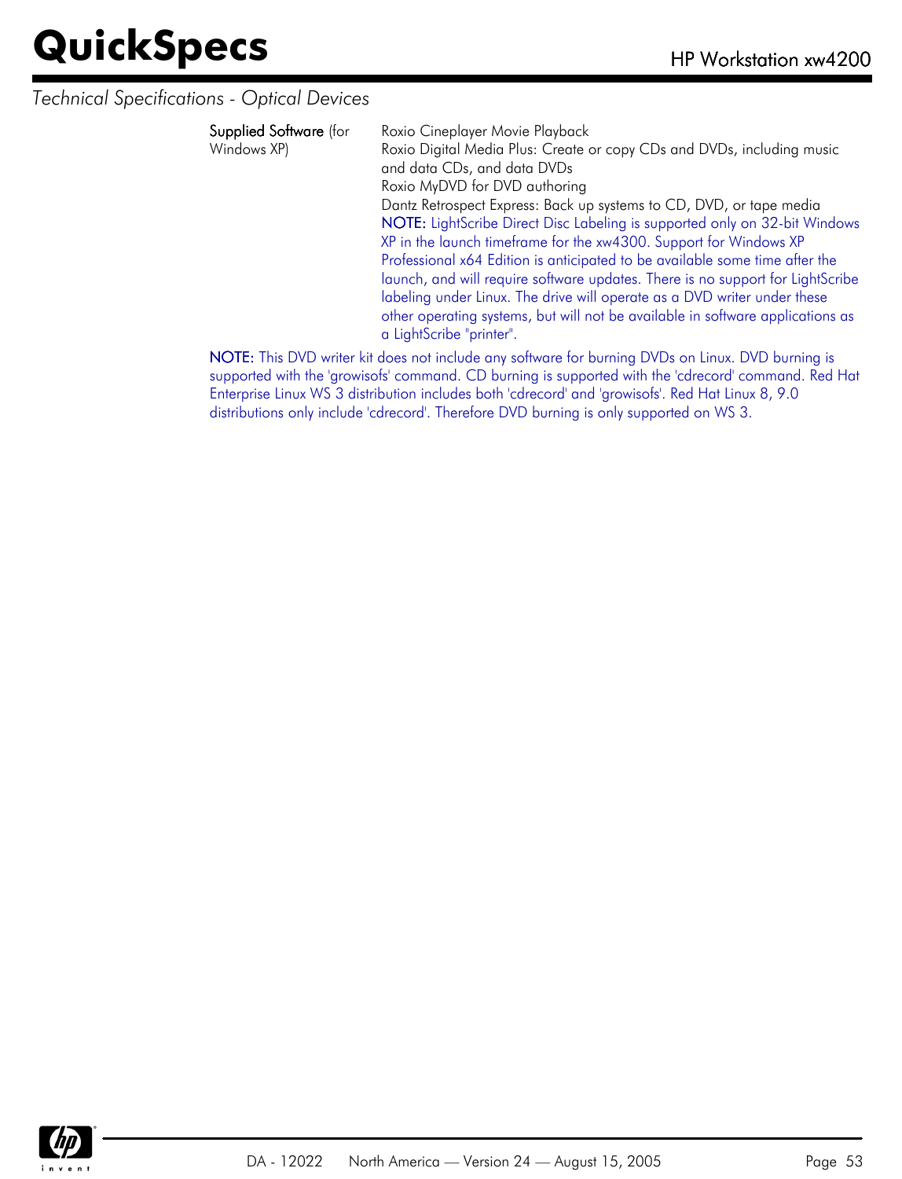*Technical Specifications - Optical Devices*

| | |
|---|---|
| **Supplied Software** (for Windows XP) | Roxio Cineplayer Movie Playback<br>Roxio Digital Media Plus: Create or copy CDs and DVDs, including music and data CDs, and data DVDs<br>Roxio MyDVD for DVD authoring<br>Dantz Retrospect Express: Back up systems to CD, DVD, or tape media<br>**NOTE:** LightScribe Direct Disc Labeling is supported only on 32-bit Windows XP in the launch timeframe for the xw4300. Support for Windows XP Professional x64 Edition is anticipated to be available some time after the launch, and will require software updates. There is no support for LightScribe labeling under Linux. The drive will operate as a DVD writer under these other operating systems, but will not be available in software applications as a LightScribe "printer". |

**NOTE:** This DVD writer kit does not include any software for burning DVDs on Linux. DVD burning is supported with the 'growisofs' command. CD burning is supported with the 'cdrecord' command. Red Hat Enterprise Linux WS 3 distribution includes both 'cdrecord' and 'growisofs'. Red Hat Linux 8, 9.0 distributions only include 'cdrecord'. Therefore DVD burning is only supported on WS 3.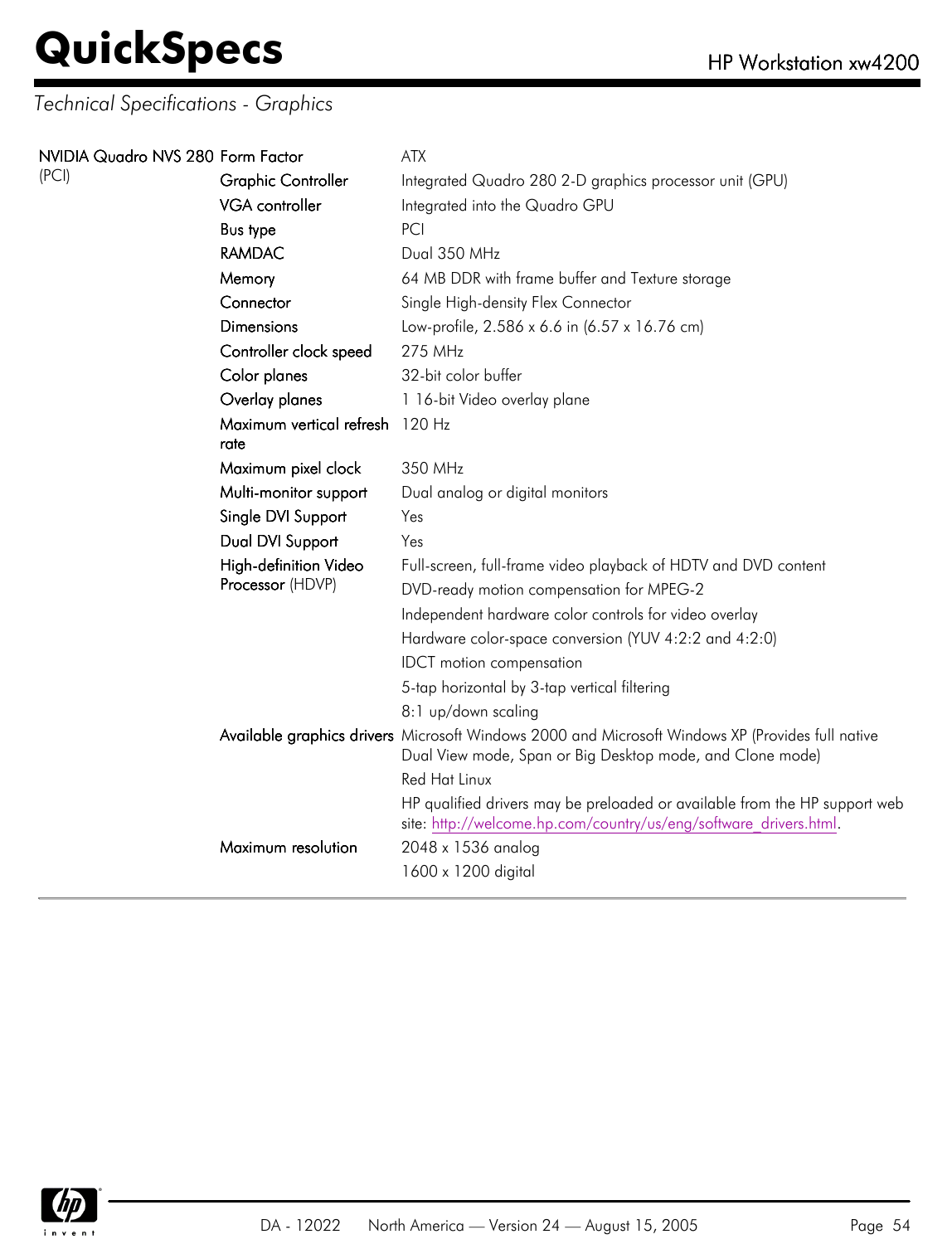*Technical Specifications - Graphics*

| | | |
|---|---|---|
| NVIDIA Quadro NVS 280 (PCI) | Form Factor | ATX |
| | Graphic Controller | Integrated Quadro 280 2-D graphics processor unit (GPU) |
| | VGA controller | Integrated into the Quadro GPU |
| | Bus type | PCI |
| | RAMDAC | Dual 350 MHz |
| | Memory | 64 MB DDR with frame buffer and Texture storage |
| | Connector | Single High-density Flex Connector |
| | Dimensions | Low-profile, 2.586 x 6.6 in (6.57 x 16.76 cm) |
| | Controller clock speed | 275 MHz |
| | Color planes | 32-bit color buffer |
| | Overlay planes | 1 16-bit Video overlay plane |
| | Maximum vertical refresh rate | 120 Hz |
| | Maximum pixel clock | 350 MHz |
| | Multi-monitor support | Dual analog or digital monitors |
| | Single DVI Support | Yes |
| | Dual DVI Support | Yes |
| | High-definition Video Processor (HDVP) | Full-screen, full-frame video playback of HDTV and DVD content |
| | | DVD-ready motion compensation for MPEG-2 |
| | | Independent hardware color controls for video overlay |
| | | Hardware color-space conversion (YUV 4:2:2 and 4:2:0) |
| | | IDCT motion compensation |
| | | 5-tap horizontal by 3-tap vertical filtering |
| | | 8:1 up/down scaling |
| | Available graphics drivers | Microsoft Windows 2000 and Microsoft Windows XP (Provides full native Dual View mode, Span or Big Desktop mode, and Clone mode) |
| | | Red Hat Linux |
| | | HP qualified drivers may be preloaded or available from the HP support web site: http://welcome.hp.com/country/us/eng/software_drivers.html. |
| | Maximum resolution | 2048 x 1536 analog |
| | | 1600 x 1200 digital |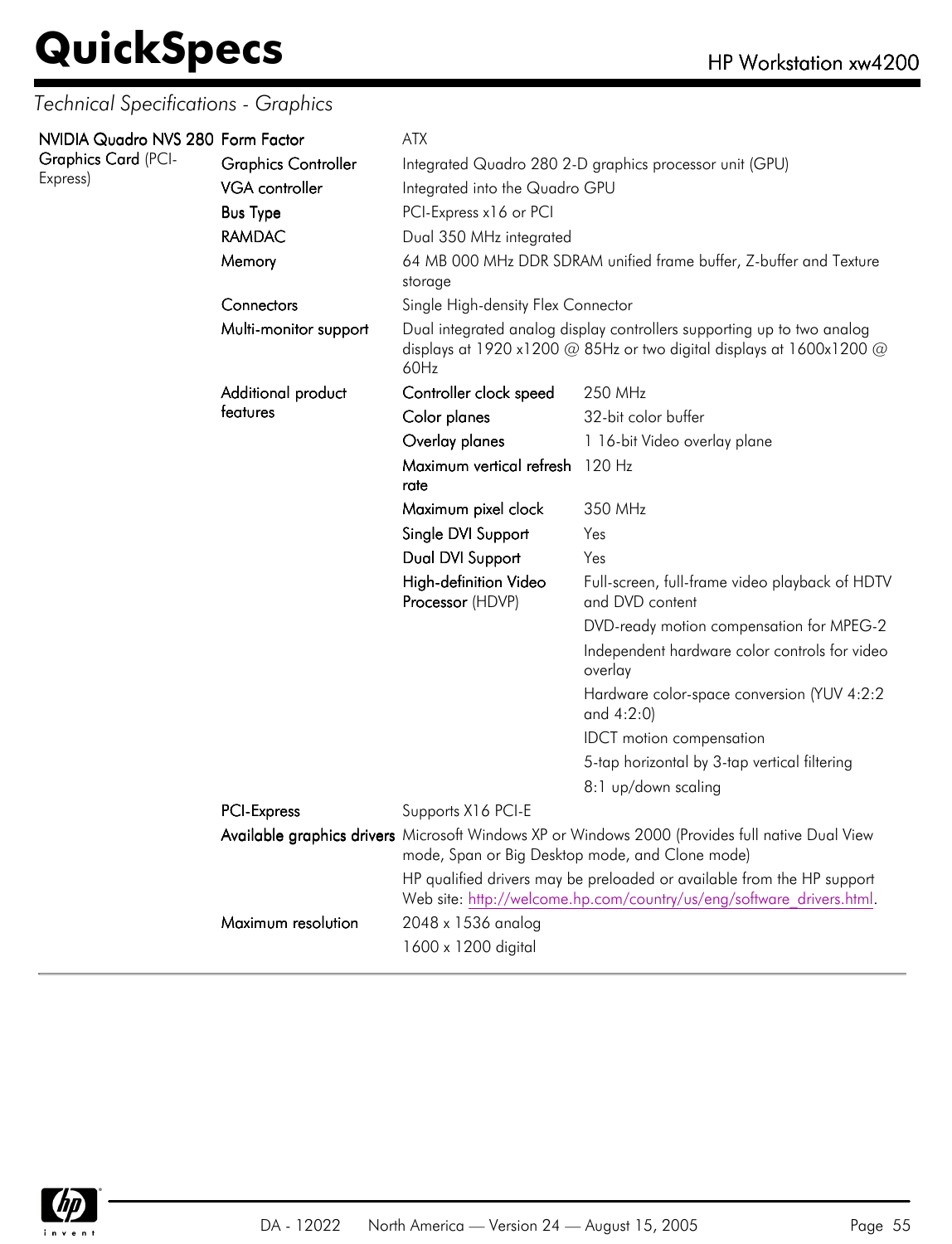*Technical Specifications - Graphics*

| | | | |
|---|---|---|---|
| **NVIDIA Quadro NVS 280 Graphics Card** (PCI-Express) | Form Factor | ATX | |
| | Graphics Controller | Integrated Quadro 280 2-D graphics processor unit (GPU) | |
| | VGA controller | Integrated into the Quadro GPU | |
| | Bus Type | PCI-Express x16 or PCI | |
| | RAMDAC | Dual 350 MHz integrated | |
| | Memory | 64 MB 000 MHz DDR SDRAM unified frame buffer, Z-buffer and Texture storage | |
| | Connectors | Single High-density Flex Connector | |
| | Multi-monitor support | Dual integrated analog display controllers supporting up to two analog displays at 1920 x1200 @ 85Hz or two digital displays at 1600x1200 @ 60Hz | |
| | Additional product features | Controller clock speed | 250 MHz |
| | | Color planes | 32-bit color buffer |
| | | Overlay planes | 1 16-bit Video overlay plane |
| | | Maximum vertical refresh rate | 120 Hz |
| | | Maximum pixel clock | 350 MHz |
| | | Single DVI Support | Yes |
| | | Dual DVI Support | Yes |
| | | High-definition Video Processor (HDVP) | Full-screen, full-frame video playback of HDTV and DVD content |
| | | | DVD-ready motion compensation for MPEG-2 |
| | | | Independent hardware color controls for video overlay |
| | | | Hardware color-space conversion (YUV 4:2:2 and 4:2:0) |
| | | | IDCT motion compensation |
| | | | 5-tap horizontal by 3-tap vertical filtering |
| | | | 8:1 up/down scaling |
| | PCI-Express | Supports X16 PCI-E | |
| | Available graphics drivers | Microsoft Windows XP or Windows 2000 (Provides full native Dual View mode, Span or Big Desktop mode, and Clone mode) | |
| | | HP qualified drivers may be preloaded or available from the HP support Web site: http://welcome.hp.com/country/us/eng/software_drivers.html. | |
| | Maximum resolution | 2048 x 1536 analog | |
| | | 1600 x 1200 digital | |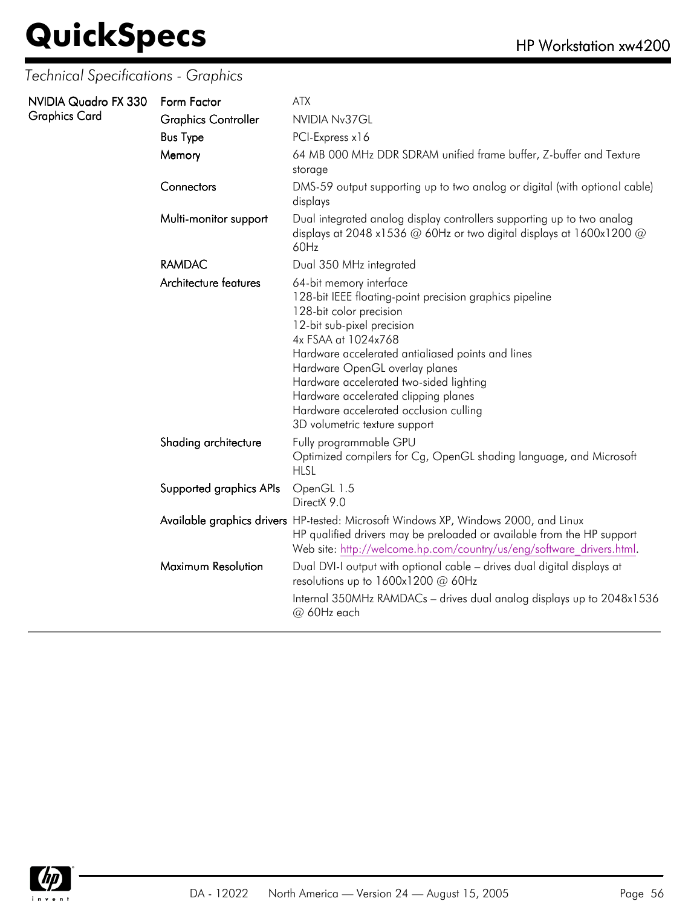## Technical Specifications - Graphics

| | | |
|---|---|---|
| **NVIDIA Quadro FX 330 Graphics Card** | Form Factor | ATX |
| | Graphics Controller | NVIDIA Nv37GL |
| | Bus Type | PCI-Express x16 |
| | Memory | 64 MB 000 MHz DDR SDRAM unified frame buffer, Z-buffer and Texture storage |
| | Connectors | DMS-59 output supporting up to two analog or digital (with optional cable) displays |
| | Multi-monitor support | Dual integrated analog display controllers supporting up to two analog displays at 2048 x1536 @ 60Hz or two digital displays at 1600x1200 @ 60Hz |
| | RAMDAC | Dual 350 MHz integrated |
| | Architecture features | 64-bit memory interface<br>128-bit IEEE floating-point precision graphics pipeline<br>128-bit color precision<br>12-bit sub-pixel precision<br>4x FSAA at 1024x768<br>Hardware accelerated antialiased points and lines<br>Hardware OpenGL overlay planes<br>Hardware accelerated two-sided lighting<br>Hardware accelerated clipping planes<br>Hardware accelerated occlusion culling<br>3D volumetric texture support |
| | Shading architecture | Fully programmable GPU<br>Optimized compilers for Cg, OpenGL shading language, and Microsoft HLSL |
| | Supported graphics APIs | OpenGL 1.5<br>DirectX 9.0 |
| | Available graphics drivers | HP-tested: Microsoft Windows XP, Windows 2000, and Linux<br>HP qualified drivers may be preloaded or available from the HP support Web site: http://welcome.hp.com/country/us/eng/software_drivers.html. |
| | Maximum Resolution | Dual DVI-I output with optional cable – drives dual digital displays at resolutions up to 1600x1200 @ 60Hz<br>Internal 350MHz RAMDACs – drives dual analog displays up to 2048x1536 @ 60Hz each |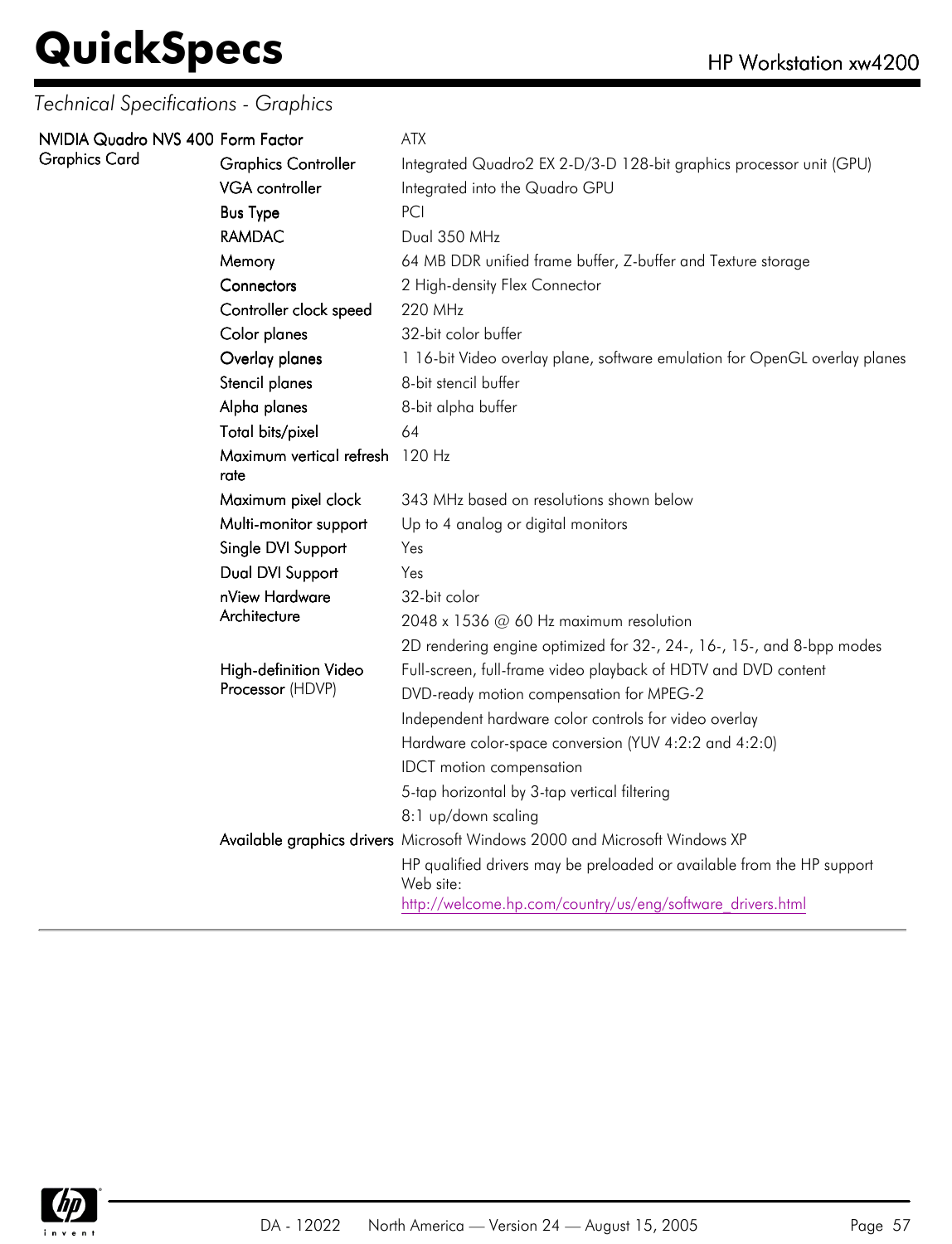*Technical Specifications - Graphics*

| | | |
|---|---|---|
| **NVIDIA Quadro NVS 400 Graphics Card** | Form Factor | ATX |
| | Graphics Controller | Integrated Quadro2 EX 2-D/3-D 128-bit graphics processor unit (GPU) |
| | VGA controller | Integrated into the Quadro GPU |
| | Bus Type | PCI |
| | RAMDAC | Dual 350 MHz |
| | Memory | 64 MB DDR unified frame buffer, Z-buffer and Texture storage |
| | Connectors | 2 High-density Flex Connector |
| | Controller clock speed | 220 MHz |
| | Color planes | 32-bit color buffer |
| | Overlay planes | 1 16-bit Video overlay plane, software emulation for OpenGL overlay planes |
| | Stencil planes | 8-bit stencil buffer |
| | Alpha planes | 8-bit alpha buffer |
| | Total bits/pixel | 64 |
| | Maximum vertical refresh rate | 120 Hz |
| | Maximum pixel clock | 343 MHz based on resolutions shown below |
| | Multi-monitor support | Up to 4 analog or digital monitors |
| | Single DVI Support | Yes |
| | Dual DVI Support | Yes |
| | nView Hardware Architecture | 32-bit color |
| | | 2048 x 1536 @ 60 Hz maximum resolution |
| | | 2D rendering engine optimized for 32-, 24-, 16-, 15-, and 8-bpp modes |
| | High-definition Video Processor (HDVP) | Full-screen, full-frame video playback of HDTV and DVD content |
| | | DVD-ready motion compensation for MPEG-2 |
| | | Independent hardware color controls for video overlay |
| | | Hardware color-space conversion (YUV 4:2:2 and 4:2:0) |
| | | IDCT motion compensation |
| | | 5-tap horizontal by 3-tap vertical filtering |
| | | 8:1 up/down scaling |
| | Available graphics drivers | Microsoft Windows 2000 and Microsoft Windows XP |
| | | HP qualified drivers may be preloaded or available from the HP support Web site: http://welcome.hp.com/country/us/eng/software_drivers.html |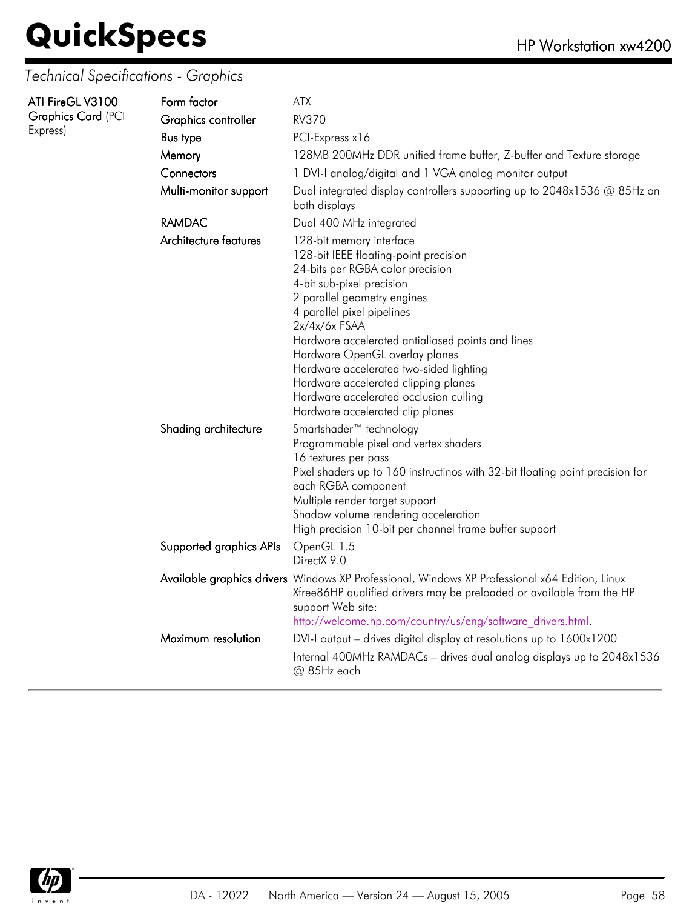## Technical Specifications - Graphics

| ATI FireGL V3100 Graphics Card (PCI Express) | | |
|---|---|---|
| | **Form factor** | ATX |
| | **Graphics controller** | RV370 |
| | **Bus type** | PCI-Express x16 |
| | **Memory** | 128MB 200MHz DDR unified frame buffer, Z-buffer and Texture storage |
| | **Connectors** | 1 DVI-I analog/digital and 1 VGA analog monitor output |
| | **Multi-monitor support** | Dual integrated display controllers supporting up to 2048x1536 @ 85Hz on both displays |
| | **RAMDAC** | Dual 400 MHz integrated |
| | **Architecture features** | 128-bit memory interface<br>128-bit IEEE floating-point precision<br>24-bits per RGBA color precision<br>4-bit sub-pixel precision<br>2 parallel geometry engines<br>4 parallel pixel pipelines<br>2x/4x/6x FSAA<br>Hardware accelerated antialiased points and lines<br>Hardware OpenGL overlay planes<br>Hardware accelerated two-sided lighting<br>Hardware accelerated clipping planes<br>Hardware accelerated occlusion culling<br>Hardware accelerated clip planes |
| | **Shading architecture** | Smartshader™ technology<br>Programmable pixel and vertex shaders<br>16 textures per pass<br>Pixel shaders up to 160 instructinos with 32-bit floating point precision for each RGBA component<br>Multiple render target support<br>Shadow volume rendering acceleration<br>High precision 10-bit per channel frame buffer support |
| | **Supported graphics APIs** | OpenGL 1.5<br>DirectX 9.0 |
| | **Available graphics drivers** | Windows XP Professional, Windows XP Professional x64 Edition, Linux Xfree86HP qualified drivers may be preloaded or available from the HP support Web site: http://welcome.hp.com/country/us/eng/software_drivers.html. |
| | **Maximum resolution** | DVI-I output – drives digital display at resolutions up to 1600x1200<br>Internal 400MHz RAMDACs – drives dual analog displays up to 2048x1536 @ 85Hz each |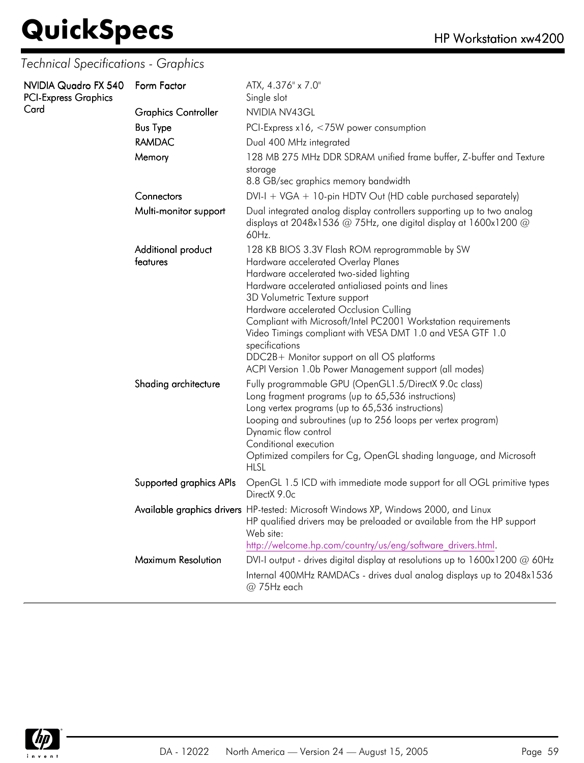*Technical Specifications - Graphics*

| | | |
|---|---|---|
| **NVIDIA Quadro FX 540 PCI-Express Graphics Card** | Form Factor | ATX, 4.376" x 7.0"<br>Single slot |
| | Graphics Controller | NVIDIA NV43GL |
| | Bus Type | PCI-Express x16, <75W power consumption |
| | RAMDAC | Dual 400 MHz integrated |
| | Memory | 128 MB 275 MHz DDR SDRAM unified frame buffer, Z-buffer and Texture storage<br>8.8 GB/sec graphics memory bandwidth |
| | Connectors | DVI-I + VGA + 10-pin HDTV Out (HD cable purchased separately) |
| | Multi-monitor support | Dual integrated analog display controllers supporting up to two analog displays at 2048x1536 @ 75Hz, one digital display at 1600x1200 @ 60Hz. |
| | Additional product features | 128 KB BIOS 3.3V Flash ROM reprogrammable by SW<br>Hardware accelerated Overlay Planes<br>Hardware accelerated two-sided lighting<br>Hardware accelerated antialiased points and lines<br>3D Volumetric Texture support<br>Hardware accelerated Occlusion Culling<br>Compliant with Microsoft/Intel PC2001 Workstation requirements<br>Video Timings compliant with VESA DMT 1.0 and VESA GTF 1.0 specifications<br>DDC2B+ Monitor support on all OS platforms<br>ACPI Version 1.0b Power Management support (all modes) |
| | Shading architecture | Fully programmable GPU (OpenGL1.5/DirectX 9.0c class)<br>Long fragment programs (up to 65,536 instructions)<br>Long vertex programs (up to 65,536 instructions)<br>Looping and subroutines (up to 256 loops per vertex program)<br>Dynamic flow control<br>Conditional execution<br>Optimized compilers for Cg, OpenGL shading language, and Microsoft HLSL |
| | Supported graphics APIs | OpenGL 1.5 ICD with immediate mode support for all OGL primitive types<br>DirectX 9.0c |
| | Available graphics drivers | HP-tested: Microsoft Windows XP, Windows 2000, and Linux<br>HP qualified drivers may be preloaded or available from the HP support Web site:<br>http://welcome.hp.com/country/us/eng/software_drivers.html. |
| | Maximum Resolution | DVI-I output - drives digital display at resolutions up to 1600x1200 @ 60Hz<br>Internal 400MHz RAMDACs - drives dual analog displays up to 2048x1536 @ 75Hz each |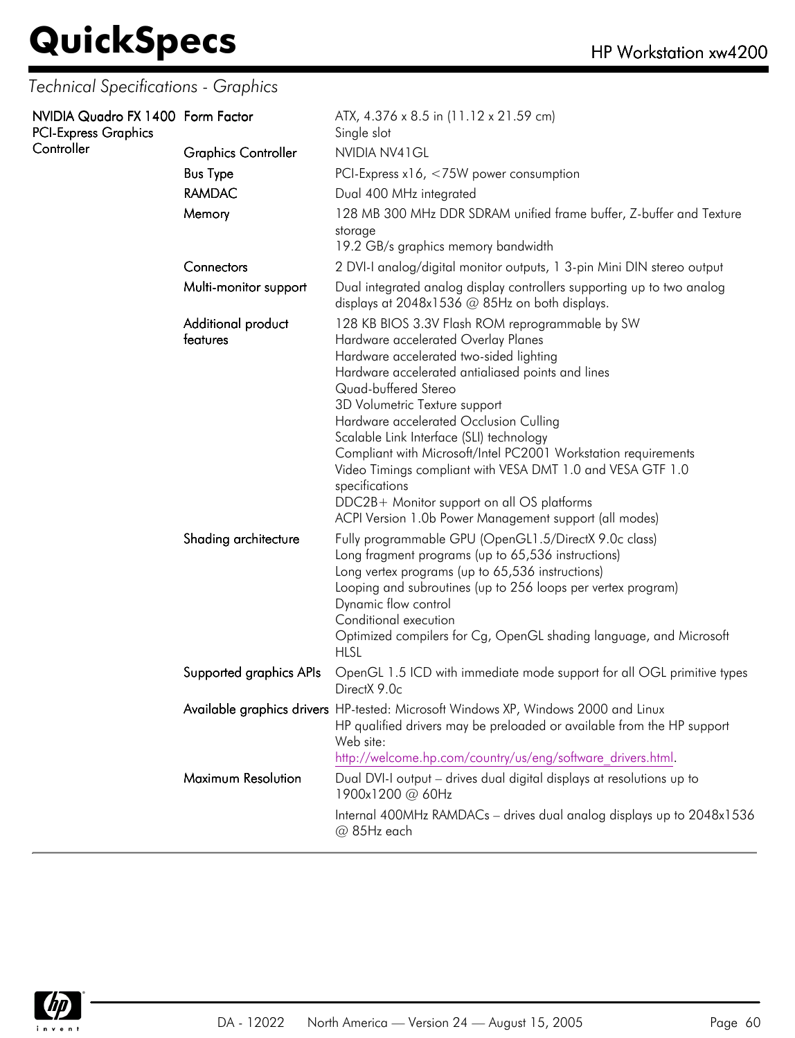*Technical Specifications - Graphics*

| | | |
|---|---|---|
| **NVIDIA Quadro FX 1400 PCI-Express Graphics Controller** | Form Factor | ATX, 4.376 x 8.5 in (11.12 x 21.59 cm)<br>Single slot |
| | Graphics Controller | NVIDIA NV41GL |
| | Bus Type | PCI-Express x16, <75W power consumption |
| | RAMDAC | Dual 400 MHz integrated |
| | Memory | 128 MB 300 MHz DDR SDRAM unified frame buffer, Z-buffer and Texture storage<br>19.2 GB/s graphics memory bandwidth |
| | Connectors | 2 DVI-I analog/digital monitor outputs, 1 3-pin Mini DIN stereo output |
| | Multi-monitor support | Dual integrated analog display controllers supporting up to two analog displays at 2048x1536 @ 85Hz on both displays. |
| | Additional product features | 128 KB BIOS 3.3V Flash ROM reprogrammable by SW<br>Hardware accelerated Overlay Planes<br>Hardware accelerated two-sided lighting<br>Hardware accelerated antialiased points and lines<br>Quad-buffered Stereo<br>3D Volumetric Texture support<br>Hardware accelerated Occlusion Culling<br>Scalable Link Interface (SLI) technology<br>Compliant with Microsoft/Intel PC2001 Workstation requirements<br>Video Timings compliant with VESA DMT 1.0 and VESA GTF 1.0 specifications<br>DDC2B+ Monitor support on all OS platforms<br>ACPI Version 1.0b Power Management support (all modes) |
| | Shading architecture | Fully programmable GPU (OpenGL1.5/DirectX 9.0c class)<br>Long fragment programs (up to 65,536 instructions)<br>Long vertex programs (up to 65,536 instructions)<br>Looping and subroutines (up to 256 loops per vertex program)<br>Dynamic flow control<br>Conditional execution<br>Optimized compilers for Cg, OpenGL shading language, and Microsoft HLSL |
| | Supported graphics APIs | OpenGL 1.5 ICD with immediate mode support for all OGL primitive types<br>DirectX 9.0c |
| | Available graphics drivers | HP-tested: Microsoft Windows XP, Windows 2000 and Linux<br>HP qualified drivers may be preloaded or available from the HP support Web site:<br>http://welcome.hp.com/country/us/eng/software_drivers.html. |
| | Maximum Resolution | Dual DVI-I output – drives dual digital displays at resolutions up to 1900x1200 @ 60Hz<br>Internal 400MHz RAMDACs – drives dual analog displays up to 2048x1536 @ 85Hz each |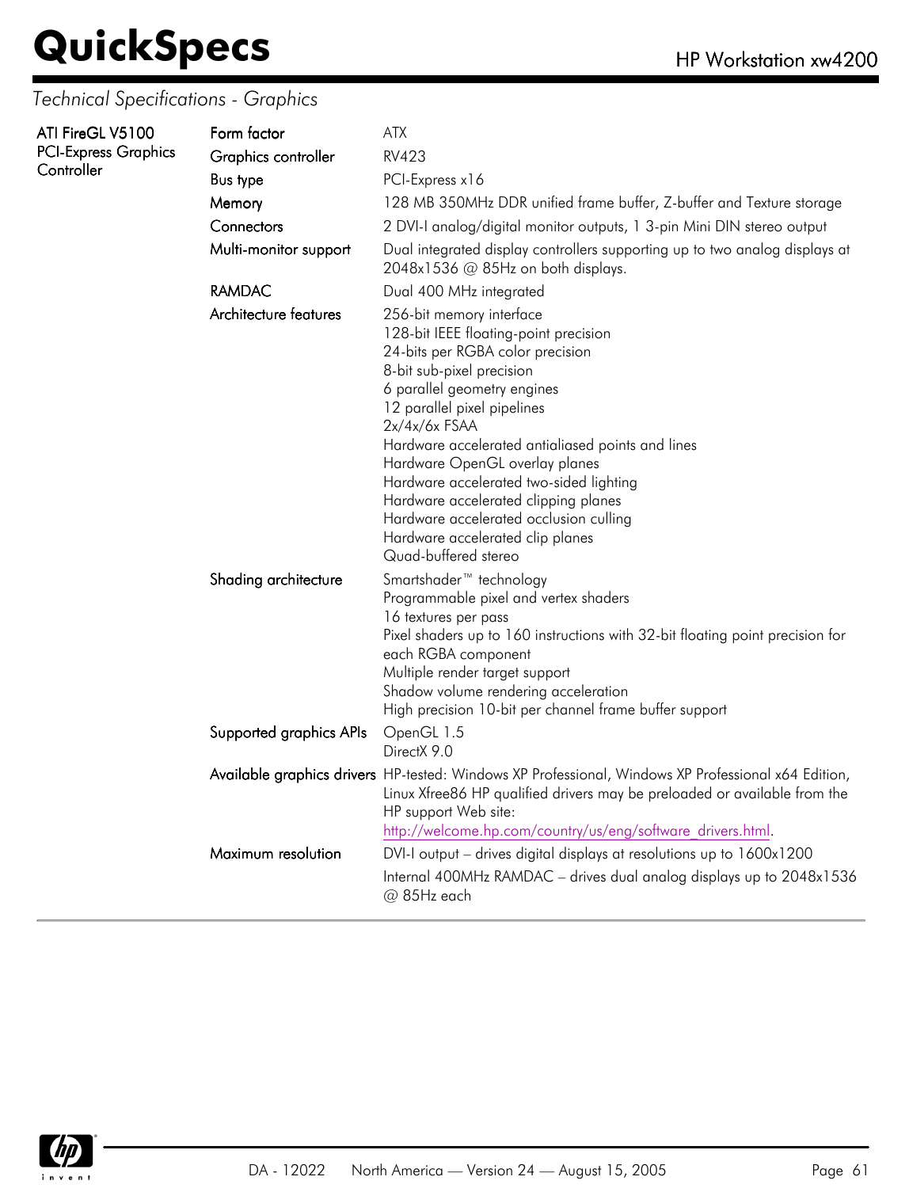*Technical Specifications - Graphics*

| | | |
|---|---|---|
| **ATI FireGL V5100 PCI-Express Graphics Controller** | Form factor | ATX |
| | Graphics controller | RV423 |
| | Bus type | PCI-Express x16 |
| | Memory | 128 MB 350MHz DDR unified frame buffer, Z-buffer and Texture storage |
| | Connectors | 2 DVI-I analog/digital monitor outputs, 1 3-pin Mini DIN stereo output |
| | Multi-monitor support | Dual integrated display controllers supporting up to two analog displays at 2048x1536 @ 85Hz on both displays. |
| | RAMDAC | Dual 400 MHz integrated |
| | Architecture features | 256-bit memory interface<br>128-bit IEEE floating-point precision<br>24-bits per RGBA color precision<br>8-bit sub-pixel precision<br>6 parallel geometry engines<br>12 parallel pixel pipelines<br>2x/4x/6x FSAA<br>Hardware accelerated antialiased points and lines<br>Hardware OpenGL overlay planes<br>Hardware accelerated two-sided lighting<br>Hardware accelerated clipping planes<br>Hardware accelerated occlusion culling<br>Hardware accelerated clip planes<br>Quad-buffered stereo |
| | Shading architecture | Smartshader™ technology<br>Programmable pixel and vertex shaders<br>16 textures per pass<br>Pixel shaders up to 160 instructions with 32-bit floating point precision for each RGBA component<br>Multiple render target support<br>Shadow volume rendering acceleration<br>High precision 10-bit per channel frame buffer support |
| | Supported graphics APIs | OpenGL 1.5<br>DirectX 9.0 |
| | Available graphics drivers | HP-tested: Windows XP Professional, Windows XP Professional x64 Edition, Linux Xfree86 HP qualified drivers may be preloaded or available from the HP support Web site: http://welcome.hp.com/country/us/eng/software_drivers.html. |
| | Maximum resolution | DVI-I output – drives digital displays at resolutions up to 1600x1200<br>Internal 400MHz RAMDAC – drives dual analog displays up to 2048x1536 @ 85Hz each |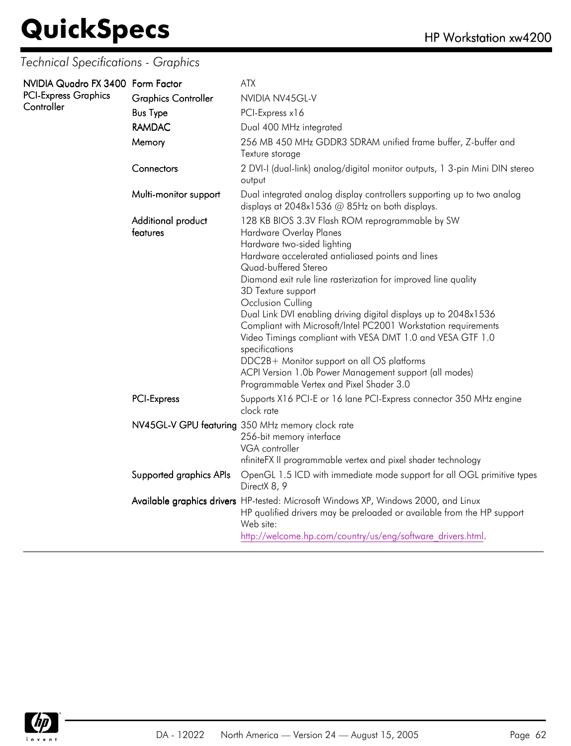*Technical Specifications - Graphics*

| NVIDIA Quadro FX 3400 PCI-Express Graphics Controller | | |
|---|---|---|
| | Form Factor | ATX |
| | Graphics Controller | NVIDIA NV45GL-V |
| | Bus Type | PCI-Express x16 |
| | RAMDAC | Dual 400 MHz integrated |
| | Memory | 256 MB 450 MHz GDDR3 SDRAM unified frame buffer, Z-buffer and Texture storage |
| | Connectors | 2 DVI-I (dual-link) analog/digital monitor outputs, 1 3-pin Mini DIN stereo output |
| | Multi-monitor support | Dual integrated analog display controllers supporting up to two analog displays at 2048x1536 @ 85Hz on both displays. |
| | Additional product features | 128 KB BIOS 3.3V Flash ROM reprogrammable by SW<br>Hardware Overlay Planes<br>Hardware two-sided lighting<br>Hardware accelerated antialiased points and lines<br>Quad-buffered Stereo<br>Diamond exit rule line rasterization for improved line quality<br>3D Texture support<br>Occlusion Culling<br>Dual Link DVI enabling driving digital displays up to 2048x1536<br>Compliant with Microsoft/Intel PC2001 Workstation requirements<br>Video Timings compliant with VESA DMT 1.0 and VESA GTF 1.0 specifications<br>DDC2B+ Monitor support on all OS platforms<br>ACPI Version 1.0b Power Management support (all modes)<br>Programmable Vertex and Pixel Shader 3.0 |
| | PCI-Express | Supports X16 PCI-E or 16 lane PCI-Express connector 350 MHz engine clock rate |
| | NV45GL-V GPU featuring | 350 MHz memory clock rate<br>256-bit memory interface<br>VGA controller<br>nfiniteFX II programmable vertex and pixel shader technology |
| | Supported graphics APIs | OpenGL 1.5 ICD with immediate mode support for all OGL primitive types<br>DirectX 8, 9 |
| | Available graphics drivers | HP-tested: Microsoft Windows XP, Windows 2000, and Linux<br>HP qualified drivers may be preloaded or available from the HP support Web site:<br>http://welcome.hp.com/country/us/eng/software_drivers.html. |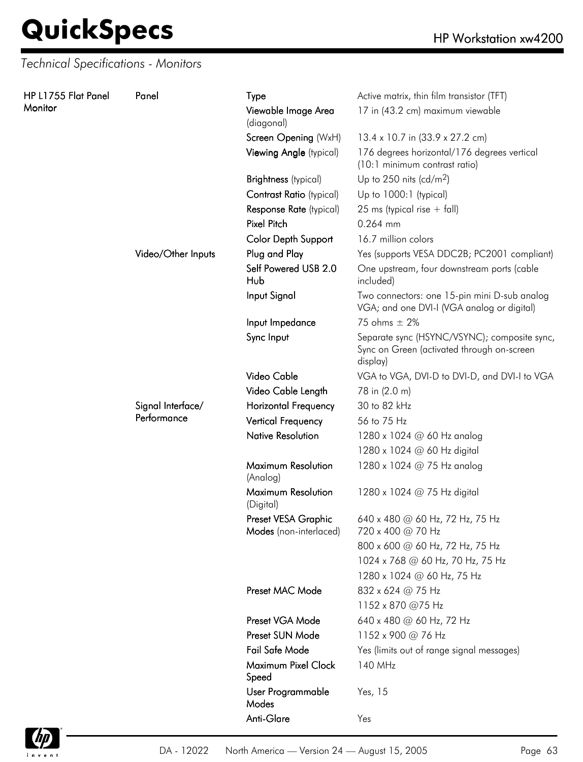*Technical Specifications - Monitors*

| | | | |
|---|---|---|---|
| **HP L1755 Flat Panel Monitor** | **Panel** | **Type** | Active matrix, thin film transistor (TFT) |
| | | **Viewable Image Area** (diagonal) | 17 in (43.2 cm) maximum viewable |
| | | **Screen Opening** (WxH) | 13.4 x 10.7 in (33.9 x 27.2 cm) |
| | | **Viewing Angle** (typical) | 176 degrees horizontal/176 degrees vertical (10:1 minimum contrast ratio) |
| | | **Brightness** (typical) | Up to 250 nits (cd/m$^2$) |
| | | **Contrast Ratio** (typical) | Up to 1000:1 (typical) |
| | | **Response Rate** (typical) | 25 ms (typical rise + fall) |
| | | **Pixel Pitch** | 0.264 mm |
| | | **Color Depth Support** | 16.7 million colors |
| | **Video/Other Inputs** | **Plug and Play** | Yes (supports VESA DDC2B; PC2001 compliant) |
| | | **Self Powered USB 2.0 Hub** | One upstream, four downstream ports (cable included) |
| | | **Input Signal** | Two connectors: one 15-pin mini D-sub analog VGA; and one DVI-I (VGA analog or digital) |
| | | **Input Impedance** | 75 ohms ± 2% |
| | | **Sync Input** | Separate sync (HSYNC/VSYNC); composite sync, Sync on Green (activated through on-screen display) |
| | | **Video Cable** | VGA to VGA, DVI-D to DVI-D, and DVI-I to VGA |
| | | **Video Cable Length** | 78 in (2.0 m) |
| | **Signal Interface/ Performance** | **Horizontal Frequency** | 30 to 82 kHz |
| | | **Vertical Frequency** | 56 to 75 Hz |
| | | **Native Resolution** | 1280 x 1024 @ 60 Hz analog<br>1280 x 1024 @ 60 Hz digital |
| | | **Maximum Resolution** (Analog) | 1280 x 1024 @ 75 Hz analog |
| | | **Maximum Resolution** (Digital) | 1280 x 1024 @ 75 Hz digital |
| | | **Preset VESA Graphic Modes** (non-interlaced) | 640 x 480 @ 60 Hz, 72 Hz, 75 Hz<br>720 x 400 @ 70 Hz<br>800 x 600 @ 60 Hz, 72 Hz, 75 Hz<br>1024 x 768 @ 60 Hz, 70 Hz, 75 Hz<br>1280 x 1024 @ 60 Hz, 75 Hz |
| | | **Preset MAC Mode** | 832 x 624 @ 75 Hz<br>1152 x 870 @75 Hz |
| | | **Preset VGA Mode** | 640 x 480 @ 60 Hz, 72 Hz |
| | | **Preset SUN Mode** | 1152 x 900 @ 76 Hz |
| | | **Fail Safe Mode** | Yes (limits out of range signal messages) |
| | | **Maximum Pixel Clock Speed** | 140 MHz |
| | | **User Programmable Modes** | Yes, 15 |
| | | **Anti-Glare** | Yes |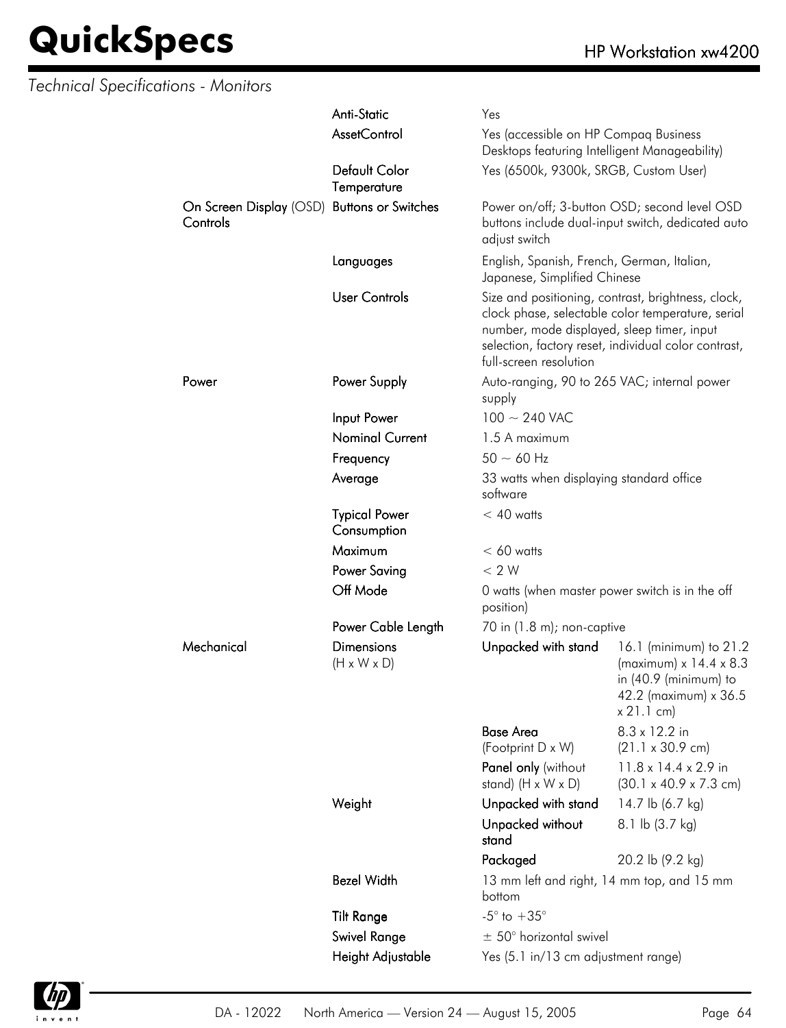*Technical Specifications - Monitors*

| | | | |
|---|---|---|---|
| | Anti-Static | Yes | |
| | AssetControl | Yes (accessible on HP Compaq Business Desktops featuring Intelligent Manageability) | |
| | Default Color Temperature | Yes (6500k, 9300k, SRGB, Custom User) | |
| On Screen Display (OSD) Controls | Buttons or Switches | Power on/off; 3-button OSD; second level OSD buttons include dual-input switch, dedicated auto adjust switch | |
| | Languages | English, Spanish, French, German, Italian, Japanese, Simplified Chinese | |
| | User Controls | Size and positioning, contrast, brightness, clock, clock phase, selectable color temperature, serial number, mode displayed, sleep timer, input selection, factory reset, individual color contrast, full-screen resolution | |
| Power | Power Supply | Auto-ranging, 90 to 265 VAC; internal power supply | |
| | Input Power | 100 ~ 240 VAC | |
| | Nominal Current | 1.5 A maximum | |
| | Frequency | 50 ~ 60 Hz | |
| | Average | 33 watts when displaying standard office software | |
| | Typical Power Consumption | < 40 watts | |
| | Maximum | < 60 watts | |
| | Power Saving | < 2 W | |
| | Off Mode | 0 watts (when master power switch is in the off position) | |
| | Power Cable Length | 70 in (1.8 m); non-captive | |
| Mechanical | Dimensions (H x W x D) | Unpacked with stand | 16.1 (minimum) to 21.2 (maximum) x 14.4 x 8.3 in (40.9 (minimum) to 42.2 (maximum) x 36.5 x 21.1 cm) |
| | | Base Area (Footprint D x W) | 8.3 x 12.2 in (21.1 x 30.9 cm) |
| | | Panel only (without stand) (H x W x D) | 11.8 x 14.4 x 2.9 in (30.1 x 40.9 x 7.3 cm) |
| | Weight | Unpacked with stand | 14.7 lb (6.7 kg) |
| | | Unpacked without stand | 8.1 lb (3.7 kg) |
| | | Packaged | 20.2 lb (9.2 kg) |
| | Bezel Width | 13 mm left and right, 14 mm top, and 15 mm bottom | |
| | Tilt Range | -5° to +35° | |
| | Swivel Range | ± 50° horizontal swivel | |
| | Height Adjustable | Yes (5.1 in/13 cm adjustment range) | |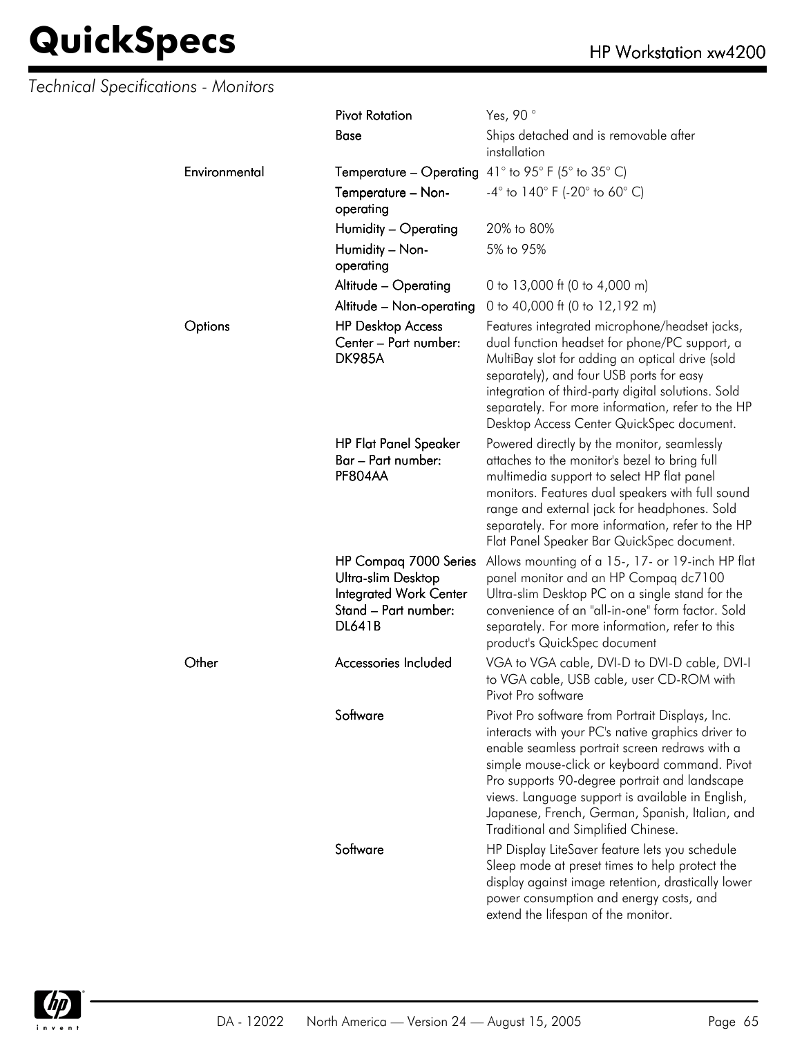*Technical Specifications - Monitors*

| | | |
|---|---|---|
| | Pivot Rotation | Yes, 90 ° |
| | Base | Ships detached and is removable after installation |
| Environmental | Temperature – Operating | 41° to 95° F (5° to 35° C) |
| | Temperature – Non-operating | -4° to 140° F (-20° to 60° C) |
| | Humidity – Operating | 20% to 80% |
| | Humidity – Non-operating | 5% to 95% |
| | Altitude – Operating | 0 to 13,000 ft (0 to 4,000 m) |
| | Altitude – Non-operating | 0 to 40,000 ft (0 to 12,192 m) |
| Options | HP Desktop Access Center – Part number: DK985A | Features integrated microphone/headset jacks, dual function headset for phone/PC support, a MultiBay slot for adding an optical drive (sold separately), and four USB ports for easy integration of third-party digital solutions. Sold separately. For more information, refer to the HP Desktop Access Center QuickSpec document. |
| | HP Flat Panel Speaker Bar – Part number: PF804AA | Powered directly by the monitor, seamlessly attaches to the monitor's bezel to bring full multimedia support to select HP flat panel monitors. Features dual speakers with full sound range and external jack for headphones. Sold separately. For more information, refer to the HP Flat Panel Speaker Bar QuickSpec document. |
| | HP Compaq 7000 Series Ultra-slim Desktop Integrated Work Center Stand – Part number: DL641B | Allows mounting of a 15-, 17- or 19-inch HP flat panel monitor and an HP Compaq dc7100 Ultra-slim Desktop PC on a single stand for the convenience of an "all-in-one" form factor. Sold separately. For more information, refer to this product's QuickSpec document |
| Other | Accessories Included | VGA to VGA cable, DVI-D to DVI-D cable, DVI-I to VGA cable, USB cable, user CD-ROM with Pivot Pro software |
| | Software | Pivot Pro software from Portrait Displays, Inc. interacts with your PC's native graphics driver to enable seamless portrait screen redraws with a simple mouse-click or keyboard command. Pivot Pro supports 90-degree portrait and landscape views. Language support is available in English, Japanese, French, German, Spanish, Italian, and Traditional and Simplified Chinese. |
| | Software | HP Display LiteSaver feature lets you schedule Sleep mode at preset times to help protect the display against image retention, drastically lower power consumption and energy costs, and extend the lifespan of the monitor. |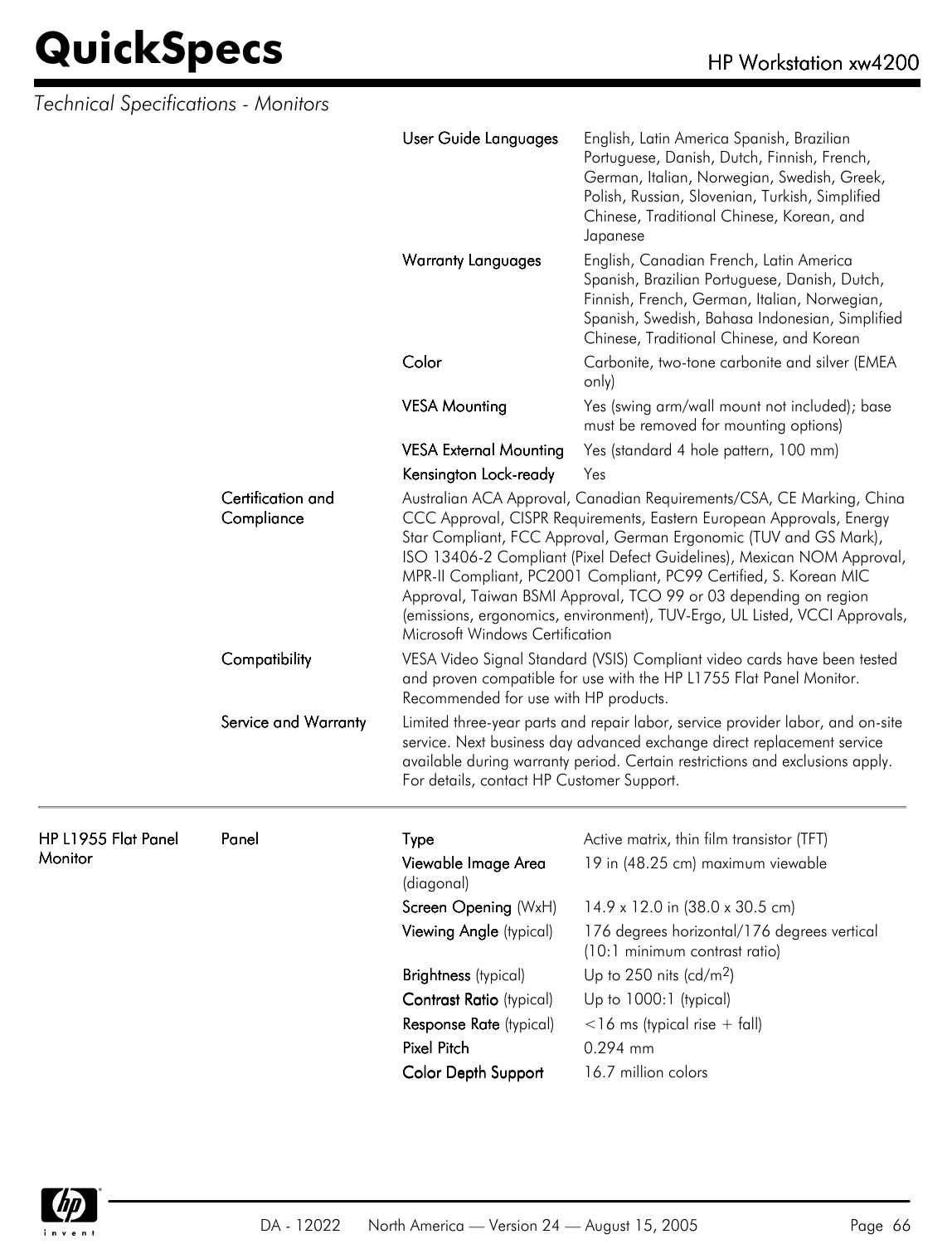## Technical Specifications - Monitors

| | | | |
|---|---|---|---|
| | | **User Guide Languages** | English, Latin America Spanish, Brazilian Portuguese, Danish, Dutch, Finnish, French, German, Italian, Norwegian, Swedish, Greek, Polish, Russian, Slovenian, Turkish, Simplified Chinese, Traditional Chinese, Korean, and Japanese |
| | | **Warranty Languages** | English, Canadian French, Latin America Spanish, Brazilian Portuguese, Danish, Dutch, Finnish, French, German, Italian, Norwegian, Spanish, Swedish, Bahasa Indonesian, Simplified Chinese, Traditional Chinese, and Korean |
| | | **Color** | Carbonite, two-tone carbonite and silver (EMEA only) |
| | | **VESA Mounting** | Yes (swing arm/wall mount not included); base must be removed for mounting options) |
| | | **VESA External Mounting** | Yes (standard 4 hole pattern, 100 mm) |
| | | **Kensington Lock-ready** | Yes |
| | **Certification and Compliance** | Australian ACA Approval, Canadian Requirements/CSA, CE Marking, China CCC Approval, CISPR Requirements, Eastern European Approvals, Energy Star Compliant, FCC Approval, German Ergonomic (TUV and GS Mark), ISO 13406-2 Compliant (Pixel Defect Guidelines), Mexican NOM Approval, MPR-II Compliant, PC2001 Compliant, PC99 Certified, S. Korean MIC Approval, Taiwan BSMI Approval, TCO 99 or 03 depending on region (emissions, ergonomics, environment), TUV-Ergo, UL Listed, VCCI Approvals, Microsoft Windows Certification | |
| | **Compatibility** | VESA Video Signal Standard (VSIS) Compliant video cards have been tested and proven compatible for use with the HP L1755 Flat Panel Monitor. Recommended for use with HP products. | |
| | **Service and Warranty** | Limited three-year parts and repair labor, service provider labor, and on-site service. Next business day advanced exchange direct replacement service available during warranty period. Certain restrictions and exclusions apply. For details, contact HP Customer Support. | |

| | | | |
|---|---|---|---|
| **HP L1955 Flat Panel Monitor** | **Panel** | **Type** | Active matrix, thin film transistor (TFT) |
| | | **Viewable Image Area** (diagonal) | 19 in (48.25 cm) maximum viewable |
| | | **Screen Opening** (WxH) | 14.9 x 12.0 in (38.0 x 30.5 cm) |
| | | **Viewing Angle** (typical) | 176 degrees horizontal/176 degrees vertical (10:1 minimum contrast ratio) |
| | | **Brightness** (typical) | Up to 250 nits (cd/m$^2$) |
| | | **Contrast Ratio** (typical) | Up to 1000:1 (typical) |
| | | **Response Rate** (typical) | <16 ms (typical rise + fall) |
| | | **Pixel Pitch** | 0.294 mm |
| | | **Color Depth Support** | 16.7 million colors |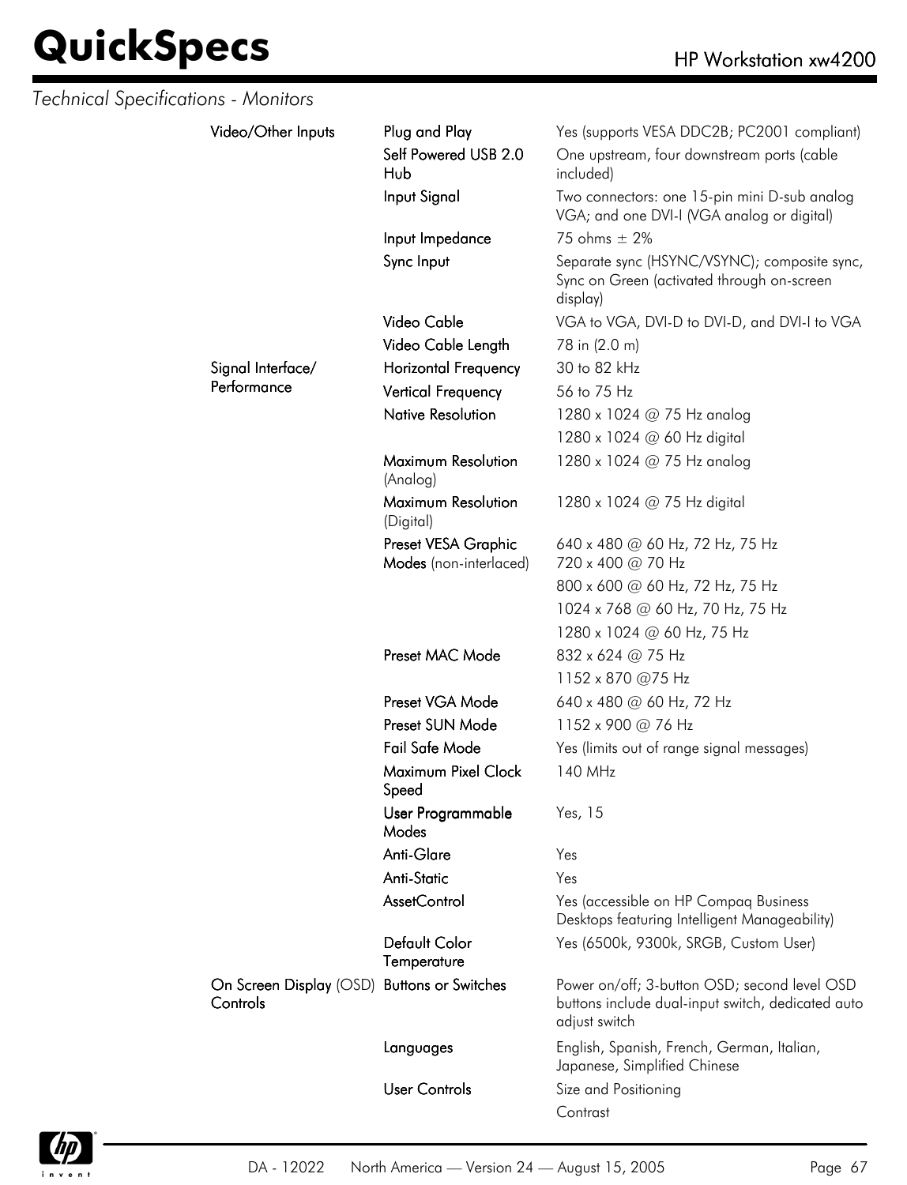*Technical Specifications - Monitors*

| | | |
|---|---|---|
| **Video/Other Inputs** | **Plug and Play** | Yes (supports VESA DDC2B; PC2001 compliant) |
| | **Self Powered USB 2.0 Hub** | One upstream, four downstream ports (cable included) |
| | **Input Signal** | Two connectors: one 15-pin mini D-sub analog VGA; and one DVI-I (VGA analog or digital) |
| | **Input Impedance** | 75 ohms ± 2% |
| | **Sync Input** | Separate sync (HSYNC/VSYNC); composite sync, Sync on Green (activated through on-screen display) |
| | **Video Cable** | VGA to VGA, DVI-D to DVI-D, and DVI-I to VGA |
| | **Video Cable Length** | 78 in (2.0 m) |
| **Signal Interface/ Performance** | **Horizontal Frequency** | 30 to 82 kHz |
| | **Vertical Frequency** | 56 to 75 Hz |
| | **Native Resolution** | 1280 x 1024 @ 75 Hz analog |
| | | 1280 x 1024 @ 60 Hz digital |
| | **Maximum Resolution** (Analog) | 1280 x 1024 @ 75 Hz analog |
| | **Maximum Resolution** (Digital) | 1280 x 1024 @ 75 Hz digital |
| | **Preset VESA Graphic Modes** (non-interlaced) | 640 x 480 @ 60 Hz, 72 Hz, 75 Hz<br>720 x 400 @ 70 Hz |
| | | 800 x 600 @ 60 Hz, 72 Hz, 75 Hz |
| | | 1024 x 768 @ 60 Hz, 70 Hz, 75 Hz |
| | | 1280 x 1024 @ 60 Hz, 75 Hz |
| | **Preset MAC Mode** | 832 x 624 @ 75 Hz |
| | | 1152 x 870 @75 Hz |
| | **Preset VGA Mode** | 640 x 480 @ 60 Hz, 72 Hz |
| | **Preset SUN Mode** | 1152 x 900 @ 76 Hz |
| | **Fail Safe Mode** | Yes (limits out of range signal messages) |
| | **Maximum Pixel Clock Speed** | 140 MHz |
| | **User Programmable Modes** | Yes, 15 |
| | **Anti-Glare** | Yes |
| | **Anti-Static** | Yes |
| | **AssetControl** | Yes (accessible on HP Compaq Business Desktops featuring Intelligent Manageability) |
| | **Default Color Temperature** | Yes (6500k, 9300k, SRGB, Custom User) |
| **On Screen Display** (OSD) **Controls** | **Buttons or Switches** | Power on/off; 3-button OSD; second level OSD buttons include dual-input switch, dedicated auto adjust switch |
| | **Languages** | English, Spanish, French, German, Italian, Japanese, Simplified Chinese |
| | **User Controls** | Size and Positioning |
| | | Contrast |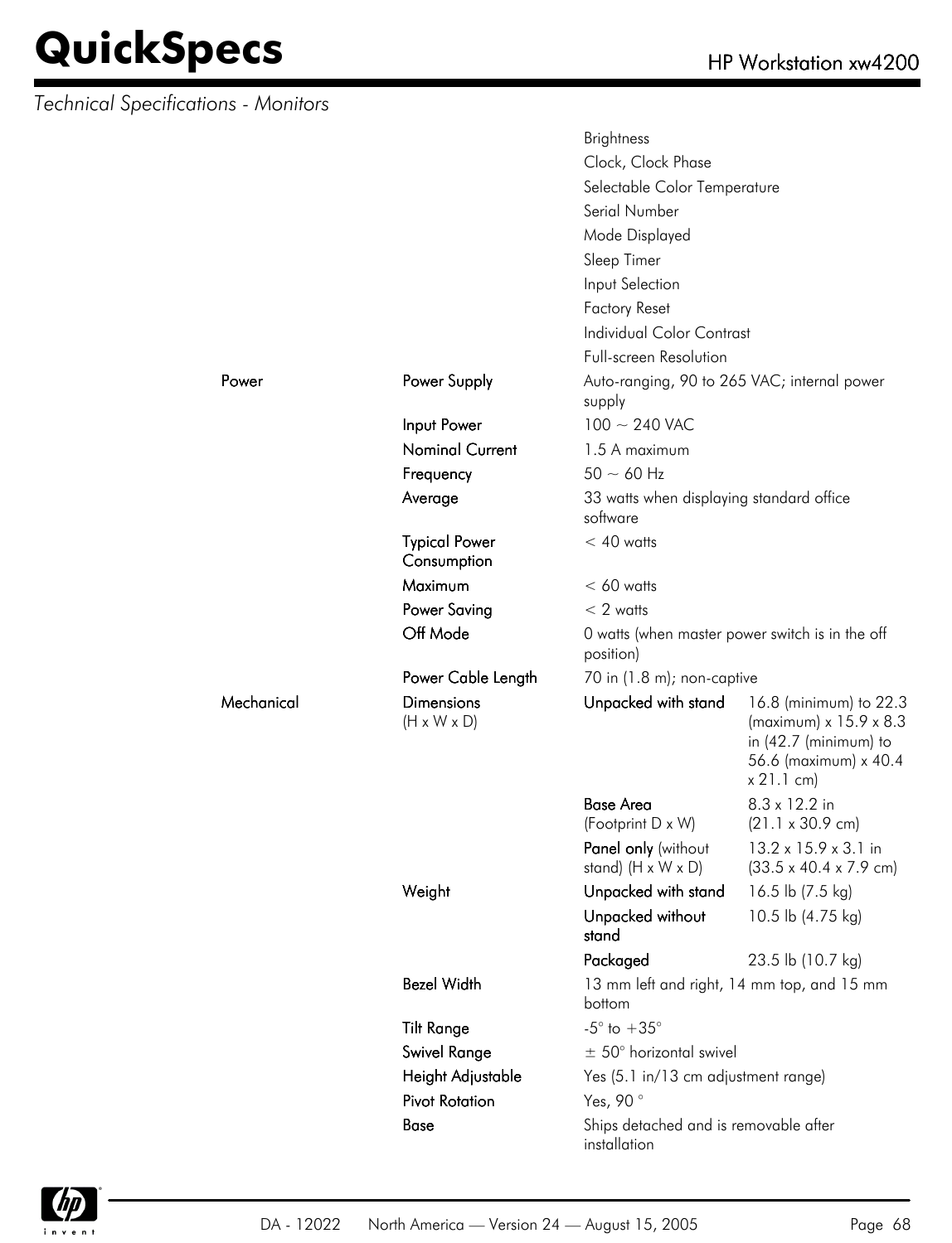*Technical Specifications - Monitors*

| | | | |
|---|---|---|---|
| | | Brightness | |
| | | Clock, Clock Phase | |
| | | Selectable Color Temperature | |
| | | Serial Number | |
| | | Mode Displayed | |
| | | Sleep Timer | |
| | | Input Selection | |
| | | Factory Reset | |
| | | Individual Color Contrast | |
| | | Full-screen Resolution | |
| Power | Power Supply | Auto-ranging, 90 to 265 VAC; internal power supply | |
| | Input Power | 100 ~ 240 VAC | |
| | Nominal Current | 1.5 A maximum | |
| | Frequency | 50 ~ 60 Hz | |
| | Average | 33 watts when displaying standard office software | |
| | Typical Power Consumption | < 40 watts | |
| | Maximum | < 60 watts | |
| | Power Saving | < 2 watts | |
| | Off Mode | 0 watts (when master power switch is in the off position) | |
| | Power Cable Length | 70 in (1.8 m); non-captive | |
| Mechanical | Dimensions (H x W x D) | Unpacked with stand | 16.8 (minimum) to 22.3 (maximum) x 15.9 x 8.3 in (42.7 (minimum) to 56.6 (maximum) x 40.4 x 21.1 cm) |
| | | Base Area (Footprint D x W) | 8.3 x 12.2 in (21.1 x 30.9 cm) |
| | | Panel only (without stand) (H x W x D) | 13.2 x 15.9 x 3.1 in (33.5 x 40.4 x 7.9 cm) |
| | Weight | Unpacked with stand | 16.5 lb (7.5 kg) |
| | | Unpacked without stand | 10.5 lb (4.75 kg) |
| | | Packaged | 23.5 lb (10.7 kg) |
| | Bezel Width | 13 mm left and right, 14 mm top, and 15 mm bottom | |
| | Tilt Range | -5° to +35° | |
| | Swivel Range | ± 50° horizontal swivel | |
| | Height Adjustable | Yes (5.1 in/13 cm adjustment range) | |
| | Pivot Rotation | Yes, 90 ° | |
| | Base | Ships detached and is removable after installation | |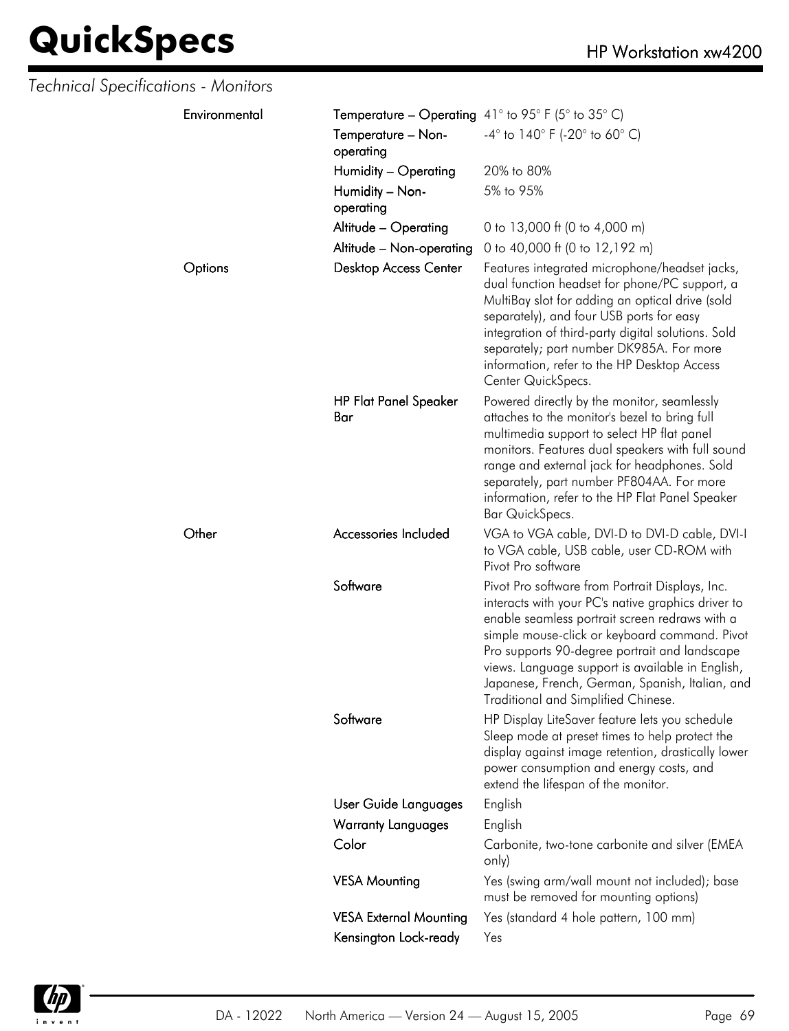*Technical Specifications - Monitors*

| | | |
|---|---|---|
| **Environmental** | **Temperature – Operating** | 41° to 95° F (5° to 35° C) |
| | **Temperature – Non-operating** | -4° to 140° F (-20° to 60° C) |
| | **Humidity – Operating** | 20% to 80% |
| | **Humidity – Non-operating** | 5% to 95% |
| | **Altitude – Operating** | 0 to 13,000 ft (0 to 4,000 m) |
| | **Altitude – Non-operating** | 0 to 40,000 ft (0 to 12,192 m) |
| **Options** | **Desktop Access Center** | Features integrated microphone/headset jacks, dual function headset for phone/PC support, a MultiBay slot for adding an optical drive (sold separately), and four USB ports for easy integration of third-party digital solutions. Sold separately; part number DK985A. For more information, refer to the HP Desktop Access Center QuickSpecs. |
| | **HP Flat Panel Speaker Bar** | Powered directly by the monitor, seamlessly attaches to the monitor's bezel to bring full multimedia support to select HP flat panel monitors. Features dual speakers with full sound range and external jack for headphones. Sold separately, part number PF804AA. For more information, refer to the HP Flat Panel Speaker Bar QuickSpecs. |
| **Other** | **Accessories Included** | VGA to VGA cable, DVI-D to DVI-D cable, DVI-I to VGA cable, USB cable, user CD-ROM with Pivot Pro software |
| | **Software** | Pivot Pro software from Portrait Displays, Inc. interacts with your PC's native graphics driver to enable seamless portrait screen redraws with a simple mouse-click or keyboard command. Pivot Pro supports 90-degree portrait and landscape views. Language support is available in English, Japanese, French, German, Spanish, Italian, and Traditional and Simplified Chinese. |
| | **Software** | HP Display LiteSaver feature lets you schedule Sleep mode at preset times to help protect the display against image retention, drastically lower power consumption and energy costs, and extend the lifespan of the monitor. |
| | **User Guide Languages** | English |
| | **Warranty Languages** | English |
| | **Color** | Carbonite, two-tone carbonite and silver (EMEA only) |
| | **VESA Mounting** | Yes (swing arm/wall mount not included); base must be removed for mounting options) |
| | **VESA External Mounting** | Yes (standard 4 hole pattern, 100 mm) |
| | **Kensington Lock-ready** | Yes |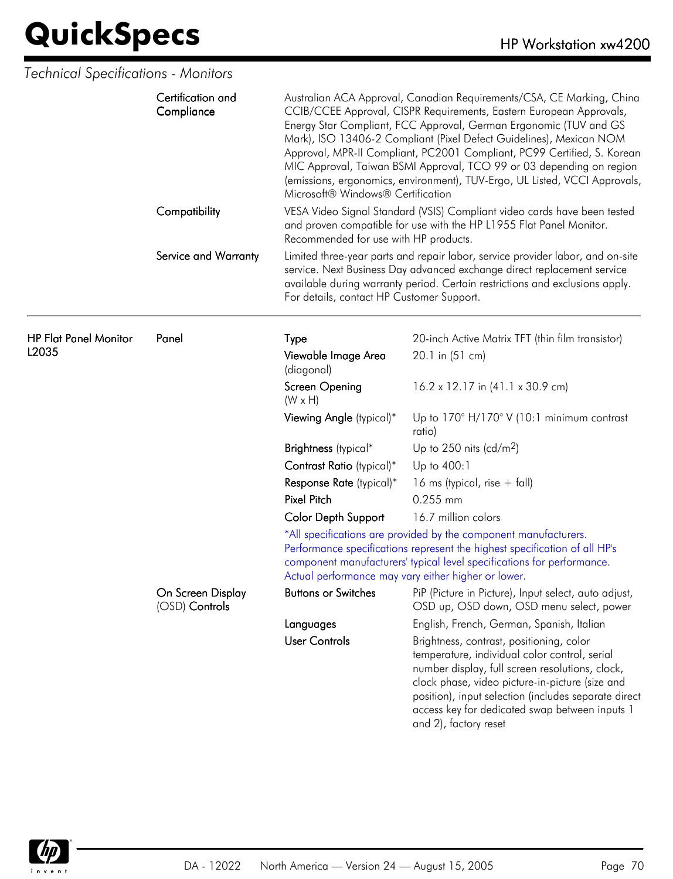*Technical Specifications - Monitors*

| | | | |
|---|---|---|---|
| | Certification and Compliance | Australian ACA Approval, Canadian Requirements/CSA, CE Marking, China CCIB/CCEE Approval, CISPR Requirements, Eastern European Approvals, Energy Star Compliant, FCC Approval, German Ergonomic (TUV and GS Mark), ISO 13406-2 Compliant (Pixel Defect Guidelines), Mexican NOM Approval, MPR-II Compliant, PC2001 Compliant, PC99 Certified, S. Korean MIC Approval, Taiwan BSMI Approval, TCO 99 or 03 depending on region (emissions, ergonomics, environment), TUV-Ergo, UL Listed, VCCI Approvals, Microsoft® Windows® Certification | |
| | Compatibility | VESA Video Signal Standard (VSIS) Compliant video cards have been tested and proven compatible for use with the HP L1955 Flat Panel Monitor. Recommended for use with HP products. | |
| | Service and Warranty | Limited three-year parts and repair labor, service provider labor, and on-site service. Next Business Day advanced exchange direct replacement service available during warranty period. Certain restrictions and exclusions apply. For details, contact HP Customer Support. | |

| | | | |
|---|---|---|---|
| **HP Flat Panel Monitor L2035** | Panel | Type | 20-inch Active Matrix TFT (thin film transistor) |
| | | Viewable Image Area (diagonal) | 20.1 in (51 cm) |
| | | Screen Opening (W x H) | 16.2 x 12.17 in (41.1 x 30.9 cm) |
| | | Viewing Angle (typical)* | Up to 170° H/170° V (10:1 minimum contrast ratio) |
| | | Brightness (typical* | Up to 250 nits (cd/m$^2$) |
| | | Contrast Ratio (typical)* | Up to 400:1 |
| | | Response Rate (typical)* | 16 ms (typical, rise + fall) |
| | | Pixel Pitch | 0.255 mm |
| | | Color Depth Support | 16.7 million colors |
| | | *All specifications are provided by the component manufacturers. Performance specifications represent the highest specification of all HP's component manufacturers' typical level specifications for performance. Actual performance may vary either higher or lower. | |
| | On Screen Display (OSD) Controls | Buttons or Switches | PiP (Picture in Picture), Input select, auto adjust, OSD up, OSD down, OSD menu select, power |
| | | Languages | English, French, German, Spanish, Italian |
| | | User Controls | Brightness, contrast, positioning, color temperature, individual color control, serial number display, full screen resolutions, clock, clock phase, video picture-in-picture (size and position), input selection (includes separate direct access key for dedicated swap between inputs 1 and 2), factory reset |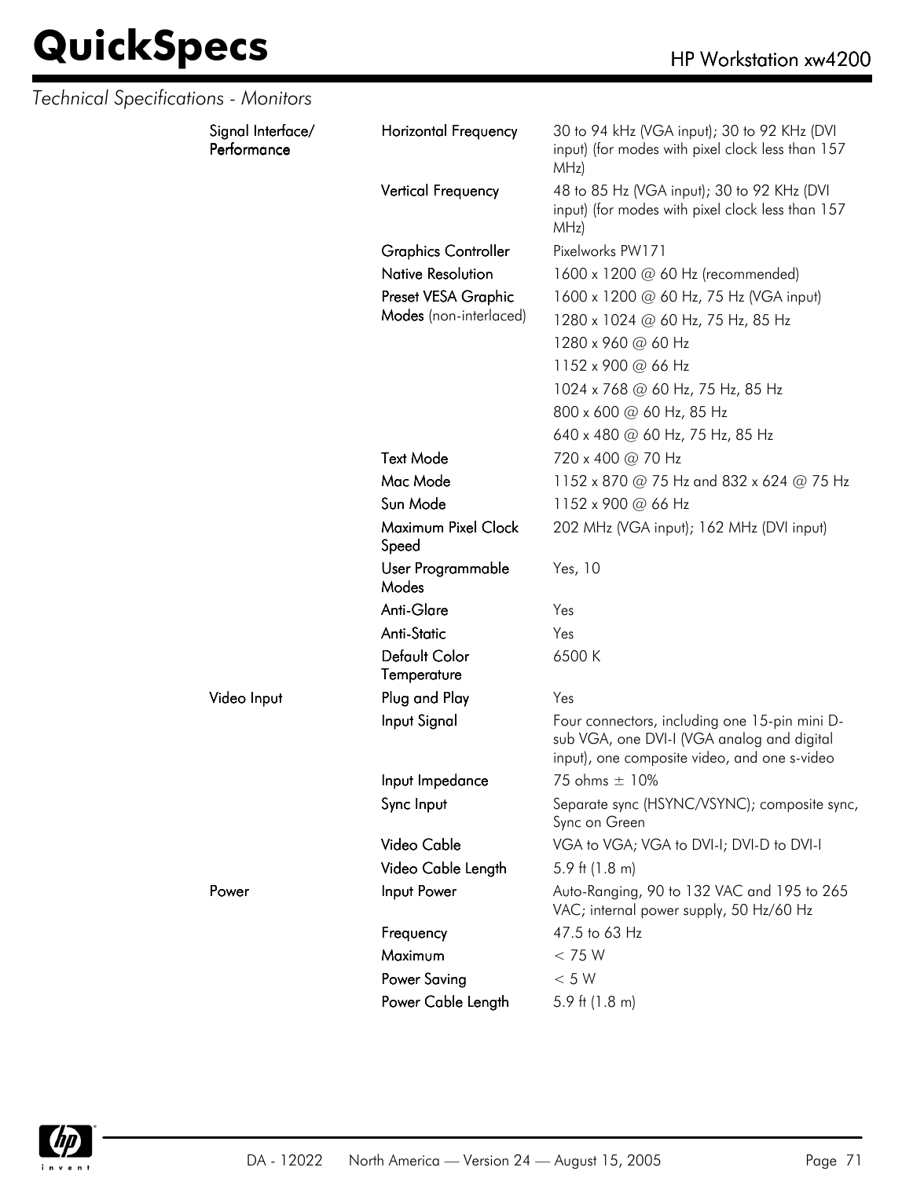*Technical Specifications - Monitors*

| | | |
|---|---|---|
| Signal Interface/ Performance | Horizontal Frequency | 30 to 94 kHz (VGA input); 30 to 92 KHz (DVI input) (for modes with pixel clock less than 157 MHz) |
| | Vertical Frequency | 48 to 85 Hz (VGA input); 30 to 92 KHz (DVI input) (for modes with pixel clock less than 157 MHz) |
| | Graphics Controller | Pixelworks PW171 |
| | Native Resolution | 1600 x 1200 @ 60 Hz (recommended) |
| | Preset VESA Graphic Modes (non-interlaced) | 1600 x 1200 @ 60 Hz, 75 Hz (VGA input) |
| | | 1280 x 1024 @ 60 Hz, 75 Hz, 85 Hz |
| | | 1280 x 960 @ 60 Hz |
| | | 1152 x 900 @ 66 Hz |
| | | 1024 x 768 @ 60 Hz, 75 Hz, 85 Hz |
| | | 800 x 600 @ 60 Hz, 85 Hz |
| | | 640 x 480 @ 60 Hz, 75 Hz, 85 Hz |
| | Text Mode | 720 x 400 @ 70 Hz |
| | Mac Mode | 1152 x 870 @ 75 Hz and 832 x 624 @ 75 Hz |
| | Sun Mode | 1152 x 900 @ 66 Hz |
| | Maximum Pixel Clock Speed | 202 MHz (VGA input); 162 MHz (DVI input) |
| | User Programmable Modes | Yes, 10 |
| | Anti-Glare | Yes |
| | Anti-Static | Yes |
| | Default Color Temperature | 6500 K |
| Video Input | Plug and Play | Yes |
| | Input Signal | Four connectors, including one 15-pin mini D-sub VGA, one DVI-I (VGA analog and digital input), one composite video, and one s-video |
| | Input Impedance | 75 ohms ± 10% |
| | Sync Input | Separate sync (HSYNC/VSYNC); composite sync, Sync on Green |
| | Video Cable | VGA to VGA; VGA to DVI-I; DVI-D to DVI-I |
| | Video Cable Length | 5.9 ft (1.8 m) |
| Power | Input Power | Auto-Ranging, 90 to 132 VAC and 195 to 265 VAC; internal power supply, 50 Hz/60 Hz |
| | Frequency | 47.5 to 63 Hz |
| | Maximum | < 75 W |
| | Power Saving | < 5 W |
| | Power Cable Length | 5.9 ft (1.8 m) |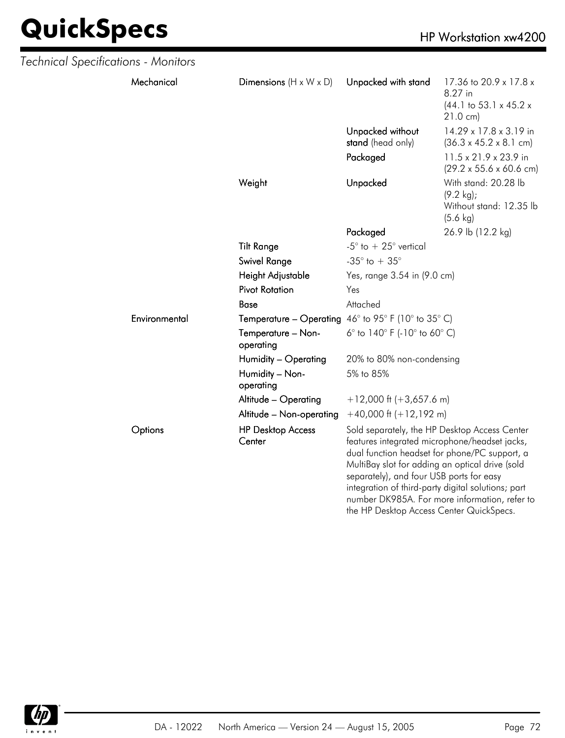*Technical Specifications - Monitors*

| | | | |
|---|---|---|---|
| **Mechanical** | **Dimensions** (H x W x D) | **Unpacked with stand** | 17.36 to 20.9 x 17.8 x 8.27 in (44.1 to 53.1 x 45.2 x 21.0 cm) |
| | | **Unpacked without stand** (head only) | 14.29 x 17.8 x 3.19 in (36.3 x 45.2 x 8.1 cm) |
| | | **Packaged** | 11.5 x 21.9 x 23.9 in (29.2 x 55.6 x 60.6 cm) |
| | **Weight** | **Unpacked** | With stand: 20.28 lb (9.2 kg); Without stand: 12.35 lb (5.6 kg) |
| | | **Packaged** | 26.9 lb (12.2 kg) |
| | **Tilt Range** | -5° to + 25° vertical | |
| | **Swivel Range** | -35° to + 35° | |
| | **Height Adjustable** | Yes, range 3.54 in (9.0 cm) | |
| | **Pivot Rotation** | Yes | |
| | **Base** | Attached | |
| **Environmental** | **Temperature – Operating** | 46° to 95° F (10° to 35° C) | |
| | **Temperature – Non-operating** | 6° to 140° F (-10° to 60° C) | |
| | **Humidity – Operating** | 20% to 80% non-condensing | |
| | **Humidity – Non-operating** | 5% to 85% | |
| | **Altitude – Operating** | +12,000 ft (+3,657.6 m) | |
| | **Altitude – Non-operating** | +40,000 ft (+12,192 m) | |
| **Options** | **HP Desktop Access Center** | Sold separately, the HP Desktop Access Center features integrated microphone/headset jacks, dual function headset for phone/PC support, a MultiBay slot for adding an optical drive (sold separately), and four USB ports for easy integration of third-party digital solutions; part number DK985A. For more information, refer to the HP Desktop Access Center QuickSpecs. | |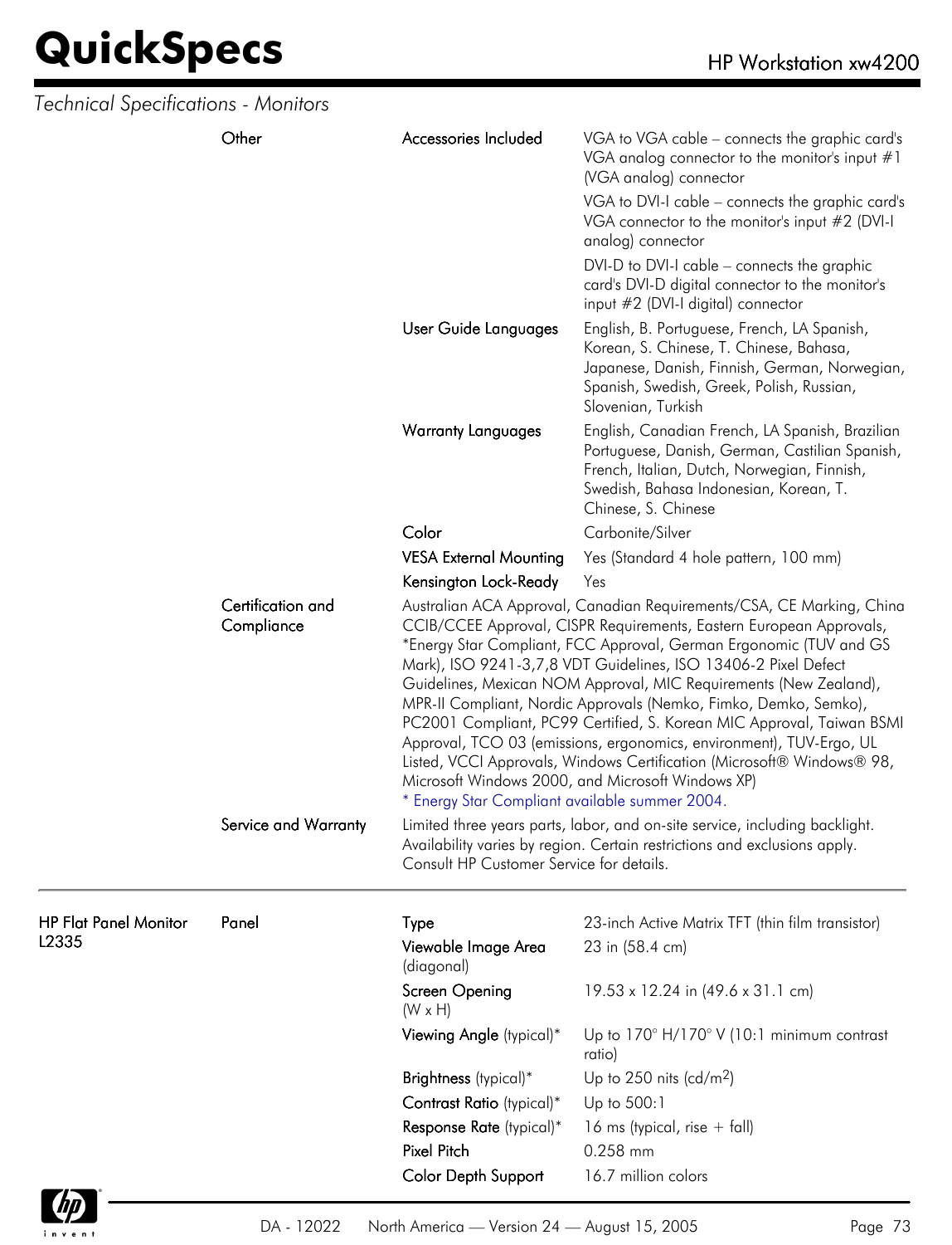*Technical Specifications - Monitors*

| | | | |
|---|---|---|---|
| | Other | Accessories Included | VGA to VGA cable – connects the graphic card's VGA analog connector to the monitor's input #1 (VGA analog) connector<br>VGA to DVI-I cable – connects the graphic card's VGA connector to the monitor's input #2 (DVI-I analog) connector<br>DVI-D to DVI-I cable – connects the graphic card's DVI-D digital connector to the monitor's input #2 (DVI-I digital) connector |
| | | User Guide Languages | English, B. Portuguese, French, LA Spanish, Korean, S. Chinese, T. Chinese, Bahasa, Japanese, Danish, Finnish, German, Norwegian, Spanish, Swedish, Greek, Polish, Russian, Slovenian, Turkish |
| | | Warranty Languages | English, Canadian French, LA Spanish, Brazilian Portuguese, Danish, German, Castilian Spanish, French, Italian, Dutch, Norwegian, Finnish, Swedish, Bahasa Indonesian, Korean, T. Chinese, S. Chinese |
| | | Color | Carbonite/Silver |
| | | VESA External Mounting | Yes (Standard 4 hole pattern, 100 mm) |
| | | Kensington Lock-Ready | Yes |
| | Certification and Compliance | Australian ACA Approval, Canadian Requirements/CSA, CE Marking, China CCIB/CCEE Approval, CISPR Requirements, Eastern European Approvals, *Energy Star Compliant, FCC Approval, German Ergonomic (TUV and GS Mark), ISO 9241-3,7,8 VDT Guidelines, ISO 13406-2 Pixel Defect Guidelines, Mexican NOM Approval, MIC Requirements (New Zealand), MPR-II Compliant, Nordic Approvals (Nemko, Fimko, Demko, Semko), PC2001 Compliant, PC99 Certified, S. Korean MIC Approval, Taiwan BSMI Approval, TCO 03 (emissions, ergonomics, environment), TUV-Ergo, UL Listed, VCCI Approvals, Windows Certification (Microsoft® Windows® 98, Microsoft Windows 2000, and Microsoft Windows XP)<br>* Energy Star Compliant available summer 2004. | |
| | Service and Warranty | Limited three years parts, labor, and on-site service, including backlight. Availability varies by region. Certain restrictions and exclusions apply. Consult HP Customer Service for details. | |
| **HP Flat Panel Monitor L2335** | Panel | Type | 23-inch Active Matrix TFT (thin film transistor) |
| | | Viewable Image Area (diagonal) | 23 in (58.4 cm) |
| | | Screen Opening (W x H) | 19.53 x 12.24 in (49.6 x 31.1 cm) |
| | | Viewing Angle (typical)* | Up to 170° H/170° V (10:1 minimum contrast ratio) |
| | | Brightness (typical)* | Up to 250 nits (cd/m$^2$) |
| | | Contrast Ratio (typical)* | Up to 500:1 |
| | | Response Rate (typical)* | 16 ms (typical, rise + fall) |
| | | Pixel Pitch | 0.258 mm |
| | | Color Depth Support | 16.7 million colors |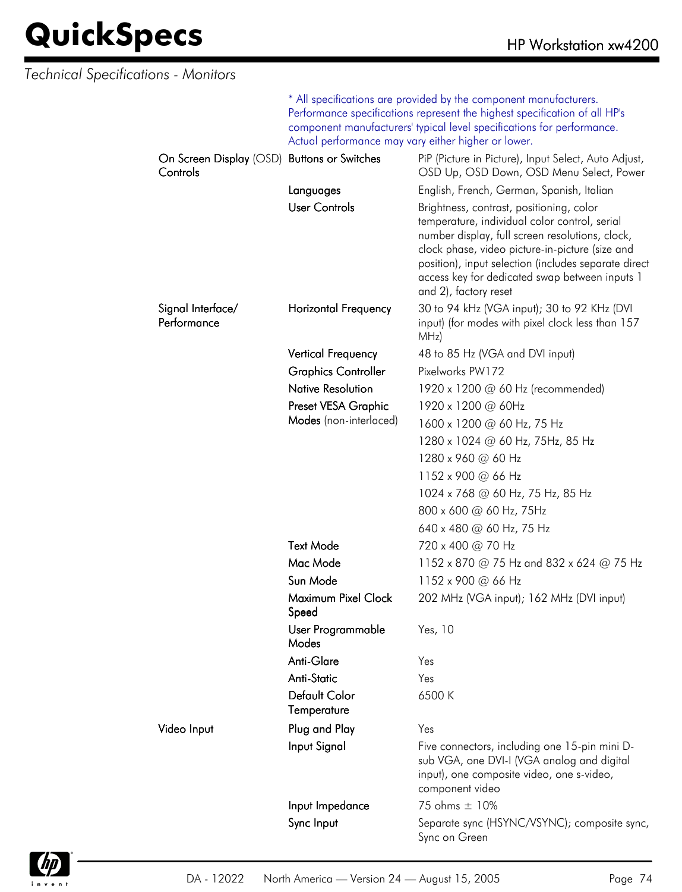*Technical Specifications - Monitors*

\* All specifications are provided by the component manufacturers. Performance specifications represent the highest specification of all HP's component manufacturers' typical level specifications for performance. Actual performance may vary either higher or lower.

| | | |
|---|---|---|
| On Screen Display (OSD) Controls | Buttons or Switches | PiP (Picture in Picture), Input Select, Auto Adjust, OSD Up, OSD Down, OSD Menu Select, Power |
| | Languages | English, French, German, Spanish, Italian |
| | User Controls | Brightness, contrast, positioning, color temperature, individual color control, serial number display, full screen resolutions, clock, clock phase, video picture-in-picture (size and position), input selection (includes separate direct access key for dedicated swap between inputs 1 and 2), factory reset |
| Signal Interface/ Performance | Horizontal Frequency | 30 to 94 kHz (VGA input); 30 to 92 KHz (DVI input) (for modes with pixel clock less than 157 MHz) |
| | Vertical Frequency | 48 to 85 Hz (VGA and DVI input) |
| | Graphics Controller | Pixelworks PW172 |
| | Native Resolution | 1920 x 1200 @ 60 Hz (recommended) |
| | Preset VESA Graphic Modes (non-interlaced) | 1920 x 1200 @ 60Hz |
| | | 1600 x 1200 @ 60 Hz, 75 Hz |
| | | 1280 x 1024 @ 60 Hz, 75Hz, 85 Hz |
| | | 1280 x 960 @ 60 Hz |
| | | 1152 x 900 @ 66 Hz |
| | | 1024 x 768 @ 60 Hz, 75 Hz, 85 Hz |
| | | 800 x 600 @ 60 Hz, 75Hz |
| | | 640 x 480 @ 60 Hz, 75 Hz |
| | Text Mode | 720 x 400 @ 70 Hz |
| | Mac Mode | 1152 x 870 @ 75 Hz and 832 x 624 @ 75 Hz |
| | Sun Mode | 1152 x 900 @ 66 Hz |
| | Maximum Pixel Clock Speed | 202 MHz (VGA input); 162 MHz (DVI input) |
| | User Programmable Modes | Yes, 10 |
| | Anti-Glare | Yes |
| | Anti-Static | Yes |
| | Default Color Temperature | 6500 K |
| Video Input | Plug and Play | Yes |
| | Input Signal | Five connectors, including one 15-pin mini D-sub VGA, one DVI-I (VGA analog and digital input), one composite video, one s-video, component video |
| | Input Impedance | 75 ohms ± 10% |
| | Sync Input | Separate sync (HSYNC/VSYNC); composite sync, Sync on Green |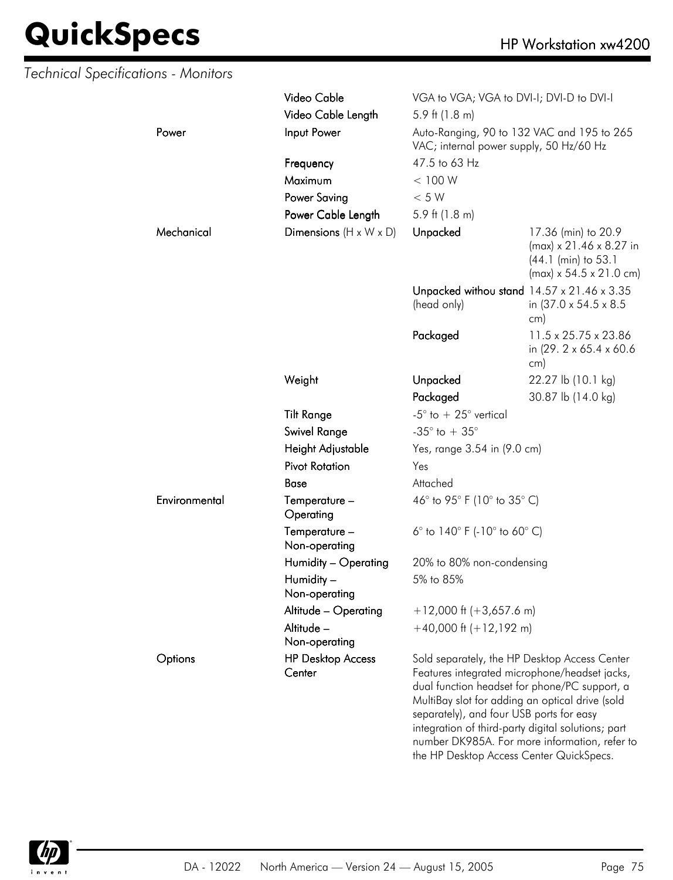*Technical Specifications - Monitors*

| | | | |
|---|---|---|---|
| | **Video Cable** | VGA to VGA; VGA to DVI-I; DVI-D to DVI-I | |
| | **Video Cable Length** | 5.9 ft (1.8 m) | |
| **Power** | **Input Power** | Auto-Ranging, 90 to 132 VAC and 195 to 265 VAC; internal power supply, 50 Hz/60 Hz | |
| | **Frequency** | 47.5 to 63 Hz | |
| | **Maximum** | < 100 W | |
| | **Power Saving** | < 5 W | |
| | **Power Cable Length** | 5.9 ft (1.8 m) | |
| **Mechanical** | **Dimensions** (H x W x D) | **Unpacked** | 17.36 (min) to 20.9 (max) x 21.46 x 8.27 in (44.1 (min) to 53.1 (max) x 54.5 x 21.0 cm) |
| | | **Unpacked withou stand** (head only) | 14.57 x 21.46 x 3.35 in (37.0 x 54.5 x 8.5 cm) |
| | | **Packaged** | 11.5 x 25.75 x 23.86 in (29. 2 x 65.4 x 60.6 cm) |
| | **Weight** | **Unpacked** | 22.27 lb (10.1 kg) |
| | | **Packaged** | 30.87 lb (14.0 kg) |
| | **Tilt Range** | -5° to + 25° vertical | |
| | **Swivel Range** | -35° to + 35° | |
| | **Height Adjustable** | Yes, range 3.54 in (9.0 cm) | |
| | **Pivot Rotation** | Yes | |
| | **Base** | Attached | |
| **Environmental** | **Temperature – Operating** | 46° to 95° F (10° to 35° C) | |
| | **Temperature – Non-operating** | 6° to 140° F (-10° to 60° C) | |
| | **Humidity – Operating** | 20% to 80% non-condensing | |
| | **Humidity – Non-operating** | 5% to 85% | |
| | **Altitude – Operating** | +12,000 ft (+3,657.6 m) | |
| | **Altitude – Non-operating** | +40,000 ft (+12,192 m) | |
| **Options** | **HP Desktop Access Center** | Sold separately, the HP Desktop Access Center Features integrated microphone/headset jacks, dual function headset for phone/PC support, a MultiBay slot for adding an optical drive (sold separately), and four USB ports for easy integration of third-party digital solutions; part number DK985A. For more information, refer to the HP Desktop Access Center QuickSpecs. | |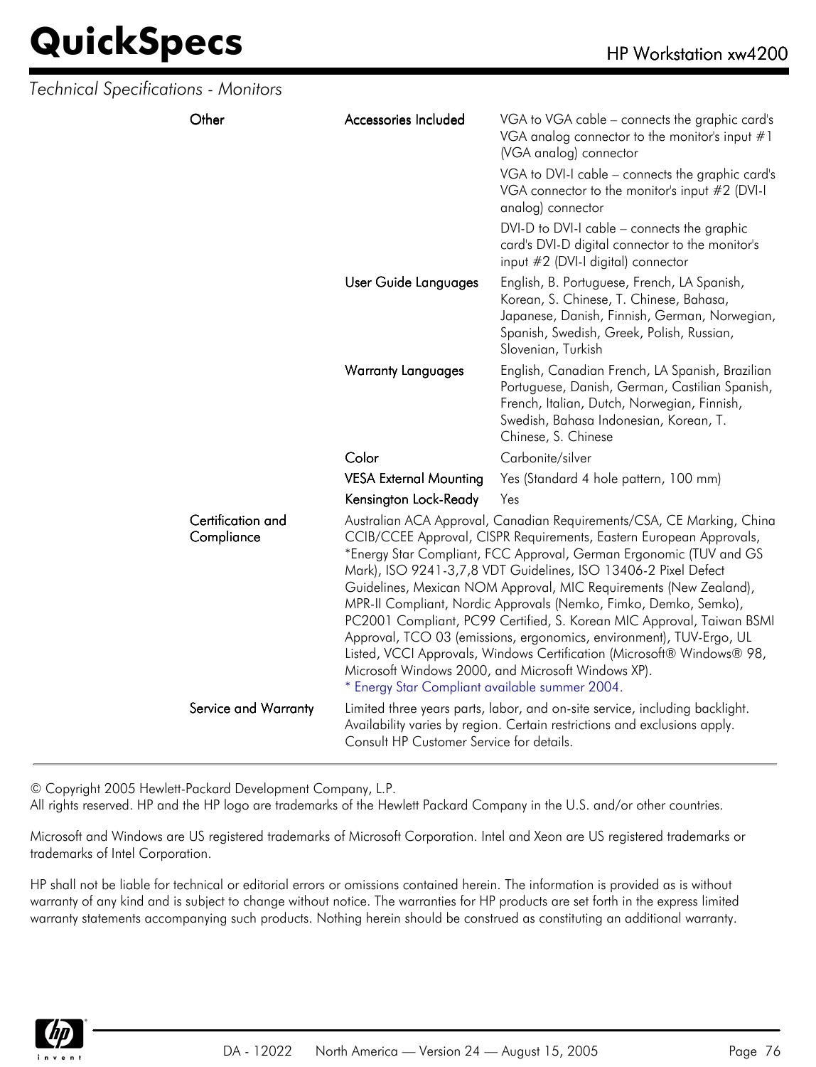*Technical Specifications - Monitors*

| | | |
|---|---|---|
| Other | Accessories Included | VGA to VGA cable – connects the graphic card's VGA analog connector to the monitor's input #1 (VGA analog) connector<br>VGA to DVI-I cable – connects the graphic card's VGA connector to the monitor's input #2 (DVI-I analog) connector<br>DVI-D to DVI-I cable – connects the graphic card's DVI-D digital connector to the monitor's input #2 (DVI-I digital) connector |
| | User Guide Languages | English, B. Portuguese, French, LA Spanish, Korean, S. Chinese, T. Chinese, Bahasa, Japanese, Danish, Finnish, German, Norwegian, Spanish, Swedish, Greek, Polish, Russian, Slovenian, Turkish |
| | Warranty Languages | English, Canadian French, LA Spanish, Brazilian Portuguese, Danish, German, Castilian Spanish, French, Italian, Dutch, Norwegian, Finnish, Swedish, Bahasa Indonesian, Korean, T. Chinese, S. Chinese |
| | Color | Carbonite/silver |
| | VESA External Mounting | Yes (Standard 4 hole pattern, 100 mm) |
| | Kensington Lock-Ready | Yes |
| Certification and Compliance | Australian ACA Approval, Canadian Requirements/CSA, CE Marking, China CCIB/CCEE Approval, CISPR Requirements, Eastern European Approvals, *Energy Star Compliant, FCC Approval, German Ergonomic (TUV and GS Mark), ISO 9241-3,7,8 VDT Guidelines, ISO 13406-2 Pixel Defect Guidelines, Mexican NOM Approval, MIC Requirements (New Zealand), MPR-II Compliant, Nordic Approvals (Nemko, Fimko, Demko, Semko), PC2001 Compliant, PC99 Certified, S. Korean MIC Approval, Taiwan BSMI Approval, TCO 03 (emissions, ergonomics, environment), TUV-Ergo, UL Listed, VCCI Approvals, Windows Certification (Microsoft® Windows® 98, Microsoft Windows 2000, and Microsoft Windows XP).<br>* Energy Star Compliant available summer 2004. | |
| Service and Warranty | Limited three years parts, labor, and on-site service, including backlight. Availability varies by region. Certain restrictions and exclusions apply. Consult HP Customer Service for details. | |

© Copyright 2005 Hewlett-Packard Development Company, L.P.
All rights reserved. HP and the HP logo are trademarks of the Hewlett Packard Company in the U.S. and/or other countries.

Microsoft and Windows are US registered trademarks of Microsoft Corporation. Intel and Xeon are US registered trademarks or trademarks of Intel Corporation.

HP shall not be liable for technical or editorial errors or omissions contained herein. The information is provided as is without warranty of any kind and is subject to change without notice. The warranties for HP products are set forth in the express limited warranty statements accompanying such products. Nothing herein should be construed as constituting an additional warranty.

DA - 12022 North America — Version 24 — August 15, 2005